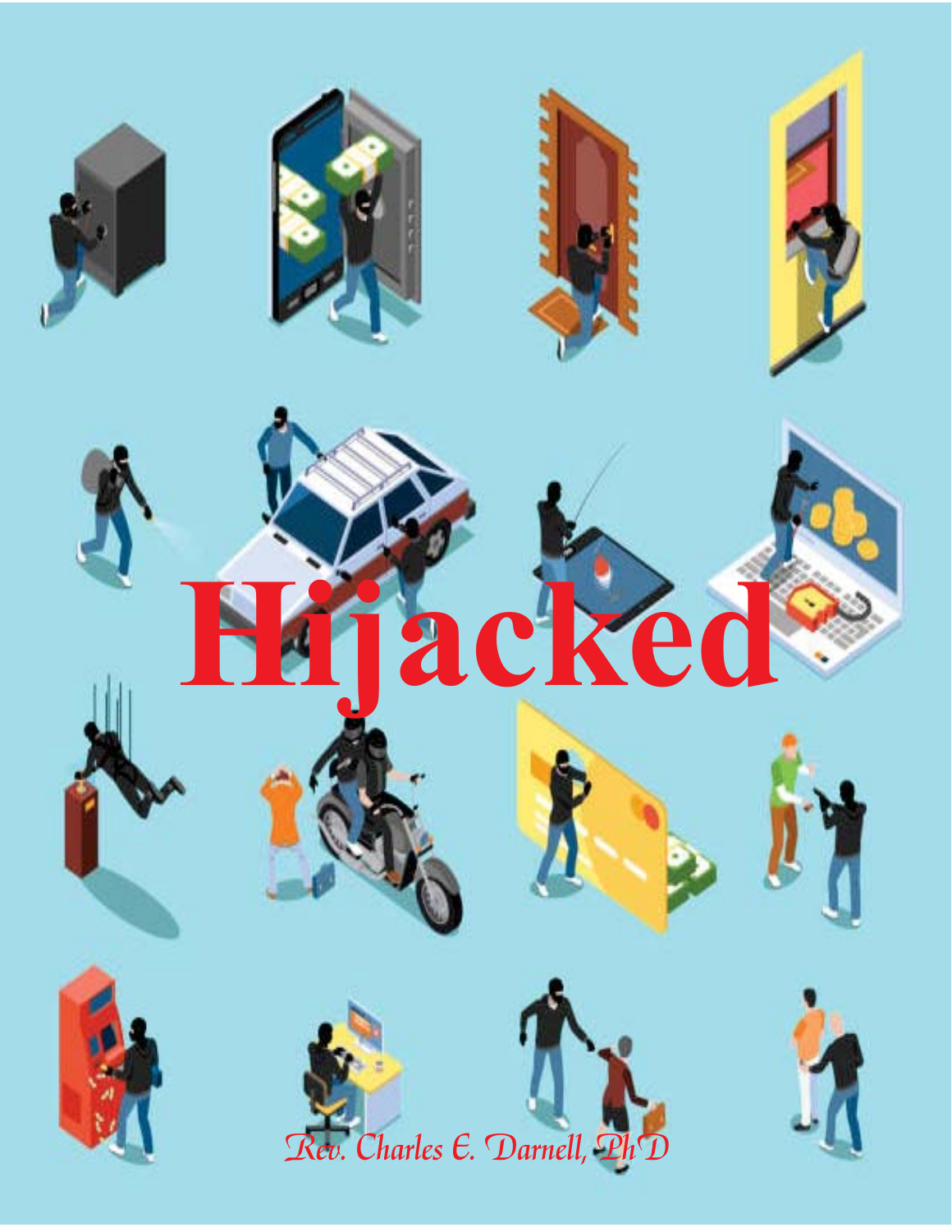# Hijacked

*Rev. Charles E. Darnell, PhD*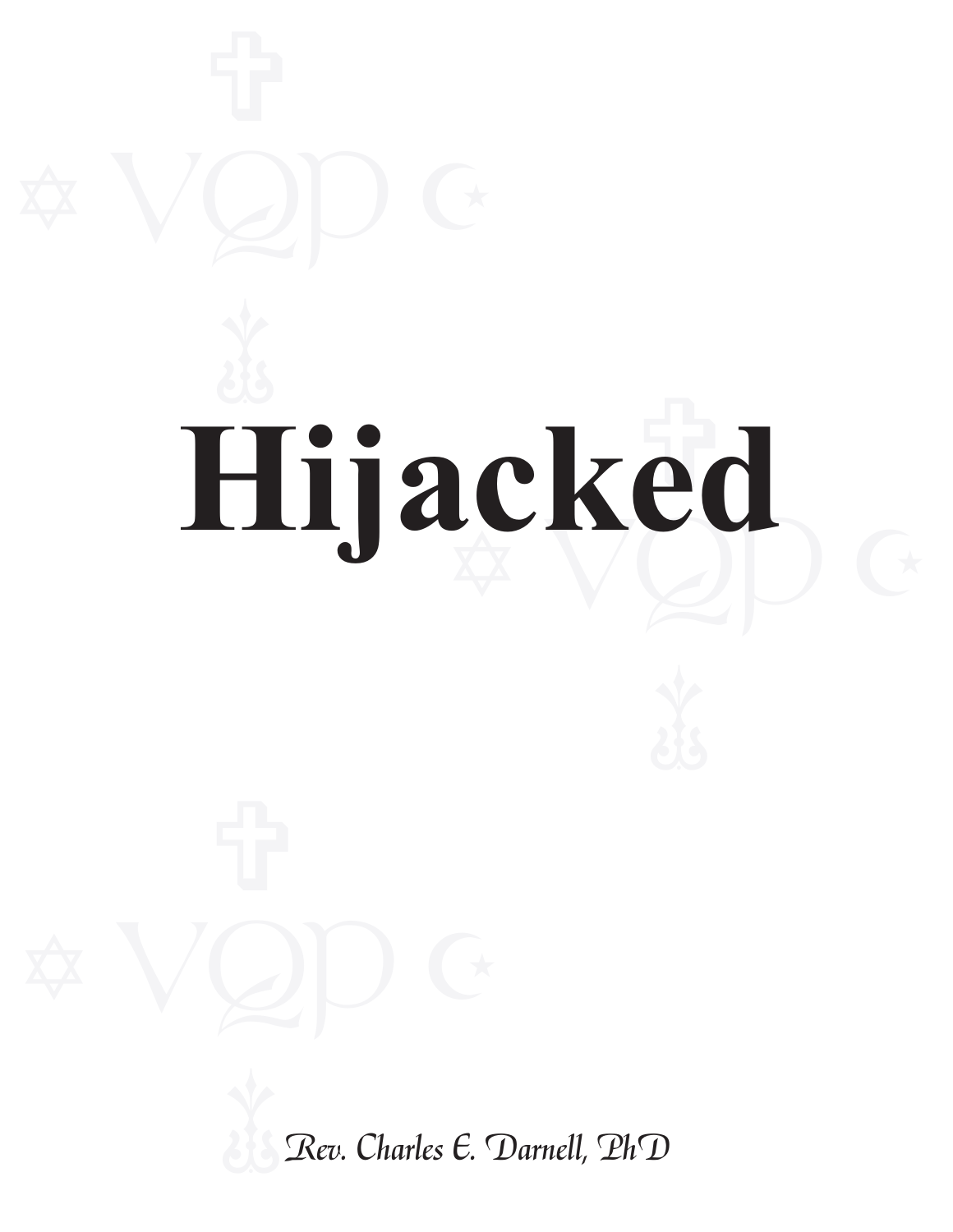# Hijacked

*Rev. Charles E. Darnell, PhD*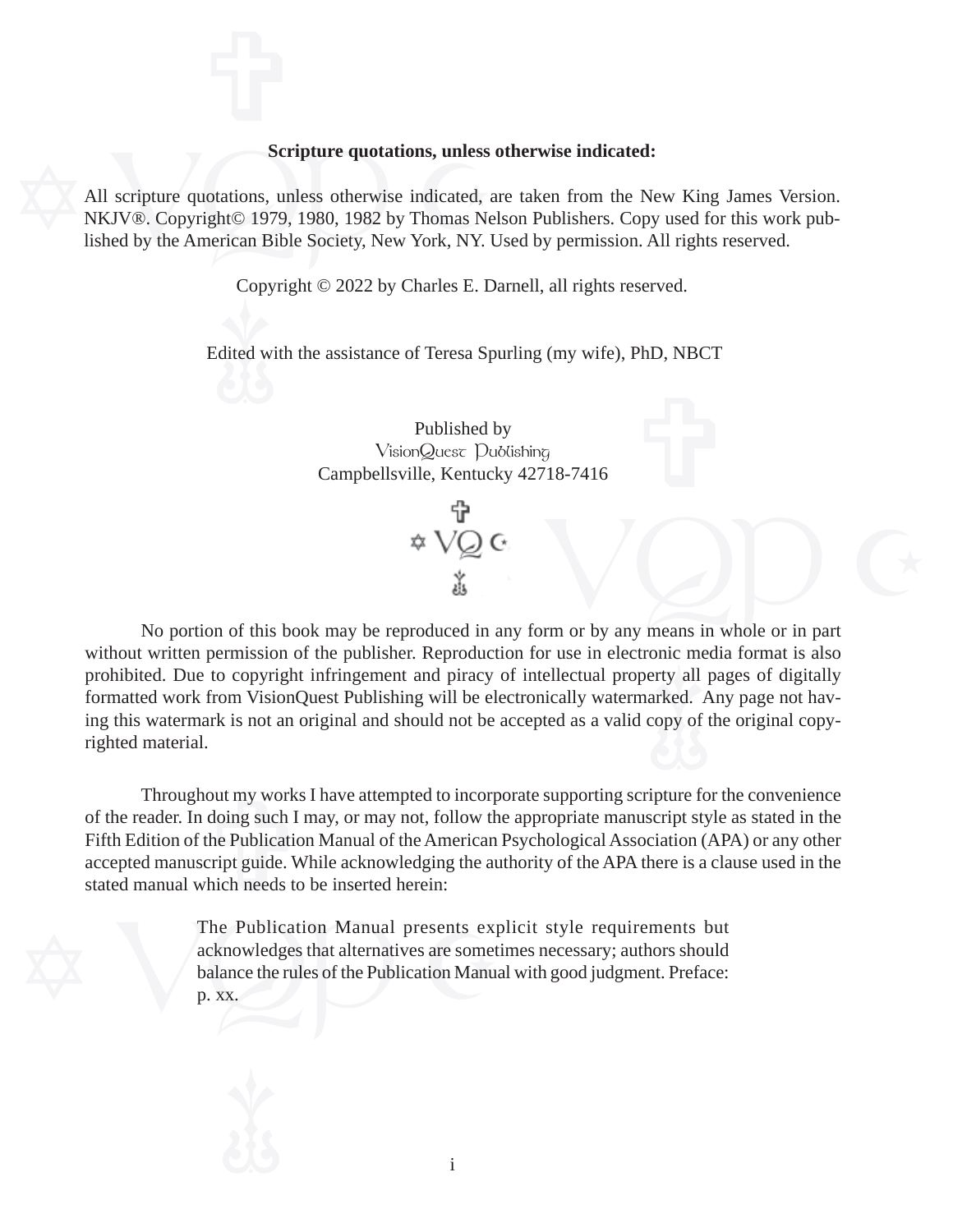**Scripture quotations, unless otherwise indicated:**

All scripture quotations, unless otherwise indicated, are taken from the New King James Version. NKJV®. Copyright© 1979, 1980, 1982 by Thomas Nelson Publishers. Copy used for this work published by the American Bible Society, New York, NY. Used by permission. All rights reserved.

Copyright © 2022 by Charles E. Darnell, all rights reserved.

Edited with the assistance of Teresa Spurling (my wife), PhD, NBCT

Published by
VisionQuest Publishing
Campbellsville, Kentucky 42718-7416

No portion of this book may be reproduced in any form or by any means in whole or in part without written permission of the publisher. Reproduction for use in electronic media format is also prohibited. Due to copyright infringement and piracy of intellectual property all pages of digitally formatted work from VisionQuest Publishing will be electronically watermarked. Any page not having this watermark is not an original and should not be accepted as a valid copy of the original copyrighted material.

Throughout my works I have attempted to incorporate supporting scripture for the convenience of the reader. In doing such I may, or may not, follow the appropriate manuscript style as stated in the Fifth Edition of the Publication Manual of the American Psychological Association (APA) or any other accepted manuscript guide. While acknowledging the authority of the APA there is a clause used in the stated manual which needs to be inserted herein:

> The Publication Manual presents explicit style requirements but acknowledges that alternatives are sometimes necessary; authors should balance the rules of the Publication Manual with good judgment. Preface: p. xx.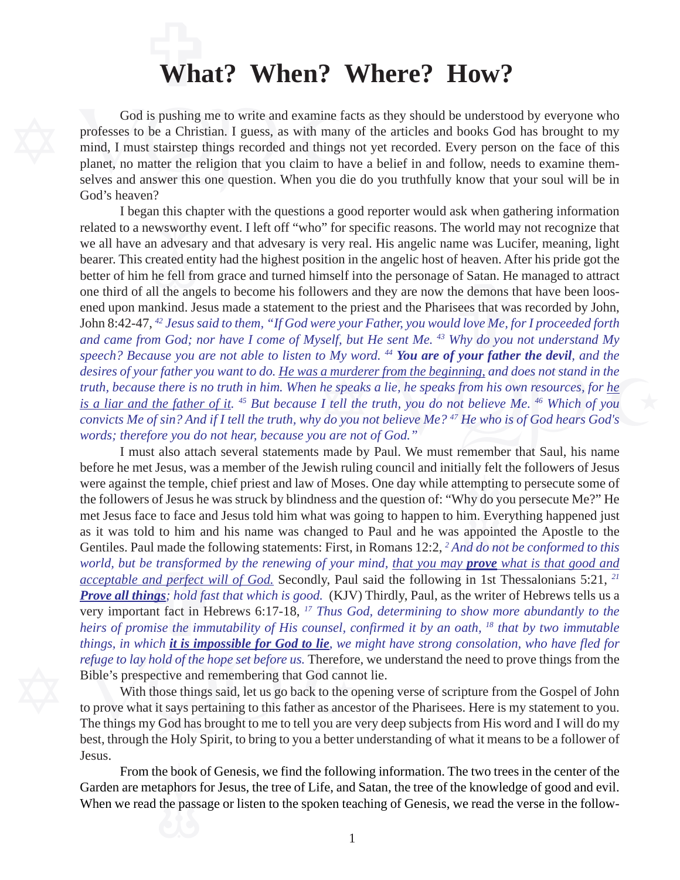# What? When? Where? How?

God is pushing me to write and examine facts as they should be understood by everyone who professes to be a Christian. I guess, as with many of the articles and books God has brought to my mind, I must stairstep things recorded and things not yet recorded. Every person on the face of this planet, no matter the religion that you claim to have a belief in and follow, needs to examine themselves and answer this one question. When you die do you truthfully know that your soul will be in God's heaven?

I began this chapter with the questions a good reporter would ask when gathering information related to a newsworthy event. I left off "who" for specific reasons. The world may not recognize that we all have an advesary and that advesary is very real. His angelic name was Lucifer, meaning, light bearer. This created entity had the highest position in the angelic host of heaven. After his pride got the better of him he fell from grace and turned himself into the personage of Satan. He managed to attract one third of all the angels to become his followers and they are now the demons that have been loosened upon mankind. Jesus made a statement to the priest and the Pharisees that was recorded by John, John 8:42-47, *[42] Jesus said to them, "If God were your Father, you would love Me, for I proceeded forth and came from God; nor have I come of Myself, but He sent Me. [43] Why do you not understand My speech? Because you are not able to listen to My word. [44]* ***You are of your father the devil****, and the desires of your father you want to do. <u>He was a murderer from the beginning,</u> and does not stand in the truth, because there is no truth in him. When he speaks a lie, he speaks from his own resources, for <u>he is a liar and the father of it.</u> [45] But because I tell the truth, you do not believe Me. [46] Which of you convicts Me of sin? And if I tell the truth, why do you not believe Me? [47] He who is of God hears God's words; therefore you do not hear, because you are not of God."*

I must also attach several statements made by Paul. We must remember that Saul, his name before he met Jesus, was a member of the Jewish ruling council and initially felt the followers of Jesus were against the temple, chief priest and law of Moses. One day while attempting to persecute some of the followers of Jesus he was struck by blindness and the question of: "Why do you persecute Me?" He met Jesus face to face and Jesus told him what was going to happen to him. Everything happened just as it was told to him and his name was changed to Paul and he was appointed the Apostle to the Gentiles. Paul made the following statements: First, in Romans 12:2, *[2] And do not be conformed to this world, but be transformed by the renewing of your mind, <u>that you may</u>* ***<u>prove</u>*** *<u>what is that good and acceptable and perfect will of God.</u>* Secondly, Paul said the following in 1st Thessalonians 5:21, *[21]* ***<u>Prove all things</u>****; hold fast that which is good.* (KJV) Thirdly, Paul, as the writer of Hebrews tells us a very important fact in Hebrews 6:17-18, *[17] Thus God, determining to show more abundantly to the heirs of promise the immutability of His counsel, confirmed it by an oath, [18] that by two immutable things, in which* ***<u>it is impossible for God to lie</u>****, we might have strong consolation, who have fled for refuge to lay hold of the hope set before us.* Therefore, we understand the need to prove things from the Bible's prespective and remembering that God cannot lie.

With those things said, let us go back to the opening verse of scripture from the Gospel of John to prove what it says pertaining to this father as ancestor of the Pharisees. Here is my statement to you. The things my God has brought to me to tell you are very deep subjects from His word and I will do my best, through the Holy Spirit, to bring to you a better understanding of what it means to be a follower of Jesus.

From the book of Genesis, we find the following information. The two trees in the center of the Garden are metaphors for Jesus, the tree of Life, and Satan, the tree of the knowledge of good and evil. When we read the passage or listen to the spoken teaching of Genesis, we read the verse in the follow-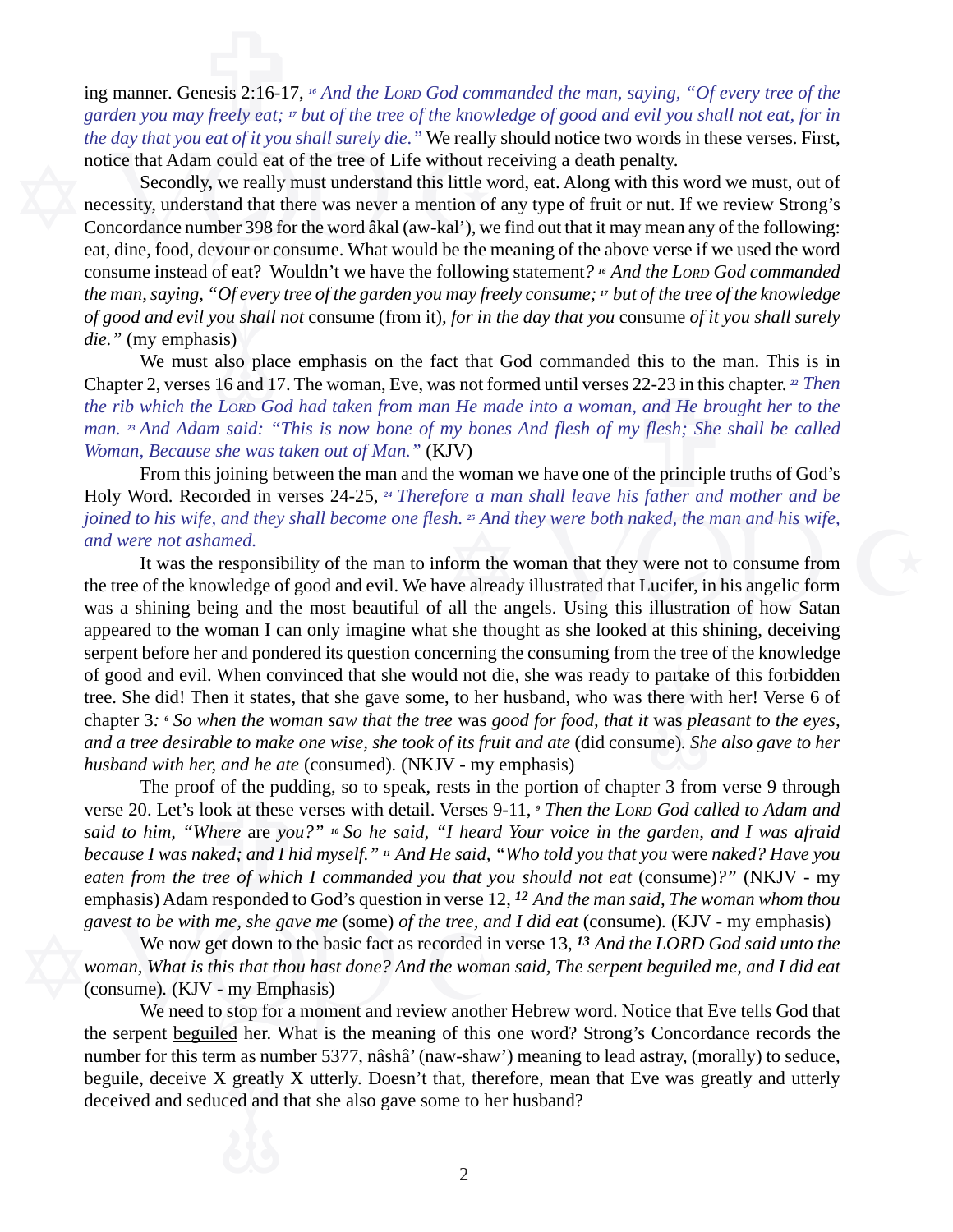ing manner. Genesis 2:16-17, *[16] And the LORD God commanded the man, saying, "Of every tree of the garden you may freely eat; [17] but of the tree of the knowledge of good and evil you shall not eat, for in the day that you eat of it you shall surely die."* We really should notice two words in these verses. First, notice that Adam could eat of the tree of Life without receiving a death penalty.

Secondly, we really must understand this little word, eat. Along with this word we must, out of necessity, understand that there was never a mention of any type of fruit or nut. If we review Strong's Concordance number 398 for the word âkal (aw-kal'), we find out that it may mean any of the following: eat, dine, food, devour or consume. What would be the meaning of the above verse if we used the word consume instead of eat? Wouldn't we have the following statement*? [16] And the LORD God commanded the man, saying, "Of every tree of the garden you may freely consume; [17] but of the tree of the knowledge of good and evil you shall not* consume (from it)*, for in the day that you* consume *of it you shall surely die."* (my emphasis)

We must also place emphasis on the fact that God commanded this to the man. This is in Chapter 2, verses 16 and 17. The woman, Eve, was not formed until verses 22-23 in this chapter. *[22] Then the rib which the LORD God had taken from man He made into a woman, and He brought her to the man. [23] And Adam said: "This is now bone of my bones And flesh of my flesh; She shall be called Woman, Because she was taken out of Man."* (KJV)

From this joining between the man and the woman we have one of the principle truths of God's Holy Word. Recorded in verses 24-25, *[24] Therefore a man shall leave his father and mother and be joined to his wife, and they shall become one flesh. [25] And they were both naked, the man and his wife, and were not ashamed.*

It was the responsibility of the man to inform the woman that they were not to consume from the tree of the knowledge of good and evil. We have already illustrated that Lucifer, in his angelic form was a shining being and the most beautiful of all the angels. Using this illustration of how Satan appeared to the woman I can only imagine what she thought as she looked at this shining, deceiving serpent before her and pondered its question concerning the consuming from the tree of the knowledge of good and evil. When convinced that she would not die, she was ready to partake of this forbidden tree. She did! Then it states, that she gave some, to her husband, who was there with her! Verse 6 of chapter 3*: [6] So when the woman saw that the tree* was *good for food, that it* was *pleasant to the eyes, and a tree desirable to make one wise, she took of its fruit and ate* (did consume)*. She also gave to her husband with her, and he ate* (consumed). (NKJV - my emphasis)

The proof of the pudding, so to speak, rests in the portion of chapter 3 from verse 9 through verse 20. Let's look at these verses with detail. Verses 9-11, *[9] Then the LORD God called to Adam and said to him, "Where* are *you?" [10] So he said, "I heard Your voice in the garden, and I was afraid because I was naked; and I hid myself." [11] And He said, "Who told you that you* were *naked? Have you eaten from the tree of which I commanded you that you should not eat* (consume)*?"* (NKJV - my emphasis) Adam responded to God's question in verse 12, ***12*** *And the man said, The woman whom thou gavest to be with me, she gave me* (some) *of the tree, and I did eat* (consume). (KJV - my emphasis)

We now get down to the basic fact as recorded in verse 13, ***13*** *And the LORD God said unto the woman, What is this that thou hast done? And the woman said, The serpent beguiled me, and I did eat* (consume). (KJV - my Emphasis)

We need to stop for a moment and review another Hebrew word. Notice that Eve tells God that the serpent <u>beguiled</u> her. What is the meaning of this one word? Strong's Concordance records the number for this term as number 5377, nâshâ' (naw-shaw') meaning to lead astray, (morally) to seduce, beguile, deceive X greatly X utterly. Doesn't that, therefore, mean that Eve was greatly and utterly deceived and seduced and that she also gave some to her husband?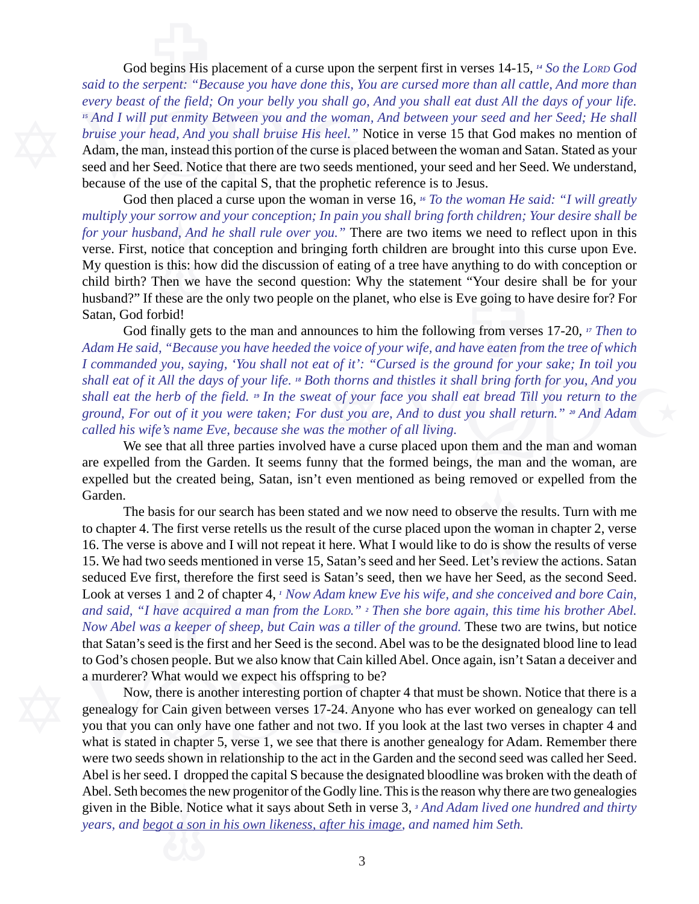God begins His placement of a curse upon the serpent first in verses 14-15, *[14] So the LORD God said to the serpent: "Because you have done this, You are cursed more than all cattle, And more than every beast of the field; On your belly you shall go, And you shall eat dust All the days of your life. [15] And I will put enmity Between you and the woman, And between your seed and her Seed; He shall bruise your head, And you shall bruise His heel."* Notice in verse 15 that God makes no mention of Adam, the man, instead this portion of the curse is placed between the woman and Satan. Stated as your seed and her Seed. Notice that there are two seeds mentioned, your seed and her Seed. We understand, because of the use of the capital S, that the prophetic reference is to Jesus.

God then placed a curse upon the woman in verse 16, *[16] To the woman He said: "I will greatly multiply your sorrow and your conception; In pain you shall bring forth children; Your desire shall be for your husband, And he shall rule over you."* There are two items we need to reflect upon in this verse. First, notice that conception and bringing forth children are brought into this curse upon Eve. My question is this: how did the discussion of eating of a tree have anything to do with conception or child birth? Then we have the second question: Why the statement "Your desire shall be for your husband?" If these are the only two people on the planet, who else is Eve going to have desire for? For Satan, God forbid!

God finally gets to the man and announces to him the following from verses 17-20, *[17] Then to Adam He said, "Because you have heeded the voice of your wife, and have eaten from the tree of which I commanded you, saying, 'You shall not eat of it': "Cursed is the ground for your sake; In toil you shall eat of it All the days of your life. [18] Both thorns and thistles it shall bring forth for you, And you shall eat the herb of the field. [19] In the sweat of your face you shall eat bread Till you return to the ground, For out of it you were taken; For dust you are, And to dust you shall return." [20] And Adam called his wife's name Eve, because she was the mother of all living.*

We see that all three parties involved have a curse placed upon them and the man and woman are expelled from the Garden. It seems funny that the formed beings, the man and the woman, are expelled but the created being, Satan, isn't even mentioned as being removed or expelled from the Garden.

The basis for our search has been stated and we now need to observe the results. Turn with me to chapter 4. The first verse retells us the result of the curse placed upon the woman in chapter 2, verse 16. The verse is above and I will not repeat it here. What I would like to do is show the results of verse 15. We had two seeds mentioned in verse 15, Satan's seed and her Seed. Let's review the actions. Satan seduced Eve first, therefore the first seed is Satan's seed, then we have her Seed, as the second Seed. Look at verses 1 and 2 of chapter 4, *[1] Now Adam knew Eve his wife, and she conceived and bore Cain, and said, "I have acquired a man from the LORD." [2] Then she bore again, this time his brother Abel. Now Abel was a keeper of sheep, but Cain was a tiller of the ground.* These two are twins, but notice that Satan's seed is the first and her Seed is the second. Abel was to be the designated blood line to lead to God's chosen people. But we also know that Cain killed Abel. Once again, isn't Satan a deceiver and a murderer? What would we expect his offspring to be?

Now, there is another interesting portion of chapter 4 that must be shown. Notice that there is a genealogy for Cain given between verses 17-24. Anyone who has ever worked on genealogy can tell you that you can only have one father and not two. If you look at the last two verses in chapter 4 and what is stated in chapter 5, verse 1, we see that there is another genealogy for Adam. Remember there were two seeds shown in relationship to the act in the Garden and the second seed was called her Seed. Abel is her seed. I dropped the capital S because the designated bloodline was broken with the death of Abel. Seth becomes the new progenitor of the Godly line. This is the reason why there are two genealogies given in the Bible. Notice what it says about Seth in verse 3, *[3] And Adam lived one hundred and thirty years, and <u>begot a son in his own likeness, after his image</u>, and named him Seth.*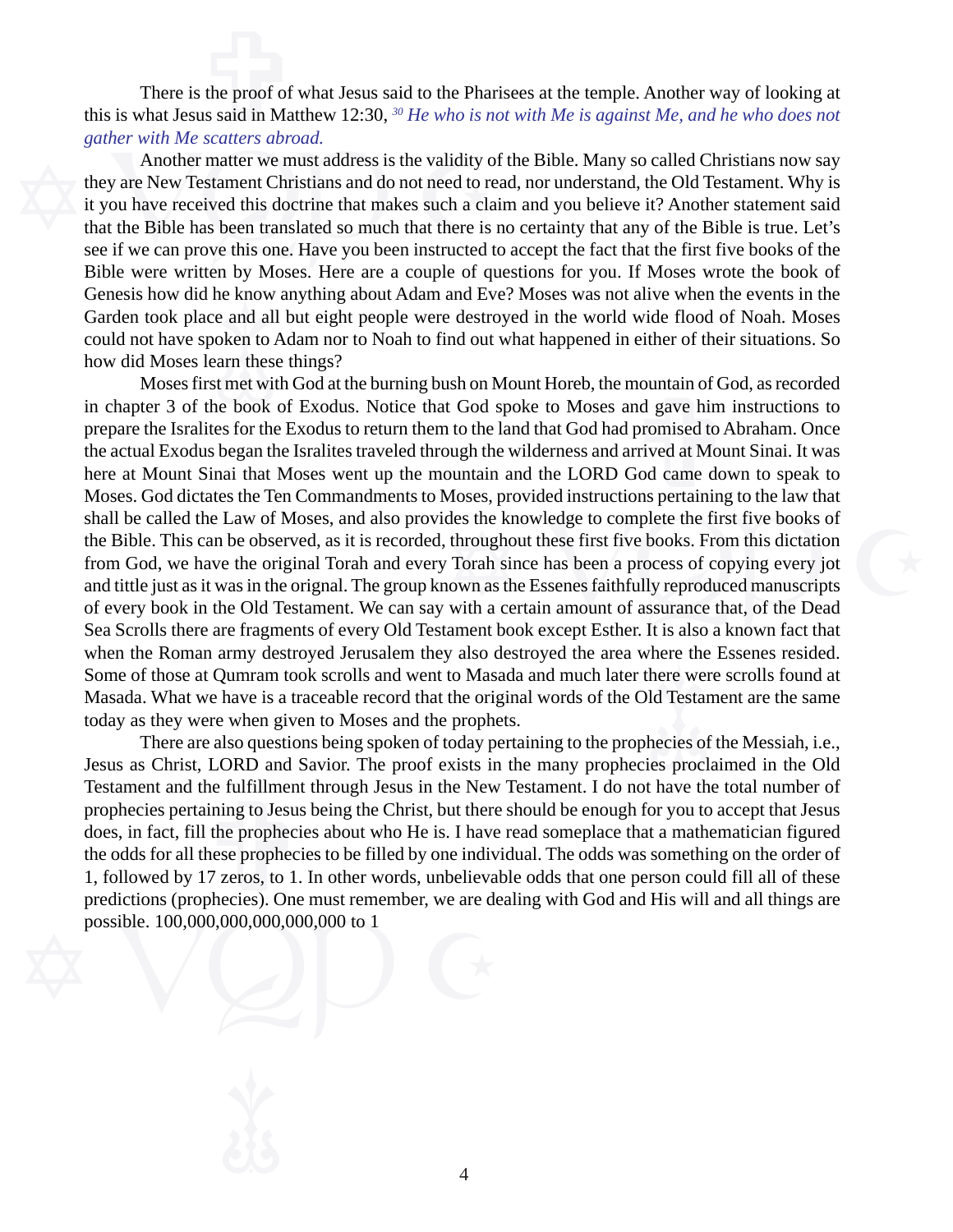There is the proof of what Jesus said to the Pharisees at the temple. Another way of looking at this is what Jesus said in Matthew 12:30, *[30] He who is not with Me is against Me, and he who does not gather with Me scatters abroad.*

Another matter we must address is the validity of the Bible. Many so called Christians now say they are New Testament Christians and do not need to read, nor understand, the Old Testament. Why is it you have received this doctrine that makes such a claim and you believe it? Another statement said that the Bible has been translated so much that there is no certainty that any of the Bible is true. Let's see if we can prove this one. Have you been instructed to accept the fact that the first five books of the Bible were written by Moses. Here are a couple of questions for you. If Moses wrote the book of Genesis how did he know anything about Adam and Eve? Moses was not alive when the events in the Garden took place and all but eight people were destroyed in the world wide flood of Noah. Moses could not have spoken to Adam nor to Noah to find out what happened in either of their situations. So how did Moses learn these things?

Moses first met with God at the burning bush on Mount Horeb, the mountain of God, as recorded in chapter 3 of the book of Exodus. Notice that God spoke to Moses and gave him instructions to prepare the Isralites for the Exodus to return them to the land that God had promised to Abraham. Once the actual Exodus began the Isralites traveled through the wilderness and arrived at Mount Sinai. It was here at Mount Sinai that Moses went up the mountain and the LORD God came down to speak to Moses. God dictates the Ten Commandments to Moses, provided instructions pertaining to the law that shall be called the Law of Moses, and also provides the knowledge to complete the first five books of the Bible. This can be observed, as it is recorded, throughout these first five books. From this dictation from God, we have the original Torah and every Torah since has been a process of copying every jot and tittle just as it was in the orignal. The group known as the Essenes faithfully reproduced manuscripts of every book in the Old Testament. We can say with a certain amount of assurance that, of the Dead Sea Scrolls there are fragments of every Old Testament book except Esther. It is also a known fact that when the Roman army destroyed Jerusalem they also destroyed the area where the Essenes resided. Some of those at Qumram took scrolls and went to Masada and much later there were scrolls found at Masada. What we have is a traceable record that the original words of the Old Testament are the same today as they were when given to Moses and the prophets.

There are also questions being spoken of today pertaining to the prophecies of the Messiah, i.e., Jesus as Christ, LORD and Savior. The proof exists in the many prophecies proclaimed in the Old Testament and the fulfillment through Jesus in the New Testament. I do not have the total number of prophecies pertaining to Jesus being the Christ, but there should be enough for you to accept that Jesus does, in fact, fill the prophecies about who He is. I have read someplace that a mathematician figured the odds for all these prophecies to be filled by one individual. The odds was something on the order of 1, followed by 17 zeros, to 1. In other words, unbelievable odds that one person could fill all of these predictions (prophecies). One must remember, we are dealing with God and His will and all things are possible. 100,000,000,000,000,000 to 1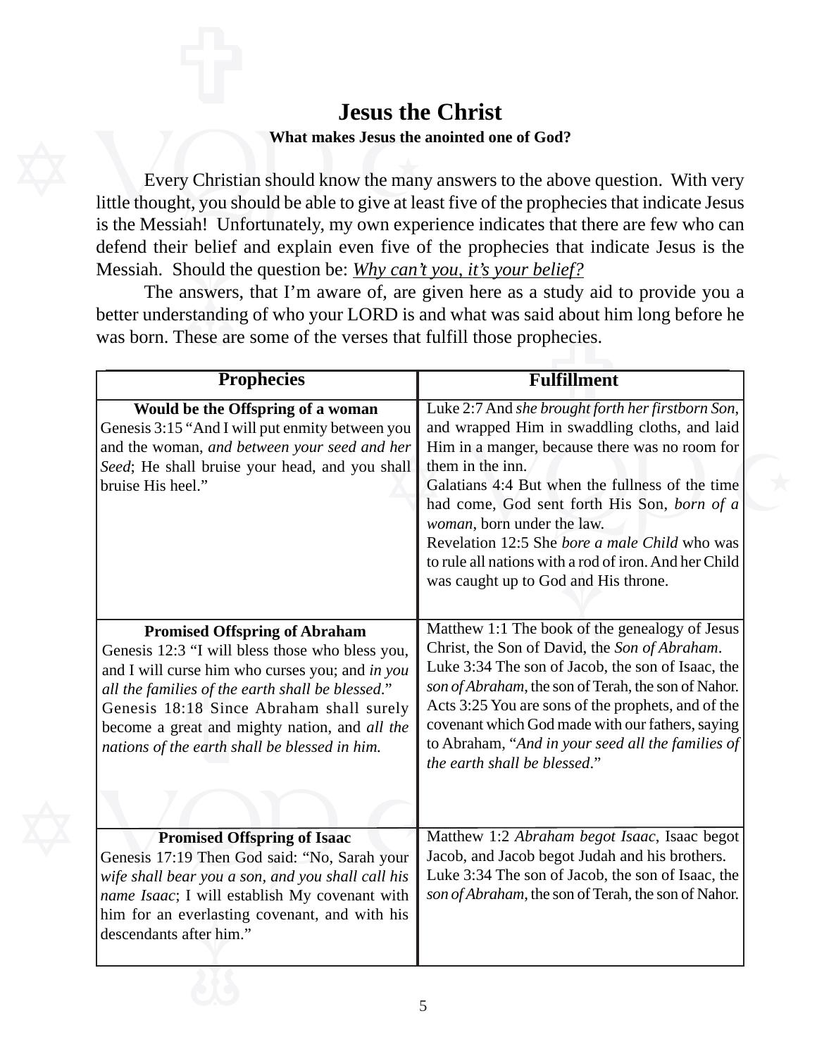# Jesus the Christ

**What makes Jesus the anointed one of God?**

Every Christian should know the many answers to the above question. With very little thought, you should be able to give at least five of the prophecies that indicate Jesus is the Messiah! Unfortunately, my own experience indicates that there are few who can defend their belief and explain even five of the prophecies that indicate Jesus is the Messiah. Should the question be: <u>*Why can't you, it's your belief?*</u>

The answers, that I'm aware of, are given here as a study aid to provide you a better understanding of who your LORD is and what was said about him long before he was born. These are some of the verses that fulfill those prophecies.

| Prophecies | Fulfillment |
|---|---|
| **Would be the Offspring of a woman**<br>Genesis 3:15 "And I will put enmity between you and the woman, *and between your seed and her Seed*; He shall bruise your head, and you shall bruise His heel." | Luke 2:7 And *she brought forth her firstborn Son*, and wrapped Him in swaddling cloths, and laid Him in a manger, because there was no room for them in the inn.<br>Galatians 4:4 But when the fullness of the time had come, God sent forth His Son, *born of a woman*, born under the law.<br>Revelation 12:5 She *bore a male Child* who was to rule all nations with a rod of iron. And her Child was caught up to God and His throne. |
| **Promised Offspring of Abraham**<br>Genesis 12:3 "I will bless those who bless you, and I will curse him who curses you; and *in you all the families of the earth shall be blessed*."<br>Genesis 18:18 Since Abraham shall surely become a great and mighty nation, and *all the nations of the earth shall be blessed in him.* | Matthew 1:1 The book of the genealogy of Jesus Christ, the Son of David, the *Son of Abraham*.<br>Luke 3:34 The son of Jacob, the son of Isaac, the *son of Abraham*, the son of Terah, the son of Nahor.<br>Acts 3:25 You are sons of the prophets, and of the covenant which God made with our fathers, saying to Abraham, "*And in your seed all the families of the earth shall be blessed*." |
| **Promised Offspring of Isaac**<br>Genesis 17:19 Then God said: "No, Sarah your *wife shall bear you a son, and you shall call his name Isaac*; I will establish My covenant with him for an everlasting covenant, and with his descendants after him." | Matthew 1:2 *Abraham begot Isaac*, Isaac begot Jacob, and Jacob begot Judah and his brothers.<br>Luke 3:34 The son of Jacob, the son of Isaac, the *son of Abraham*, the son of Terah, the son of Nahor. |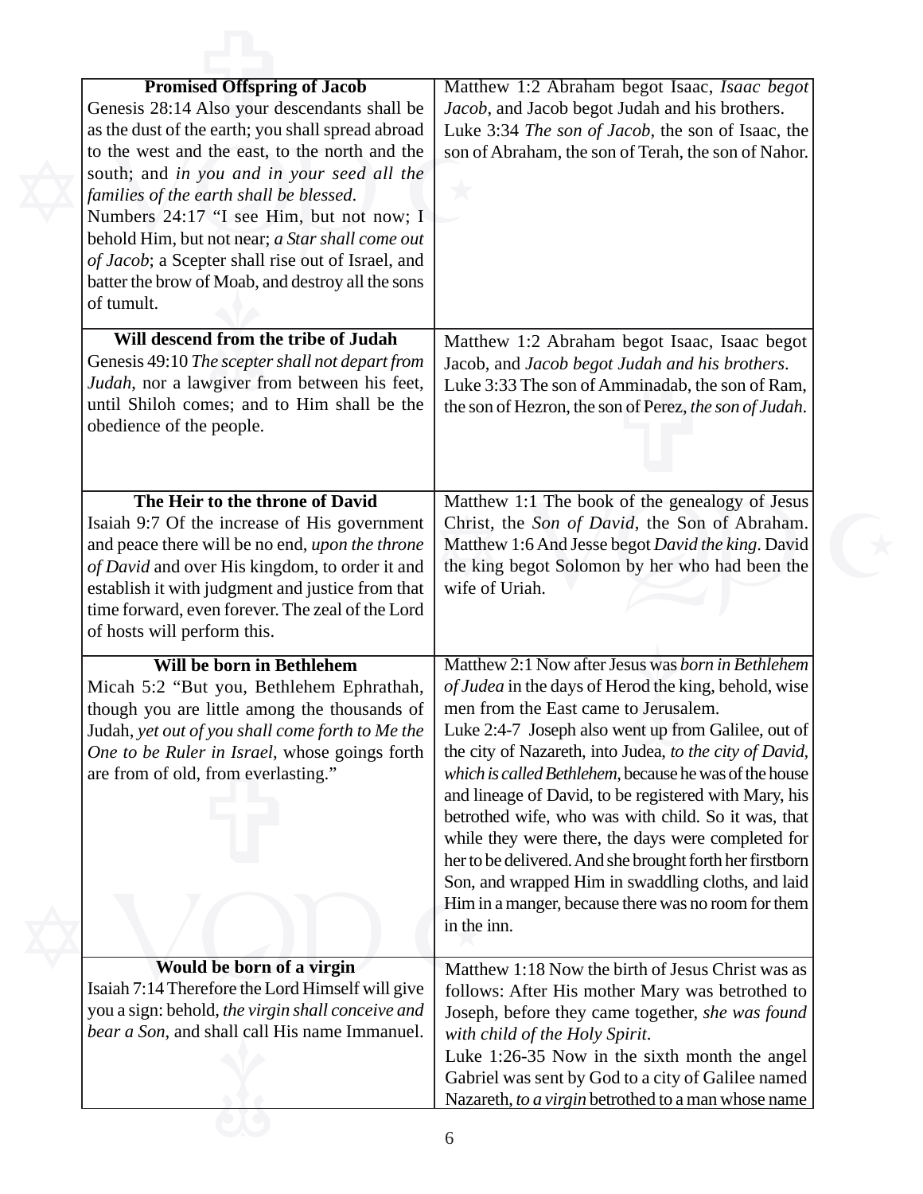| | |
|---|---|
| **Promised Offspring of Jacob**<br>Genesis 28:14 Also your descendants shall be as the dust of the earth; you shall spread abroad to the west and the east, to the north and the south; and *in you and in your seed all the families of the earth shall be blessed*.<br>Numbers 24:17 "I see Him, but not now; I behold Him, but not near; *a Star shall come out of Jacob*; a Scepter shall rise out of Israel, and batter the brow of Moab, and destroy all the sons of tumult. | Matthew 1:2 Abraham begot Isaac, *Isaac begot Jacob*, and Jacob begot Judah and his brothers.<br>Luke 3:34 *The son of Jacob*, the son of Isaac, the son of Abraham, the son of Terah, the son of Nahor. |
| **Will descend from the tribe of Judah**<br>Genesis 49:10 *The scepter shall not depart from Judah*, nor a lawgiver from between his feet, until Shiloh comes; and to Him shall be the obedience of the people. | Matthew 1:2 Abraham begot Isaac, Isaac begot Jacob, and *Jacob begot Judah and his brothers*.<br>Luke 3:33 The son of Amminadab, the son of Ram, the son of Hezron, the son of Perez, *the son of Judah*. |
| **The Heir to the throne of David**<br>Isaiah 9:7 Of the increase of His government and peace there will be no end, *upon the throne of David* and over His kingdom, to order it and establish it with judgment and justice from that time forward, even forever. The zeal of the Lord of hosts will perform this. | Matthew 1:1 The book of the genealogy of Jesus Christ, the *Son of David*, the Son of Abraham.<br>Matthew 1:6 And Jesse begot *David the king*. David the king begot Solomon by her who had been the wife of Uriah. |
| **Will be born in Bethlehem**<br>Micah 5:2 "But you, Bethlehem Ephrathah, though you are little among the thousands of Judah, *yet out of you shall come forth to Me the One to be Ruler in Israel*, whose goings forth are from of old, from everlasting." | Matthew 2:1 Now after Jesus was *born in Bethlehem of Judea* in the days of Herod the king, behold, wise men from the East came to Jerusalem.<br>Luke 2:4-7 Joseph also went up from Galilee, out of the city of Nazareth, into Judea, *to the city of David, which is called Bethlehem*, because he was of the house and lineage of David, to be registered with Mary, his betrothed wife, who was with child. So it was, that while they were there, the days were completed for her to be delivered. And she brought forth her firstborn Son, and wrapped Him in swaddling cloths, and laid Him in a manger, because there was no room for them in the inn. |
| **Would be born of a virgin**<br>Isaiah 7:14 Therefore the Lord Himself will give you a sign: behold, *the virgin shall conceive and bear a Son*, and shall call His name Immanuel. | Matthew 1:18 Now the birth of Jesus Christ was as follows: After His mother Mary was betrothed to Joseph, before they came together, *she was found with child of the Holy Spirit*.<br>Luke 1:26-35 Now in the sixth month the angel Gabriel was sent by God to a city of Galilee named Nazareth, *to a virgin* betrothed to a man whose name |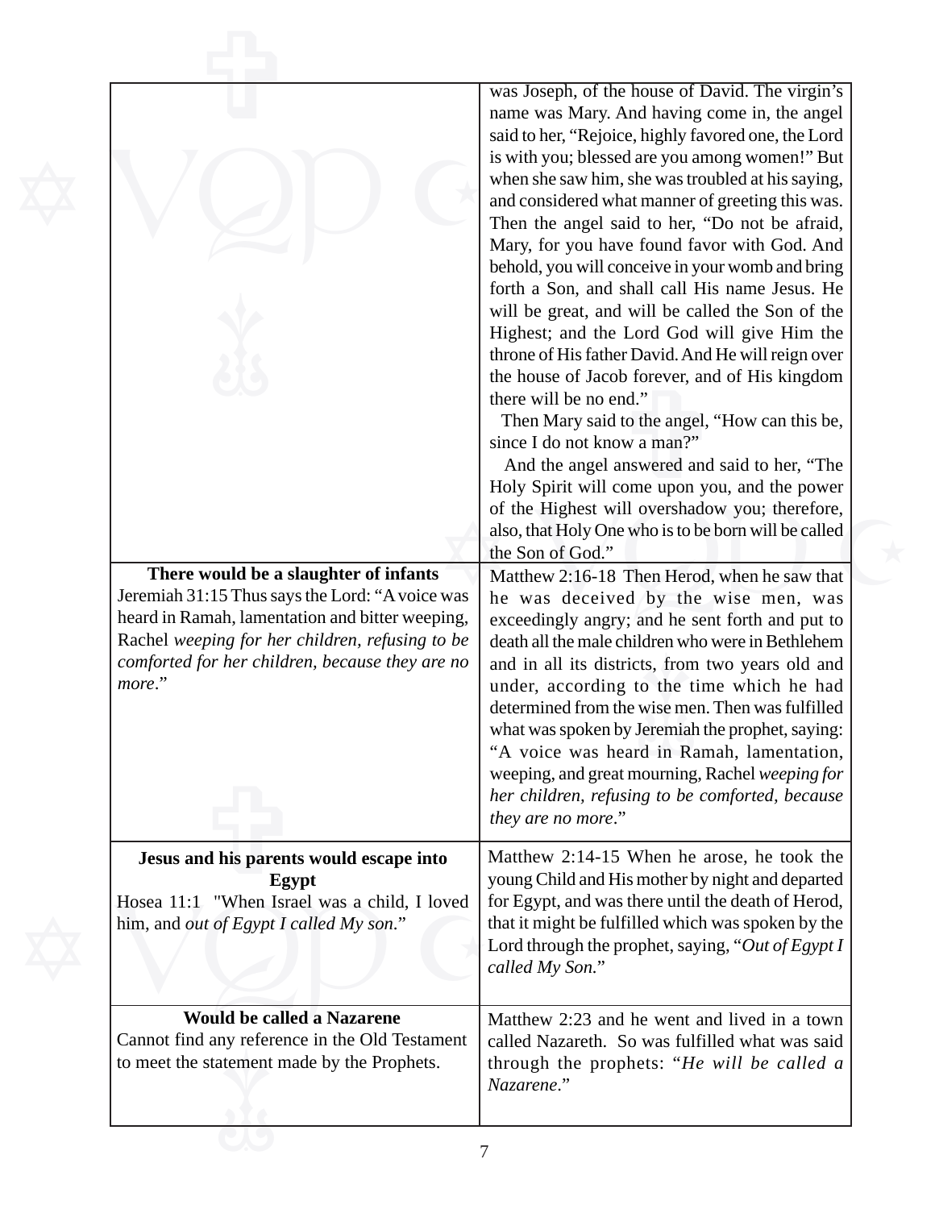| | |
|---|---|
| | was Joseph, of the house of David. The virgin's name was Mary. And having come in, the angel said to her, "Rejoice, highly favored one, the Lord is with you; blessed are you among women!" But when she saw him, she was troubled at his saying, and considered what manner of greeting this was. Then the angel said to her, "Do not be afraid, Mary, for you have found favor with God. And behold, you will conceive in your womb and bring forth a Son, and shall call His name Jesus. He will be great, and will be called the Son of the Highest; and the Lord God will give Him the throne of His father David. And He will reign over the house of Jacob forever, and of His kingdom there will be no end." Then Mary said to the angel, "How can this be, since I do not know a man?" And the angel answered and said to her, "The Holy Spirit will come upon you, and the power of the Highest will overshadow you; therefore, also, that Holy One who is to be born will be called the Son of God." |
| **There would be a slaughter of infants** Jeremiah 31:15 Thus says the Lord: "A voice was heard in Ramah, lamentation and bitter weeping, Rachel *weeping for her children, refusing to be comforted for her children, because they are no more*." | Matthew 2:16-18 Then Herod, when he saw that he was deceived by the wise men, was exceedingly angry; and he sent forth and put to death all the male children who were in Bethlehem and in all its districts, from two years old and under, according to the time which he had determined from the wise men. Then was fulfilled what was spoken by Jeremiah the prophet, saying: "A voice was heard in Ramah, lamentation, weeping, and great mourning, Rachel *weeping for her children, refusing to be comforted, because they are no more*." |
| **Jesus and his parents would escape into Egypt** Hosea 11:1 "When Israel was a child, I loved him, and *out of Egypt I called My son*." | Matthew 2:14-15 When he arose, he took the young Child and His mother by night and departed for Egypt, and was there until the death of Herod, that it might be fulfilled which was spoken by the Lord through the prophet, saying, "*Out of Egypt I called My Son.*" |
| **Would be called a Nazarene** Cannot find any reference in the Old Testament to meet the statement made by the Prophets. | Matthew 2:23 and he went and lived in a town called Nazareth. So was fulfilled what was said through the prophets: "*He will be called a Nazarene*." |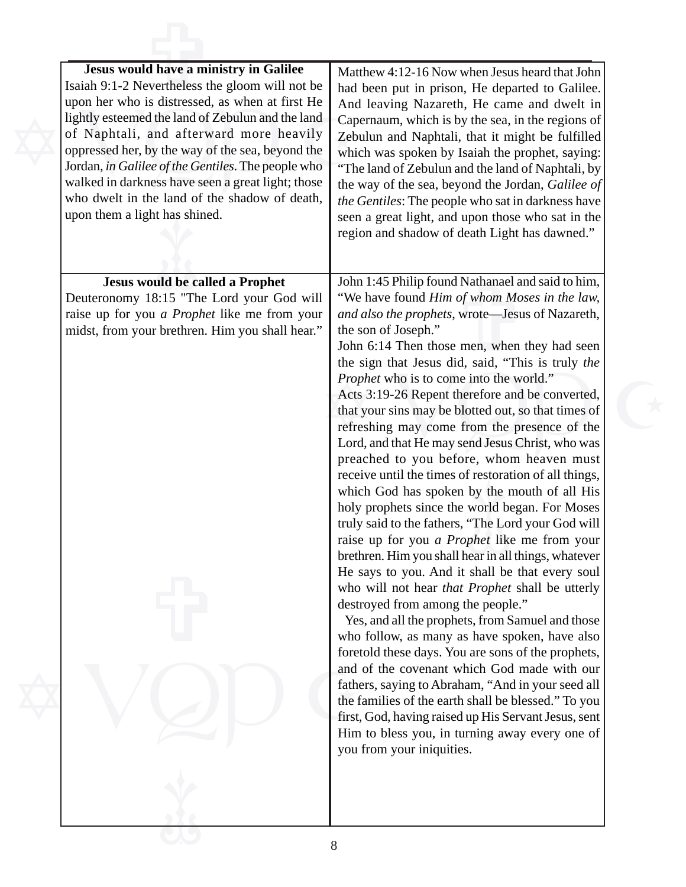| Prophecy | Fulfillment |
|---|---|
| **Jesus would have a ministry in Galilee**<br>Isaiah 9:1-2 Nevertheless the gloom will not be upon her who is distressed, as when at first He lightly esteemed the land of Zebulun and the land of Naphtali, and afterward more heavily oppressed her, by the way of the sea, beyond the Jordan, *in Galilee of the Gentiles.* The people who walked in darkness have seen a great light; those who dwelt in the land of the shadow of death, upon them a light has shined. | Matthew 4:12-16 Now when Jesus heard that John had been put in prison, He departed to Galilee. And leaving Nazareth, He came and dwelt in Capernaum, which is by the sea, in the regions of Zebulun and Naphtali, that it might be fulfilled which was spoken by Isaiah the prophet, saying: "The land of Zebulun and the land of Naphtali, by the way of the sea, beyond the Jordan, *Galilee of the Gentiles*: The people who sat in darkness have seen a great light, and upon those who sat in the region and shadow of death Light has dawned." |
| **Jesus would be called a Prophet**<br>Deuteronomy 18:15 "The Lord your God will raise up for you *a Prophet* like me from your midst, from your brethren. Him you shall hear." | John 1:45 Philip found Nathanael and said to him, "We have found *Him of whom Moses in the law, and also the prophets*, wrote—Jesus of Nazareth, the son of Joseph."<br>John 6:14 Then those men, when they had seen the sign that Jesus did, said, "This is truly *the Prophet* who is to come into the world."<br>Acts 3:19-26 Repent therefore and be converted, that your sins may be blotted out, so that times of refreshing may come from the presence of the Lord, and that He may send Jesus Christ, who was preached to you before, whom heaven must receive until the times of restoration of all things, which God has spoken by the mouth of all His holy prophets since the world began. For Moses truly said to the fathers, "The Lord your God will raise up for you *a Prophet* like me from your brethren. Him you shall hear in all things, whatever He says to you. And it shall be that every soul who will not hear *that Prophet* shall be utterly destroyed from among the people."<br>Yes, and all the prophets, from Samuel and those who follow, as many as have spoken, have also foretold these days. You are sons of the prophets, and of the covenant which God made with our fathers, saying to Abraham, "And in your seed all the families of the earth shall be blessed." To you first, God, having raised up His Servant Jesus, sent Him to bless you, in turning away every one of you from your iniquities. |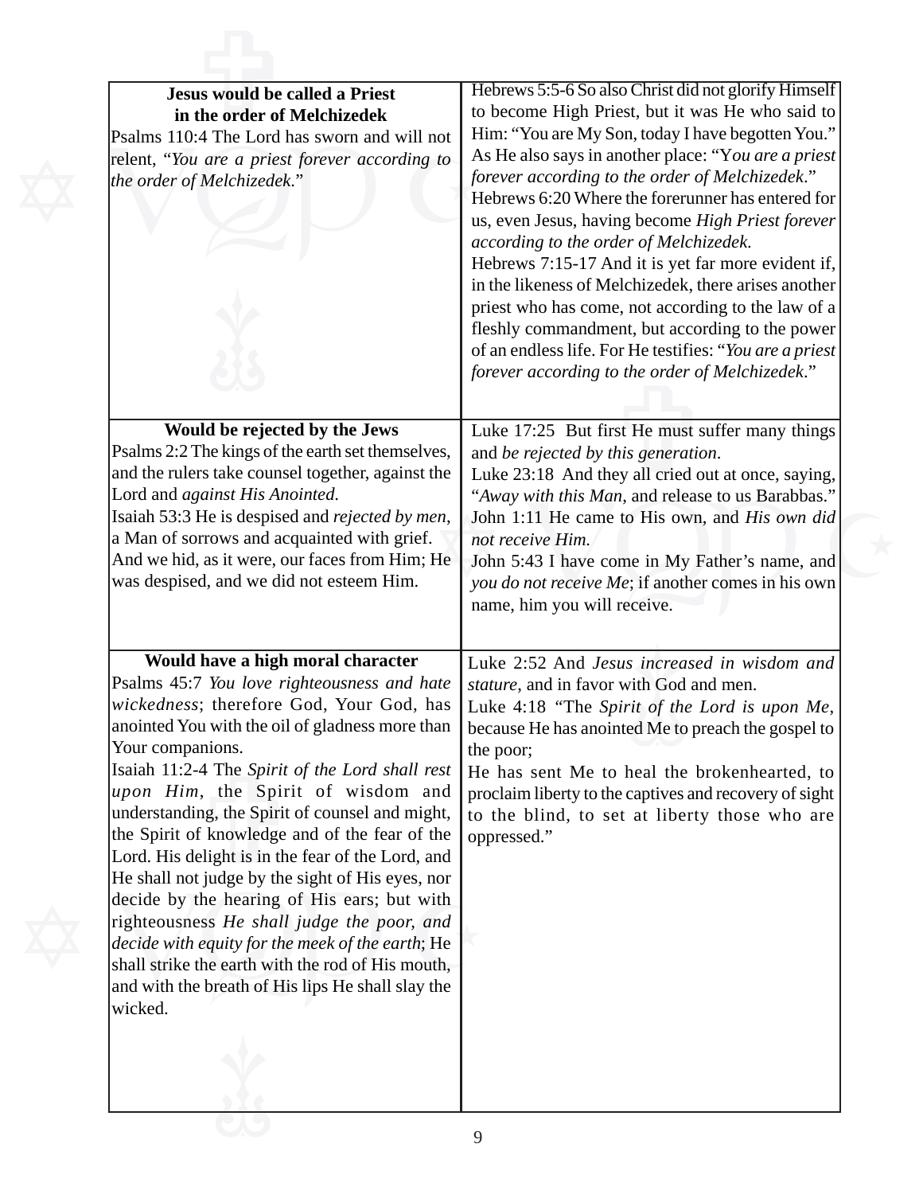| Old Testament Prophecy | New Testament Fulfillment |
|---|---|
| **Jesus would be called a Priest in the order of Melchizedek**<br>Psalms 110:4 The Lord has sworn and will not relent, "*You are a priest forever according to the order of Melchizedek*." | Hebrews 5:5-6 So also Christ did not glorify Himself to become High Priest, but it was He who said to Him: "You are My Son, today I have begotten You." As He also says in another place: "*You are a priest forever according to the order of Melchizedek*."<br>Hebrews 6:20 Where the forerunner has entered for us, even Jesus, having become *High Priest forever according to the order of Melchizedek.*<br>Hebrews 7:15-17 And it is yet far more evident if, in the likeness of Melchizedek, there arises another priest who has come, not according to the law of a fleshly commandment, but according to the power of an endless life. For He testifies: "*You are a priest forever according to the order of Melchizedek*." |
| **Would be rejected by the Jews**<br>Psalms 2:2 The kings of the earth set themselves, and the rulers take counsel together, against the Lord and *against His Anointed.*<br>Isaiah 53:3 He is despised and *rejected by men*, a Man of sorrows and acquainted with grief. And we hid, as it were, our faces from Him; He was despised, and we did not esteem Him. | Luke 17:25 But first He must suffer many things and *be rejected by this generation*.<br>Luke 23:18 And they all cried out at once, saying, "*Away with this Man*, and release to us Barabbas."<br>John 1:11 He came to His own, and *His own did not receive Him.*<br>John 5:43 I have come in My Father's name, and *you do not receive Me*; if another comes in his own name, him you will receive. |
| **Would have a high moral character**<br>Psalms 45:7 *You love righteousness and hate wickedness*; therefore God, Your God, has anointed You with the oil of gladness more than Your companions.<br>Isaiah 11:2-4 The *Spirit of the Lord shall rest upon Him*, the Spirit of wisdom and understanding, the Spirit of counsel and might, the Spirit of knowledge and of the fear of the Lord. His delight is in the fear of the Lord, and He shall not judge by the sight of His eyes, nor decide by the hearing of His ears; but with righteousness *He shall judge the poor, and decide with equity for the meek of the earth*; He shall strike the earth with the rod of His mouth, and with the breath of His lips He shall slay the wicked. | Luke 2:52 And *Jesus increased in wisdom and stature*, and in favor with God and men.<br>Luke 4:18 "The *Spirit of the Lord is upon Me*, because He has anointed Me to preach the gospel to the poor;<br>He has sent Me to heal the brokenhearted, to proclaim liberty to the captives and recovery of sight to the blind, to set at liberty those who are oppressed." |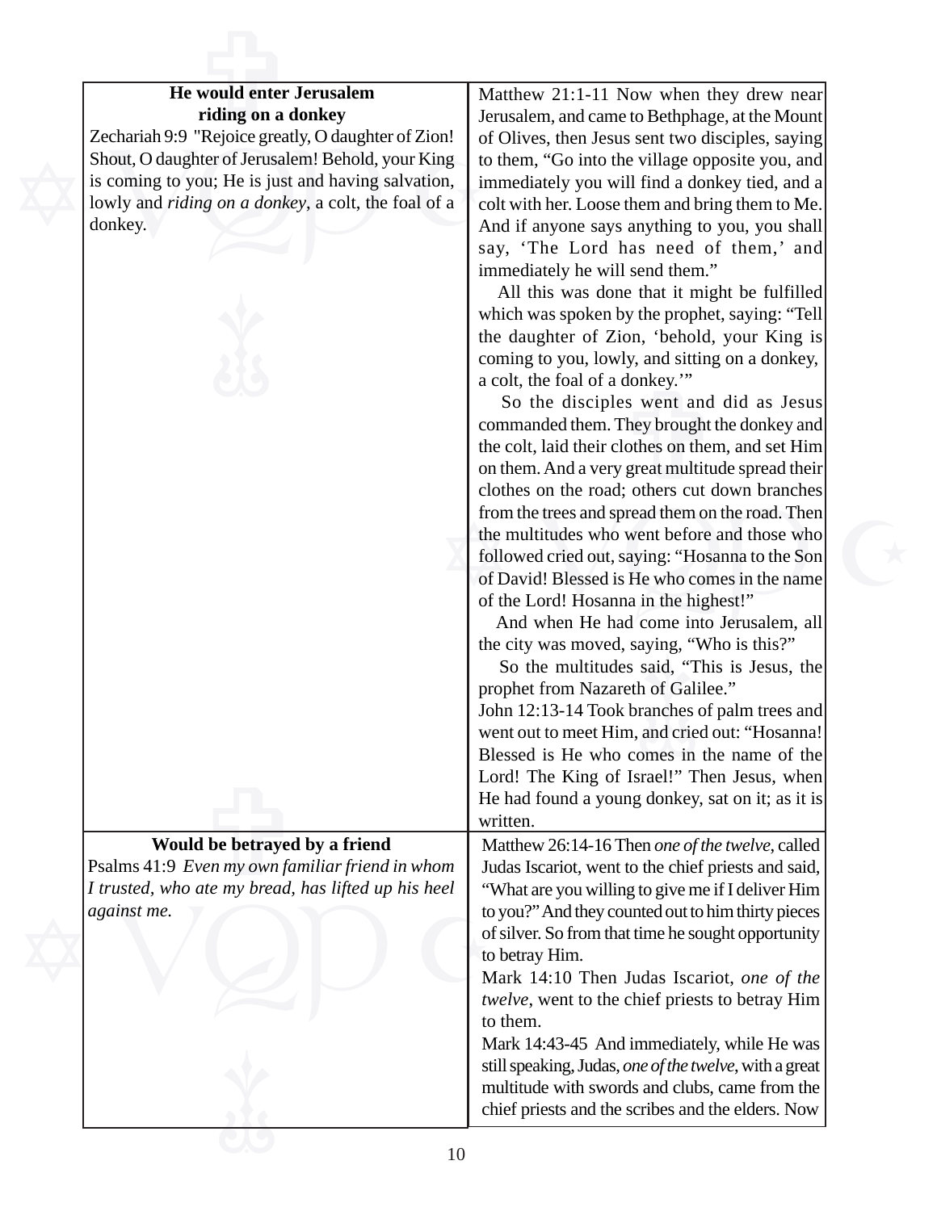| **He would enter Jerusalem riding on a donkey** | |
|---|---|
| Zechariah 9:9 "Rejoice greatly, O daughter of Zion! Shout, O daughter of Jerusalem! Behold, your King is coming to you; He is just and having salvation, lowly and *riding on a donkey*, a colt, the foal of a donkey. | Matthew 21:1-11 Now when they drew near Jerusalem, and came to Bethphage, at the Mount of Olives, then Jesus sent two disciples, saying to them, "Go into the village opposite you, and immediately you will find a donkey tied, and a colt with her. Loose them and bring them to Me. And if anyone says anything to you, you shall say, 'The Lord has need of them,' and immediately he will send them." All this was done that it might be fulfilled which was spoken by the prophet, saying: "Tell the daughter of Zion, 'behold, your King is coming to you, lowly, and sitting on a donkey, a colt, the foal of a donkey.'" So the disciples went and did as Jesus commanded them. They brought the donkey and the colt, laid their clothes on them, and set Him on them. And a very great multitude spread their clothes on the road; others cut down branches from the trees and spread them on the road. Then the multitudes who went before and those who followed cried out, saying: "Hosanna to the Son of David! Blessed is He who comes in the name of the Lord! Hosanna in the highest!" And when He had come into Jerusalem, all the city was moved, saying, "Who is this?" So the multitudes said, "This is Jesus, the prophet from Nazareth of Galilee." John 12:13-14 Took branches of palm trees and went out to meet Him, and cried out: "Hosanna! Blessed is He who comes in the name of the Lord! The King of Israel!" Then Jesus, when He had found a young donkey, sat on it; as it is written. |
| **Would be betrayed by a friend** | |
| Psalms 41:9 *Even my own familiar friend in whom I trusted, who ate my bread, has lifted up his heel against me.* | Matthew 26:14-16 Then *one of the twelve*, called Judas Iscariot, went to the chief priests and said, "What are you willing to give me if I deliver Him to you?" And they counted out to him thirty pieces of silver. So from that time he sought opportunity to betray Him. Mark 14:10 Then Judas Iscariot, *one of the twelve*, went to the chief priests to betray Him to them. Mark 14:43-45 And immediately, while He was still speaking, Judas, *one of the twelve*, with a great multitude with swords and clubs, came from the chief priests and the scribes and the elders. Now |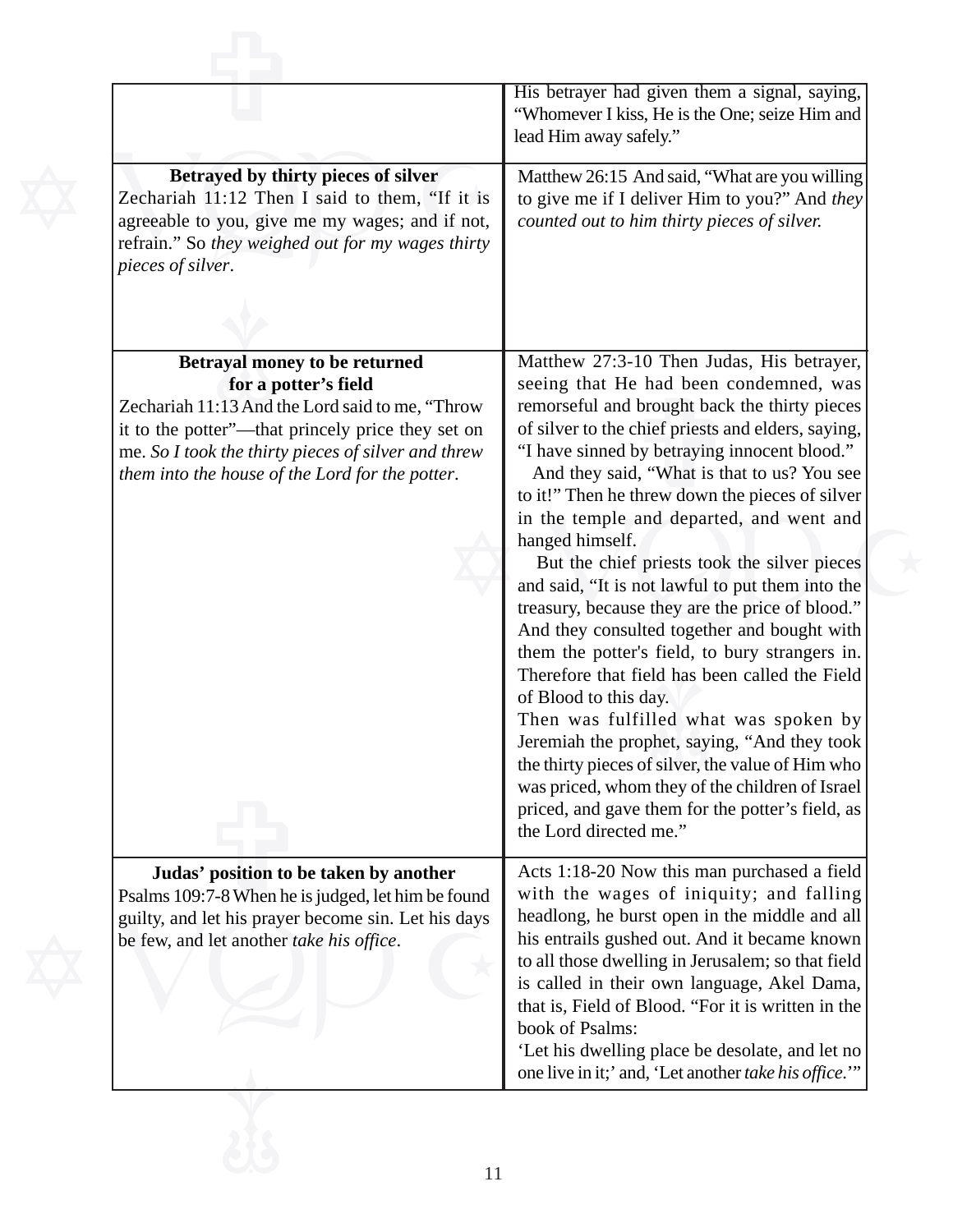| | |
|---|---|
| | His betrayer had given them a signal, saying, "Whomever I kiss, He is the One; seize Him and lead Him away safely." |
| **Betrayed by thirty pieces of silver**<br>Zechariah 11:12 Then I said to them, "If it is agreeable to you, give me my wages; and if not, refrain." So *they weighed out for my wages thirty pieces of silver*. | Matthew 26:15 And said, "What are you willing to give me if I deliver Him to you?" And *they counted out to him thirty pieces of silver.* |
| **Betrayal money to be returned for a potter's field**<br>Zechariah 11:13 And the Lord said to me, "Throw it to the potter"—that princely price they set on me. *So I took the thirty pieces of silver and threw them into the house of the Lord for the potter*. | Matthew 27:3-10 Then Judas, His betrayer, seeing that He had been condemned, was remorseful and brought back the thirty pieces of silver to the chief priests and elders, saying, "I have sinned by betraying innocent blood."<br>And they said, "What is that to us? You see to it!" Then he threw down the pieces of silver in the temple and departed, and went and hanged himself.<br>But the chief priests took the silver pieces and said, "It is not lawful to put them into the treasury, because they are the price of blood." And they consulted together and bought with them the potter's field, to bury strangers in. Therefore that field has been called the Field of Blood to this day.<br>Then was fulfilled what was spoken by Jeremiah the prophet, saying, "And they took the thirty pieces of silver, the value of Him who was priced, whom they of the children of Israel priced, and gave them for the potter's field, as the Lord directed me." |
| **Judas' position to be taken by another**<br>Psalms 109:7-8 When he is judged, let him be found guilty, and let his prayer become sin. Let his days be few, and let another *take his office*. | Acts 1:18-20 Now this man purchased a field with the wages of iniquity; and falling headlong, he burst open in the middle and all his entrails gushed out. And it became known to all those dwelling in Jerusalem; so that field is called in their own language, Akel Dama, that is, Field of Blood. "For it is written in the book of Psalms:<br>'Let his dwelling place be desolate, and let no one live in it;' and, 'Let another *take his office*.'" |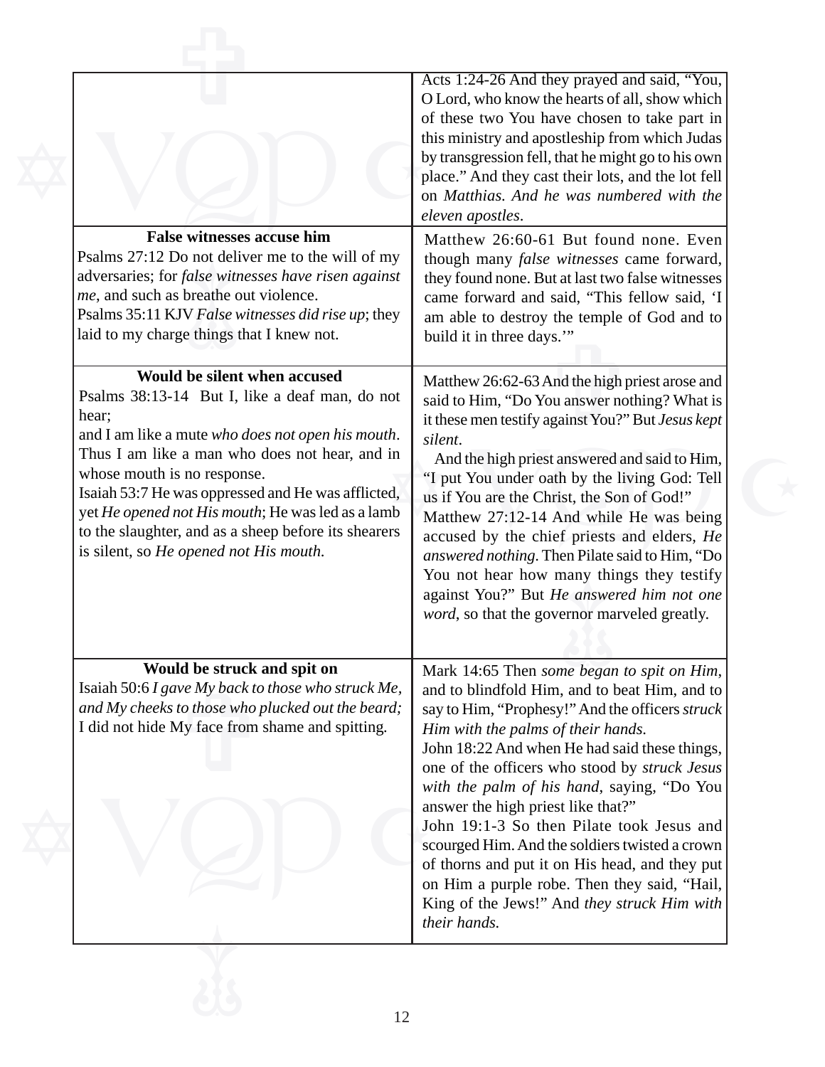| | |
|---|---|
| | Acts 1:24-26 And they prayed and said, "You, O Lord, who know the hearts of all, show which of these two You have chosen to take part in this ministry and apostleship from which Judas by transgression fell, that he might go to his own place." And they cast their lots, and the lot fell on *Matthias. And he was numbered with the eleven apostles.* |
| **False witnesses accuse him**<br>Psalms 27:12 Do not deliver me to the will of my adversaries; for *false witnesses have risen against me*, and such as breathe out violence.<br>Psalms 35:11 KJV *False witnesses did rise up*; they laid to my charge things that I knew not. | Matthew 26:60-61 But found none. Even though many *false witnesses* came forward, they found none. But at last two false witnesses came forward and said, "This fellow said, 'I am able to destroy the temple of God and to build it in three days.'" |
| **Would be silent when accused**<br>Psalms 38:13-14 But I, like a deaf man, do not hear;<br>and I am like a mute *who does not open his mouth*. Thus I am like a man who does not hear, and in whose mouth is no response.<br>Isaiah 53:7 He was oppressed and He was afflicted, yet *He opened not His mouth*; He was led as a lamb to the slaughter, and as a sheep before its shearers is silent, so *He opened not His mouth.* | Matthew 26:62-63 And the high priest arose and said to Him, "Do You answer nothing? What is it these men testify against You?" But *Jesus kept silent*.<br>And the high priest answered and said to Him, "I put You under oath by the living God: Tell us if You are the Christ, the Son of God!"<br>Matthew 27:12-14 And while He was being accused by the chief priests and elders, *He answered nothing.* Then Pilate said to Him, "Do You not hear how many things they testify against You?" But *He answered him not one word*, so that the governor marveled greatly. |
| **Would be struck and spit on**<br>Isaiah 50:6 *I gave My back to those who struck Me, and My cheeks to those who plucked out the beard;* I did not hide My face from shame and spitting. | Mark 14:65 Then *some began to spit on Him*, and to blindfold Him, and to beat Him, and to say to Him, "Prophesy!" And the officers *struck Him with the palms of their hands.*<br>John 18:22 And when He had said these things, one of the officers who stood by *struck Jesus with the palm of his hand*, saying, "Do You answer the high priest like that?"<br>John 19:1-3 So then Pilate took Jesus and scourged Him. And the soldiers twisted a crown of thorns and put it on His head, and they put on Him a purple robe. Then they said, "Hail, King of the Jews!" And *they struck Him with their hands.* |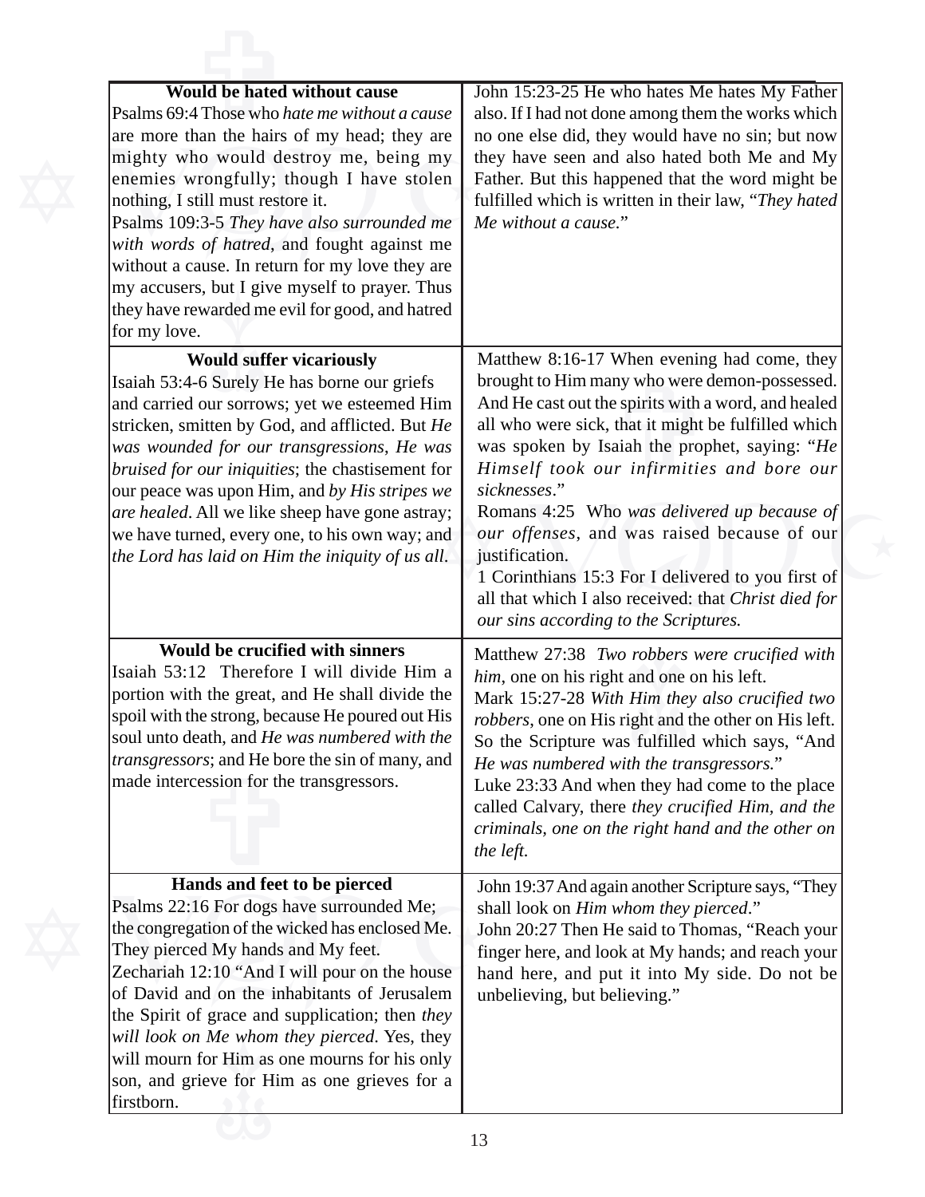| Prophecy | Fulfillment |
|---|---|
| **Would be hated without cause**<br>Psalms 69:4 Those who *hate me without a cause* are more than the hairs of my head; they are mighty who would destroy me, being my enemies wrongfully; though I have stolen nothing, I still must restore it.<br>Psalms 109:3-5 *They have also surrounded me with words of hatred*, and fought against me without a cause. In return for my love they are my accusers, but I give myself to prayer. Thus they have rewarded me evil for good, and hatred for my love. | John 15:23-25 He who hates Me hates My Father also. If I had not done among them the works which no one else did, they would have no sin; but now they have seen and also hated both Me and My Father. But this happened that the word might be fulfilled which is written in their law, "*They hated Me without a cause.*" |
| **Would suffer vicariously**<br>Isaiah 53:4-6 Surely He has borne our griefs and carried our sorrows; yet we esteemed Him stricken, smitten by God, and afflicted. But *He was wounded for our transgressions*, *He was bruised for our iniquities*; the chastisement for our peace was upon Him, and *by His stripes we are healed*. All we like sheep have gone astray; we have turned, every one, to his own way; and *the Lord has laid on Him the iniquity of us all.* | Matthew 8:16-17 When evening had come, they brought to Him many who were demon-possessed. And He cast out the spirits with a word, and healed all who were sick, that it might be fulfilled which was spoken by Isaiah the prophet, saying: "*He Himself took our infirmities and bore our sicknesses*."<br>Romans 4:25 Who *was delivered up because of our offenses*, and was raised because of our justification.<br>1 Corinthians 15:3 For I delivered to you first of all that which I also received: that *Christ died for our sins according to the Scriptures.* |
| **Would be crucified with sinners**<br>Isaiah 53:12 Therefore I will divide Him a portion with the great, and He shall divide the spoil with the strong, because He poured out His soul unto death, and *He was numbered with the transgressors*; and He bore the sin of many, and made intercession for the transgressors. | Matthew 27:38 *Two robbers were crucified with him*, one on his right and one on his left.<br>Mark 15:27-28 *With Him they also crucified two robbers*, one on His right and the other on His left. So the Scripture was fulfilled which says, "And *He was numbered with the transgressors.*"<br>Luke 23:33 And when they had come to the place called Calvary, there *they crucified Him, and the criminals, one on the right hand and the other on the left.* |
| **Hands and feet to be pierced**<br>Psalms 22:16 For dogs have surrounded Me; the congregation of the wicked has enclosed Me. They pierced My hands and My feet.<br>Zechariah 12:10 "And I will pour on the house of David and on the inhabitants of Jerusalem the Spirit of grace and supplication; then *they will look on Me whom they pierced*. Yes, they will mourn for Him as one mourns for his only son, and grieve for Him as one grieves for a firstborn. | John 19:37 And again another Scripture says, "They shall look on *Him whom they pierced*."<br>John 20:27 Then He said to Thomas, "Reach your finger here, and look at My hands; and reach your hand here, and put it into My side. Do not be unbelieving, but believing." |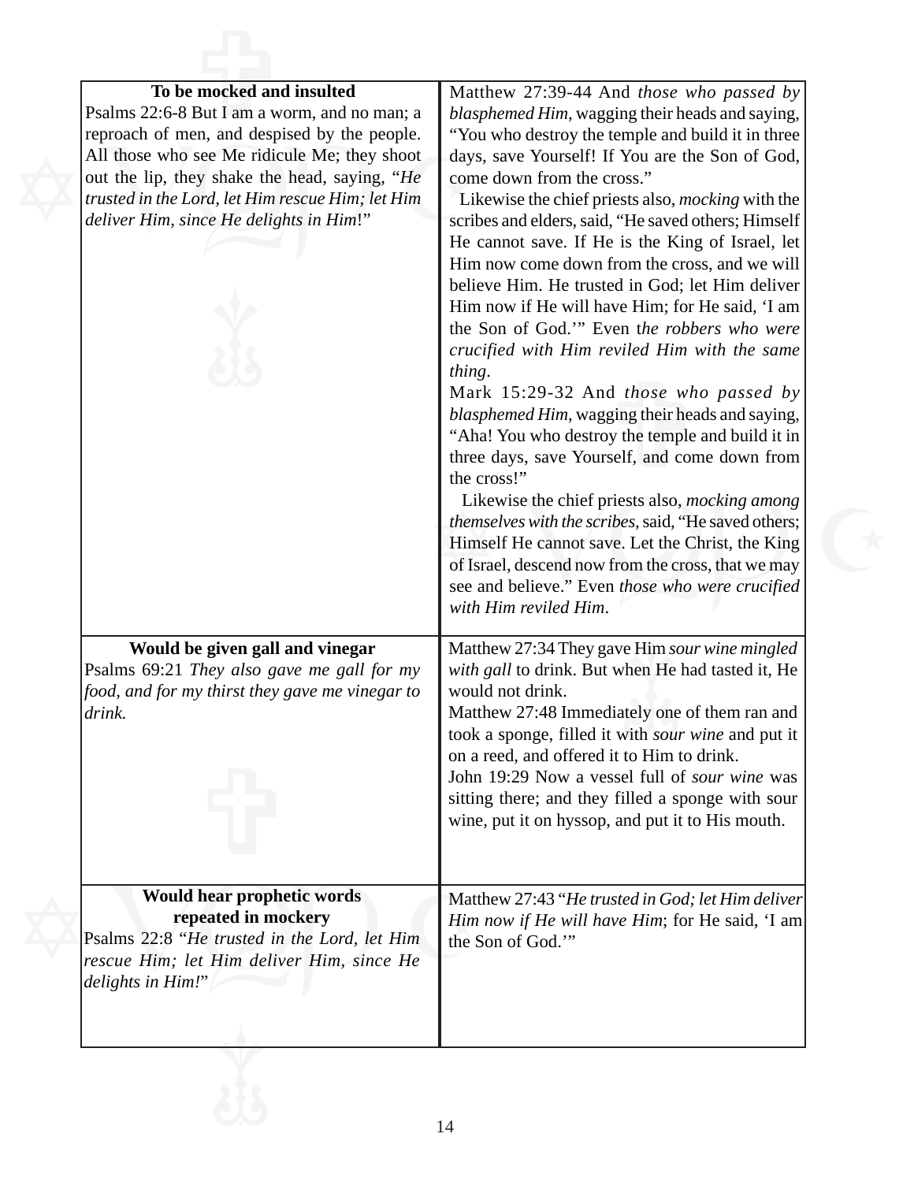| **To be mocked and insulted**<br>Psalms 22:6-8 But I am a worm, and no man; a reproach of men, and despised by the people. All those who see Me ridicule Me; they shoot out the lip, they shake the head, saying, "*He trusted in the Lord, let Him rescue Him; let Him deliver Him, since He delights in Him*!" | Matthew 27:39-44 And *those who passed by blasphemed Him*, wagging their heads and saying, "You who destroy the temple and build it in three days, save Yourself! If You are the Son of God, come down from the cross."<br>Likewise the chief priests also, *mocking* with the scribes and elders, said, "He saved others; Himself He cannot save. If He is the King of Israel, let Him now come down from the cross, and we will believe Him. He trusted in God; let Him deliver Him now if He will have Him; for He said, 'I am the Son of God.'" Even t*he robbers who were crucified with Him reviled Him with the same thing*.<br>Mark 15:29-32 And *those who passed by blasphemed Him*, wagging their heads and saying, "Aha! You who destroy the temple and build it in three days, save Yourself, and come down from the cross!"<br>Likewise the chief priests also, *mocking among themselves with the scribes*, said, "He saved others; Himself He cannot save. Let the Christ, the King of Israel, descend now from the cross, that we may see and believe." Even *those who were crucified with Him reviled Him*. |
|---|---|
| **Would be given gall and vinegar**<br>Psalms 69:21 *They also gave me gall for my food, and for my thirst they gave me vinegar to drink.* | Matthew 27:34 They gave Him *sour wine mingled with gall* to drink. But when He had tasted it, He would not drink.<br>Matthew 27:48 Immediately one of them ran and took a sponge, filled it with *sour wine* and put it on a reed, and offered it to Him to drink.<br>John 19:29 Now a vessel full of *sour wine* was sitting there; and they filled a sponge with sour wine, put it on hyssop, and put it to His mouth. |
| **Would hear prophetic words repeated in mockery**<br>Psalms 22:8 "*He trusted in the Lord, let Him rescue Him; let Him deliver Him, since He delights in Him!*" | Matthew 27:43 "*He trusted in God; let Him deliver Him now if He will have Him*; for He said, 'I am the Son of God.'" |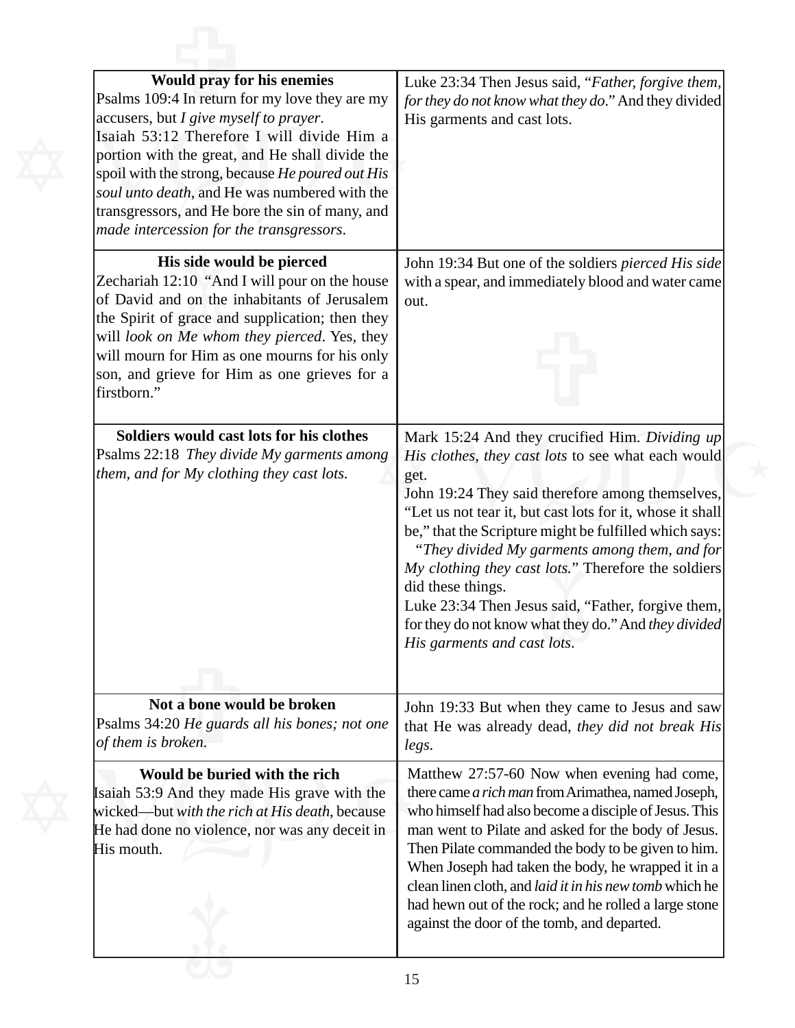| **Would pray for his enemies**<br>Psalms 109:4 In return for my love they are my accusers, but *I give myself to prayer*.<br>Isaiah 53:12 Therefore I will divide Him a portion with the great, and He shall divide the spoil with the strong, because *He poured out His soul unto death*, and He was numbered with the transgressors, and He bore the sin of many, and *made intercession for the transgressors*. | Luke 23:34 Then Jesus said, "*Father, forgive them, for they do not know what they do*." And they divided His garments and cast lots. |
| --- | --- |
| **His side would be pierced**<br>Zechariah 12:10 "And I will pour on the house of David and on the inhabitants of Jerusalem the Spirit of grace and supplication; then they will *look on Me whom they pierced*. Yes, they will mourn for Him as one mourns for his only son, and grieve for Him as one grieves for a firstborn." | John 19:34 But one of the soldiers *pierced His side* with a spear, and immediately blood and water came out. |
| **Soldiers would cast lots for his clothes**<br>Psalms 22:18 *They divide My garments among them, and for My clothing they cast lots.* | Mark 15:24 And they crucified Him. *Dividing up His clothes, they cast lots* to see what each would get.<br>John 19:24 They said therefore among themselves, "Let us not tear it, but cast lots for it, whose it shall be," that the Scripture might be fulfilled which says: "*They divided My garments among them, and for My clothing they cast lots.*" Therefore the soldiers did these things.<br>Luke 23:34 Then Jesus said, "Father, forgive them, for they do not know what they do." And *they divided His garments and cast lots*. |
| **Not a bone would be broken**<br>Psalms 34:20 *He guards all his bones; not one of them is broken.* | John 19:33 But when they came to Jesus and saw that He was already dead, *they did not break His legs*. |
| **Would be buried with the rich**<br>Isaiah 53:9 And they made His grave with the wicked—but *with the rich at His death*, because He had done no violence, nor was any deceit in His mouth. | Matthew 27:57-60 Now when evening had come, there came *a rich man* from Arimathea, named Joseph, who himself had also become a disciple of Jesus. This man went to Pilate and asked for the body of Jesus. Then Pilate commanded the body to be given to him. When Joseph had taken the body, he wrapped it in a clean linen cloth, and *laid it in his new tomb* which he had hewn out of the rock; and he rolled a large stone against the door of the tomb, and departed. |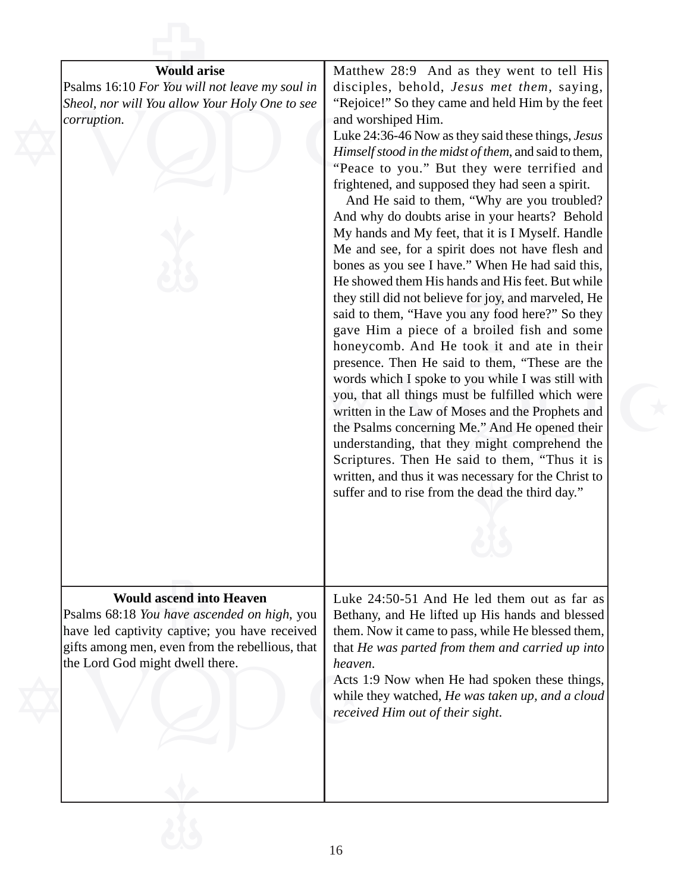| **Would arise**<br>Psalms 16:10 *For You will not leave my soul in Sheol, nor will You allow Your Holy One to see corruption.* | Matthew 28:9 And as they went to tell His disciples, behold, *Jesus met them*, saying, "Rejoice!" So they came and held Him by the feet and worshiped Him.<br>Luke 24:36-46 Now as they said these things, *Jesus Himself stood in the midst of them*, and said to them, "Peace to you." But they were terrified and frightened, and supposed they had seen a spirit.<br>And He said to them, "Why are you troubled? And why do doubts arise in your hearts? Behold My hands and My feet, that it is I Myself. Handle Me and see, for a spirit does not have flesh and bones as you see I have." When He had said this, He showed them His hands and His feet. But while they still did not believe for joy, and marveled, He said to them, "Have you any food here?" So they gave Him a piece of a broiled fish and some honeycomb. And He took it and ate in their presence. Then He said to them, "These are the words which I spoke to you while I was still with you, that all things must be fulfilled which were written in the Law of Moses and the Prophets and the Psalms concerning Me." And He opened their understanding, that they might comprehend the Scriptures. Then He said to them, "Thus it is written, and thus it was necessary for the Christ to suffer and to rise from the dead the third day." |
|---|---|
| **Would ascend into Heaven**<br>Psalms 68:18 *You have ascended on high,* you have led captivity captive; you have received gifts among men, even from the rebellious, that the Lord God might dwell there. | Luke 24:50-51 And He led them out as far as Bethany, and He lifted up His hands and blessed them. Now it came to pass, while He blessed them, that *He was parted from them and carried up into heaven*.<br>Acts 1:9 Now when He had spoken these things, while they watched, *He was taken up, and a cloud received Him out of their sight*. |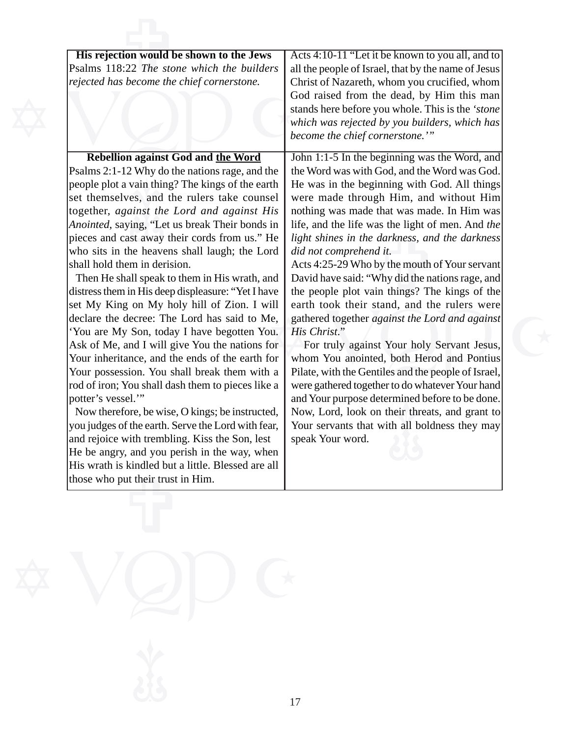| **His rejection would be shown to the Jews**<br>Psalms 118:22 *The stone which the builders rejected has become the chief cornerstone.* | Acts 4:10-11 "Let it be known to you all, and to all the people of Israel, that by the name of Jesus Christ of Nazareth, whom you crucified, whom God raised from the dead, by Him this man stands here before you whole. This is the *'stone which was rejected by you builders, which has become the chief cornerstone.'*" |
|---|---|
| **Rebellion against God and <u>the Word</u>**<br>Psalms 2:1-12 Why do the nations rage, and the people plot a vain thing? The kings of the earth set themselves, and the rulers take counsel together, *against the Lord and against His Anointed*, saying, "Let us break Their bonds in pieces and cast away their cords from us." He who sits in the heavens shall laugh; the Lord shall hold them in derision.<br>Then He shall speak to them in His wrath, and distress them in His deep displeasure: "Yet I have set My King on My holy hill of Zion. I will declare the decree: The Lord has said to Me, 'You are My Son, today I have begotten You. Ask of Me, and I will give You the nations for Your inheritance, and the ends of the earth for Your possession. You shall break them with a rod of iron; You shall dash them to pieces like a potter's vessel.'"<br>Now therefore, be wise, O kings; be instructed, you judges of the earth. Serve the Lord with fear, and rejoice with trembling. Kiss the Son, lest He be angry, and you perish in the way, when His wrath is kindled but a little. Blessed are all those who put their trust in Him. | John 1:1-5 In the beginning was the Word, and the Word was with God, and the Word was God. He was in the beginning with God. All things were made through Him, and without Him nothing was made that was made. In Him was life, and the life was the light of men. And *the light shines in the darkness, and the darkness did not comprehend it.*<br>Acts 4:25-29 Who by the mouth of Your servant David have said: "Why did the nations rage, and the people plot vain things? The kings of the earth took their stand, and the rulers were gathered together *against the Lord and against His Christ*."<br>For truly against Your holy Servant Jesus, whom You anointed, both Herod and Pontius Pilate, with the Gentiles and the people of Israel, were gathered together to do whatever Your hand and Your purpose determined before to be done. Now, Lord, look on their threats, and grant to Your servants that with all boldness they may speak Your word. |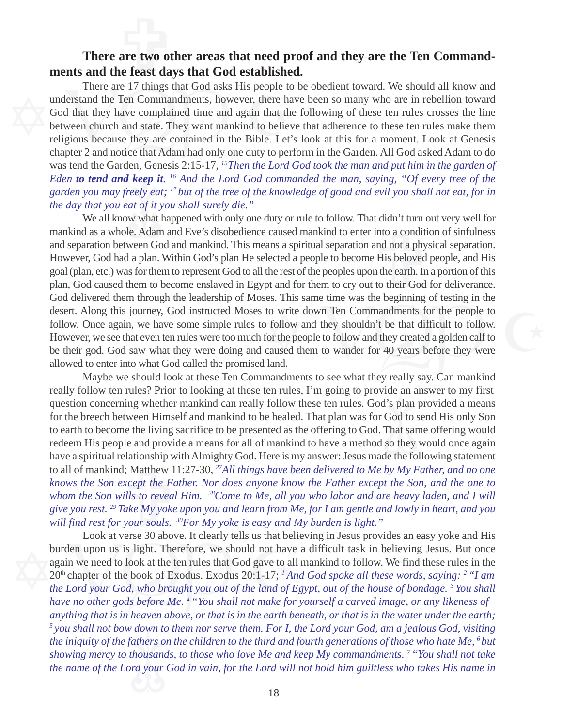**There are two other areas that need proof and they are the Ten Commandments and the feast days that God established.**

There are 17 things that God asks His people to be obedient toward. We should all know and understand the Ten Commandments, however, there have been so many who are in rebellion toward God that they have complained time and again that the following of these ten rules crosses the line between church and state. They want mankind to believe that adherence to these ten rules make them religious because they are contained in the Bible. Let's look at this for a moment. Look at Genesis chapter 2 and notice that Adam had only one duty to perform in the Garden. All God asked Adam to do was tend the Garden, Genesis 2:15-17, *[15]Then the Lord God took the man and put him in the garden of Eden* ***to tend and keep it****. [16] And the Lord God commanded the man, saying, "Of every tree of the garden you may freely eat; [17] but of the tree of the knowledge of good and evil you shall not eat, for in the day that you eat of it you shall surely die."*

We all know what happened with only one duty or rule to follow. That didn't turn out very well for mankind as a whole. Adam and Eve's disobedience caused mankind to enter into a condition of sinfulness and separation between God and mankind. This means a spiritual separation and not a physical separation. However, God had a plan. Within God's plan He selected a people to become His beloved people, and His goal (plan, etc.) was for them to represent God to all the rest of the peoples upon the earth. In a portion of this plan, God caused them to become enslaved in Egypt and for them to cry out to their God for deliverance. God delivered them through the leadership of Moses. This same time was the beginning of testing in the desert. Along this journey, God instructed Moses to write down Ten Commandments for the people to follow. Once again, we have some simple rules to follow and they shouldn't be that difficult to follow. However, we see that even ten rules were too much for the people to follow and they created a golden calf to be their god. God saw what they were doing and caused them to wander for 40 years before they were allowed to enter into what God called the promised land.

Maybe we should look at these Ten Commandments to see what they really say. Can mankind really follow ten rules? Prior to looking at these ten rules, I'm going to provide an answer to my first question concerning whether mankind can really follow these ten rules. God's plan provided a means for the breech between Himself and mankind to be healed. That plan was for God to send His only Son to earth to become the living sacrifice to be presented as the offering to God. That same offering would redeem His people and provide a means for all of mankind to have a method so they would once again have a spiritual relationship with Almighty God. Here is my answer: Jesus made the following statement to all of mankind; Matthew 11:27-30, *[27]All things have been delivered to Me by My Father, and no one knows the Son except the Father. Nor does anyone know the Father except the Son, and the one to whom the Son wills to reveal Him. [28]Come to Me, all you who labor and are heavy laden, and I will give you rest. [29] Take My yoke upon you and learn from Me, for I am gentle and lowly in heart, and you will find rest for your souls. [30]For My yoke is easy and My burden is light."*

Look at verse 30 above. It clearly tells us that believing in Jesus provides an easy yoke and His burden upon us is light. Therefore, we should not have a difficult task in believing Jesus. But once again we need to look at the ten rules that God gave to all mankind to follow. We find these rules in the 20th chapter of the book of Exodus. Exodus 20:1-17; *[1] And God spoke all these words, saying: [2] "I am the Lord your God, who brought you out of the land of Egypt, out of the house of bondage. [3] You shall have no other gods before Me. [4] "You shall not make for yourself a carved image, or any likeness of anything that is in heaven above, or that is in the earth beneath, or that is in the water under the earth; [5] you shall not bow down to them nor serve them. For I, the Lord your God, am a jealous God, visiting the iniquity of the fathers on the children to the third and fourth generations of those who hate Me, [6] but showing mercy to thousands, to those who love Me and keep My commandments. [7] "You shall not take the name of the Lord your God in vain, for the Lord will not hold him guiltless who takes His name in*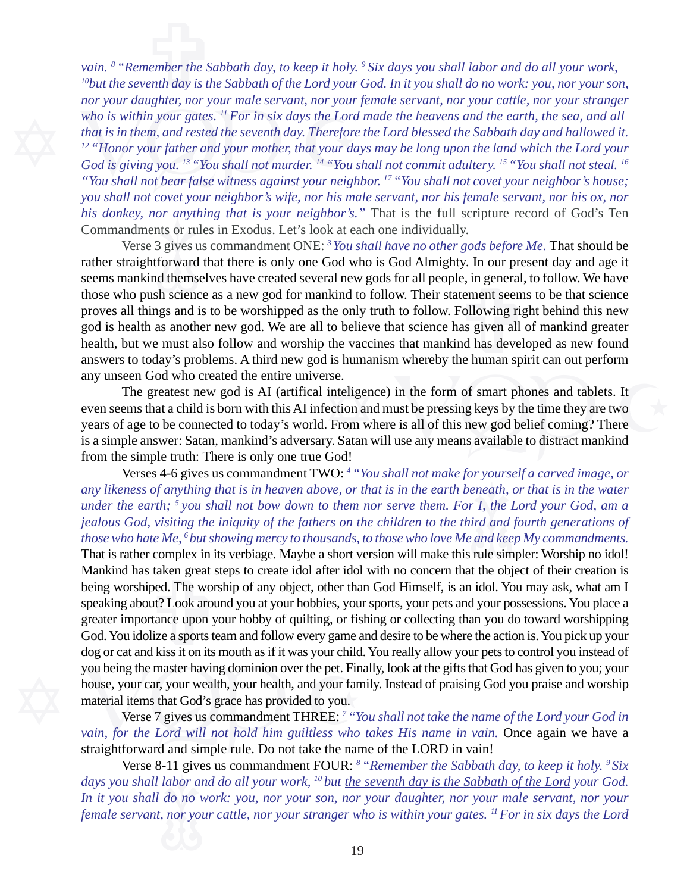*vain. [8] "Remember the Sabbath day, to keep it holy. [9] Six days you shall labor and do all your work, [10] but the seventh day is the Sabbath of the Lord your God. In it you shall do no work: you, nor your son, nor your daughter, nor your male servant, nor your female servant, nor your cattle, nor your stranger who is within your gates. [11] For in six days the Lord made the heavens and the earth, the sea, and all that is in them, and rested the seventh day. Therefore the Lord blessed the Sabbath day and hallowed it. [12] "Honor your father and your mother, that your days may be long upon the land which the Lord your God is giving you. [13] "You shall not murder. [14] "You shall not commit adultery. [15] "You shall not steal. [16] "You shall not bear false witness against your neighbor. [17] "You shall not covet your neighbor's house; you shall not covet your neighbor's wife, nor his male servant, nor his female servant, nor his ox, nor his donkey, nor anything that is your neighbor's."* That is the full scripture record of God's Ten Commandments or rules in Exodus. Let's look at each one individually.

Verse 3 gives us commandment ONE: *[3] You shall have no other gods before Me.* That should be rather straightforward that there is only one God who is God Almighty. In our present day and age it seems mankind themselves have created several new gods for all people, in general, to follow. We have those who push science as a new god for mankind to follow. Their statement seems to be that science proves all things and is to be worshipped as the only truth to follow. Following right behind this new god is health as another new god. We are all to believe that science has given all of mankind greater health, but we must also follow and worship the vaccines that mankind has developed as new found answers to today's problems. A third new god is humanism whereby the human spirit can out perform any unseen God who created the entire universe.

The greatest new god is AI (artifical inteligence) in the form of smart phones and tablets. It even seems that a child is born with this AI infection and must be pressing keys by the time they are two years of age to be connected to today's world. From where is all of this new god belief coming? There is a simple answer: Satan, mankind's adversary. Satan will use any means available to distract mankind from the simple truth: There is only one true God!

Verses 4-6 gives us commandment TWO: *[4] "You shall not make for yourself a carved image, or any likeness of anything that is in heaven above, or that is in the earth beneath, or that is in the water under the earth; [5] you shall not bow down to them nor serve them. For I, the Lord your God, am a jealous God, visiting the iniquity of the fathers on the children to the third and fourth generations of those who hate Me, [6] but showing mercy to thousands, to those who love Me and keep My commandments.* That is rather complex in its verbiage. Maybe a short version will make this rule simpler: Worship no idol! Mankind has taken great steps to create idol after idol with no concern that the object of their creation is being worshiped. The worship of any object, other than God Himself, is an idol. You may ask, what am I speaking about? Look around you at your hobbies, your sports, your pets and your possessions. You place a greater importance upon your hobby of quilting, or fishing or collecting than you do toward worshipping God. You idolize a sports team and follow every game and desire to be where the action is. You pick up your dog or cat and kiss it on its mouth as if it was your child. You really allow your pets to control you instead of you being the master having dominion over the pet. Finally, look at the gifts that God has given to you; your house, your car, your wealth, your health, and your family. Instead of praising God you praise and worship material items that God's grace has provided to you.

Verse 7 gives us commandment THREE: *[7] "You shall not take the name of the Lord your God in vain, for the Lord will not hold him guiltless who takes His name in vain.* Once again we have a straightforward and simple rule. Do not take the name of the LORD in vain!

Verse 8-11 gives us commandment FOUR: *[8] "Remember the Sabbath day, to keep it holy. [9] Six days you shall labor and do all your work, [10] but <u>the seventh day is the Sabbath of the Lord</u> your God. In it you shall do no work: you, nor your son, nor your daughter, nor your male servant, nor your female servant, nor your cattle, nor your stranger who is within your gates. [11] For in six days the Lord*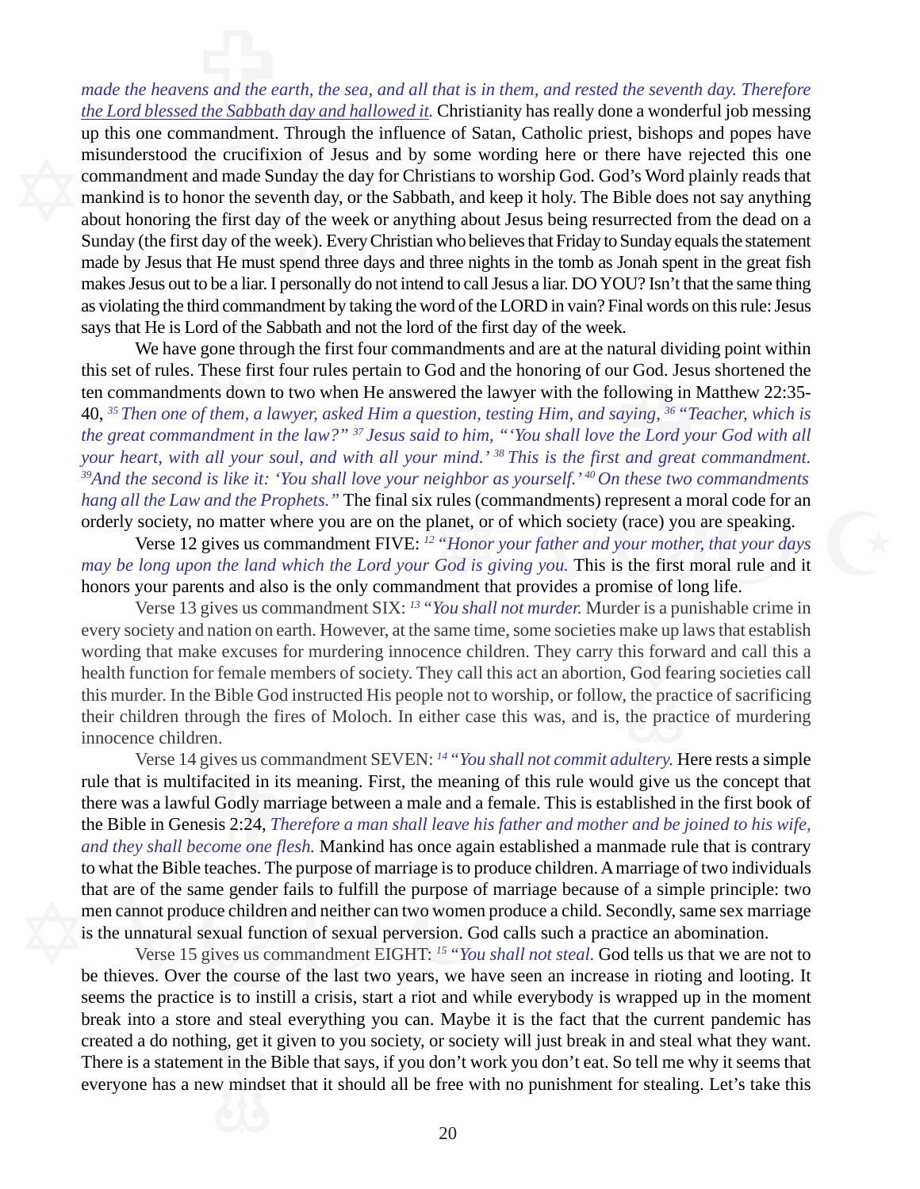*made the heavens and the earth, the sea, and all that is in them, and rested the seventh day. Therefore the Lord blessed the Sabbath day and hallowed it.* Christianity has really done a wonderful job messing up this one commandment. Through the influence of Satan, Catholic priest, bishops and popes have misunderstood the crucifixion of Jesus and by some wording here or there have rejected this one commandment and made Sunday the day for Christians to worship God. God's Word plainly reads that mankind is to honor the seventh day, or the Sabbath, and keep it holy. The Bible does not say anything about honoring the first day of the week or anything about Jesus being resurrected from the dead on a Sunday (the first day of the week). Every Christian who believes that Friday to Sunday equals the statement made by Jesus that He must spend three days and three nights in the tomb as Jonah spent in the great fish makes Jesus out to be a liar. I personally do not intend to call Jesus a liar. DO YOU? Isn't that the same thing as violating the third commandment by taking the word of the LORD in vain? Final words on this rule: Jesus says that He is Lord of the Sabbath and not the lord of the first day of the week.

We have gone through the first four commandments and are at the natural dividing point within this set of rules. These first four rules pertain to God and the honoring of our God. Jesus shortened the ten commandments down to two when He answered the lawyer with the following in Matthew 22:35-40, *[35] Then one of them, a lawyer, asked Him a question, testing Him, and saying, [36] "Teacher, which is the great commandment in the law?" [37] Jesus said to him, "'You shall love the Lord your God with all your heart, with all your soul, and with all your mind.' [38] This is the first and great commandment. [39]And the second is like it: 'You shall love your neighbor as yourself.' [40] On these two commandments hang all the Law and the Prophets."* The final six rules (commandments) represent a moral code for an orderly society, no matter where you are on the planet, or of which society (race) you are speaking.

Verse 12 gives us commandment FIVE: *[12] "Honor your father and your mother, that your days may be long upon the land which the Lord your God is giving you.* This is the first moral rule and it honors your parents and also is the only commandment that provides a promise of long life.

Verse 13 gives us commandment SIX: *[13] "You shall not murder.* Murder is a punishable crime in every society and nation on earth. However, at the same time, some societies make up laws that establish wording that make excuses for murdering innocence children. They carry this forward and call this a health function for female members of society. They call this act an abortion, God fearing societies call this murder. In the Bible God instructed His people not to worship, or follow, the practice of sacrificing their children through the fires of Moloch. In either case this was, and is, the practice of murdering innocence children.

Verse 14 gives us commandment SEVEN: *[14] "You shall not commit adultery.* Here rests a simple rule that is multifacited in its meaning. First, the meaning of this rule would give us the concept that there was a lawful Godly marriage between a male and a female. This is established in the first book of the Bible in Genesis 2:24, *Therefore a man shall leave his father and mother and be joined to his wife, and they shall become one flesh.* Mankind has once again established a manmade rule that is contrary to what the Bible teaches. The purpose of marriage is to produce children. A marriage of two individuals that are of the same gender fails to fulfill the purpose of marriage because of a simple principle: two men cannot produce children and neither can two women produce a child. Secondly, same sex marriage is the unnatural sexual function of sexual perversion. God calls such a practice an abomination.

Verse 15 gives us commandment EIGHT: *[15] "You shall not steal.* God tells us that we are not to be thieves. Over the course of the last two years, we have seen an increase in rioting and looting. It seems the practice is to instill a crisis, start a riot and while everybody is wrapped up in the moment break into a store and steal everything you can. Maybe it is the fact that the current pandemic has created a do nothing, get it given to you society, or society will just break in and steal what they want. There is a statement in the Bible that says, if you don't work you don't eat. So tell me why it seems that everyone has a new mindset that it should all be free with no punishment for stealing. Let's take this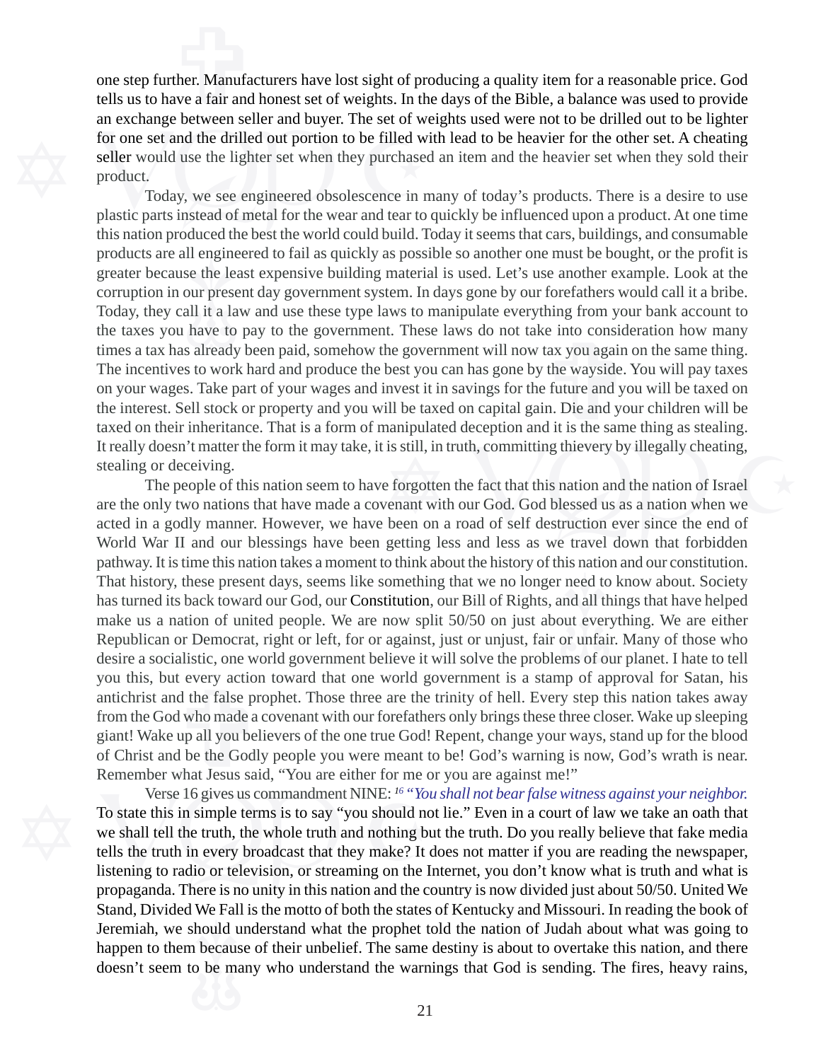one step further. Manufacturers have lost sight of producing a quality item for a reasonable price. God tells us to have a fair and honest set of weights. In the days of the Bible, a balance was used to provide an exchange between seller and buyer. The set of weights used were not to be drilled out to be lighter for one set and the drilled out portion to be filled with lead to be heavier for the other set. A cheating seller would use the lighter set when they purchased an item and the heavier set when they sold their product.

Today, we see engineered obsolescence in many of today's products. There is a desire to use plastic parts instead of metal for the wear and tear to quickly be influenced upon a product. At one time this nation produced the best the world could build. Today it seems that cars, buildings, and consumable products are all engineered to fail as quickly as possible so another one must be bought, or the profit is greater because the least expensive building material is used. Let's use another example. Look at the corruption in our present day government system. In days gone by our forefathers would call it a bribe. Today, they call it a law and use these type laws to manipulate everything from your bank account to the taxes you have to pay to the government. These laws do not take into consideration how many times a tax has already been paid, somehow the government will now tax you again on the same thing. The incentives to work hard and produce the best you can has gone by the wayside. You will pay taxes on your wages. Take part of your wages and invest it in savings for the future and you will be taxed on the interest. Sell stock or property and you will be taxed on capital gain. Die and your children will be taxed on their inheritance. That is a form of manipulated deception and it is the same thing as stealing. It really doesn't matter the form it may take, it is still, in truth, committing thievery by illegally cheating, stealing or deceiving.

The people of this nation seem to have forgotten the fact that this nation and the nation of Israel are the only two nations that have made a covenant with our God. God blessed us as a nation when we acted in a godly manner. However, we have been on a road of self destruction ever since the end of World War II and our blessings have been getting less and less as we travel down that forbidden pathway. It is time this nation takes a moment to think about the history of this nation and our constitution. That history, these present days, seems like something that we no longer need to know about. Society has turned its back toward our God, our Constitution, our Bill of Rights, and all things that have helped make us a nation of united people. We are now split 50/50 on just about everything. We are either Republican or Democrat, right or left, for or against, just or unjust, fair or unfair. Many of those who desire a socialistic, one world government believe it will solve the problems of our planet. I hate to tell you this, but every action toward that one world government is a stamp of approval for Satan, his antichrist and the false prophet. Those three are the trinity of hell. Every step this nation takes away from the God who made a covenant with our forefathers only brings these three closer. Wake up sleeping giant! Wake up all you believers of the one true God! Repent, change your ways, stand up for the blood of Christ and be the Godly people you were meant to be! God's warning is now, God's wrath is near. Remember what Jesus said, "You are either for me or you are against me!"

Verse 16 gives us commandment NINE: *[16] "You shall not bear false witness against your neighbor.* To state this in simple terms is to say "you should not lie." Even in a court of law we take an oath that we shall tell the truth, the whole truth and nothing but the truth. Do you really believe that fake media tells the truth in every broadcast that they make? It does not matter if you are reading the newspaper, listening to radio or television, or streaming on the Internet, you don't know what is truth and what is propaganda. There is no unity in this nation and the country is now divided just about 50/50. United We Stand, Divided We Fall is the motto of both the states of Kentucky and Missouri. In reading the book of Jeremiah, we should understand what the prophet told the nation of Judah about what was going to happen to them because of their unbelief. The same destiny is about to overtake this nation, and there doesn't seem to be many who understand the warnings that God is sending. The fires, heavy rains,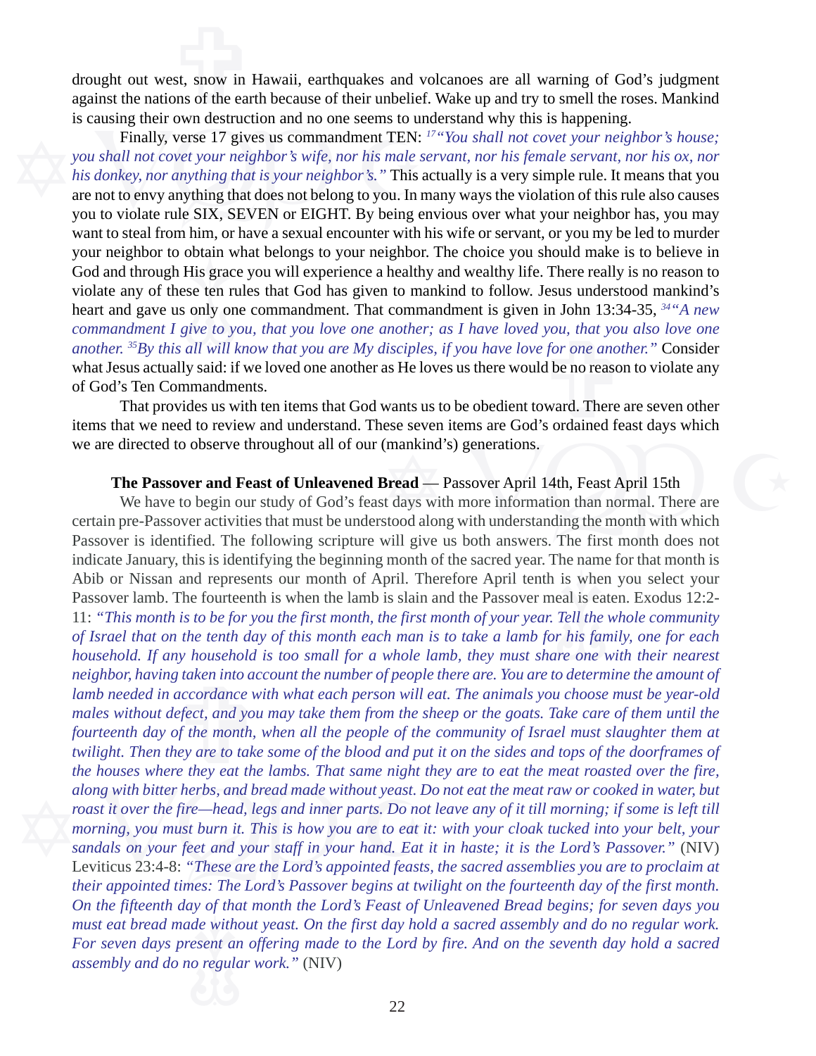drought out west, snow in Hawaii, earthquakes and volcanoes are all warning of God's judgment against the nations of the earth because of their unbelief. Wake up and try to smell the roses. Mankind is causing their own destruction and no one seems to understand why this is happening.

Finally, verse 17 gives us commandment TEN: [17]*"You shall not covet your neighbor's house; you shall not covet your neighbor's wife, nor his male servant, nor his female servant, nor his ox, nor his donkey, nor anything that is your neighbor's."* This actually is a very simple rule. It means that you are not to envy anything that does not belong to you. In many ways the violation of this rule also causes you to violate rule SIX, SEVEN or EIGHT. By being envious over what your neighbor has, you may want to steal from him, or have a sexual encounter with his wife or servant, or you my be led to murder your neighbor to obtain what belongs to your neighbor. The choice you should make is to believe in God and through His grace you will experience a healthy and wealthy life. There really is no reason to violate any of these ten rules that God has given to mankind to follow. Jesus understood mankind's heart and gave us only one commandment. That commandment is given in John 13:34-35, [34]*"A new commandment I give to you, that you love one another; as I have loved you, that you also love one another.* [35]*By this all will know that you are My disciples, if you have love for one another."* Consider what Jesus actually said: if we loved one another as He loves us there would be no reason to violate any of God's Ten Commandments.

That provides us with ten items that God wants us to be obedient toward. There are seven other items that we need to review and understand. These seven items are God's ordained feast days which we are directed to observe throughout all of our (mankind's) generations.

**The Passover and Feast of Unleavened Bread** — Passover April 14th, Feast April 15th

We have to begin our study of God's feast days with more information than normal. There are certain pre-Passover activities that must be understood along with understanding the month with which Passover is identified. The following scripture will give us both answers. The first month does not indicate January, this is identifying the beginning month of the sacred year. The name for that month is Abib or Nissan and represents our month of April. Therefore April tenth is when you select your Passover lamb. The fourteenth is when the lamb is slain and the Passover meal is eaten. Exodus 12:2-11: *"This month is to be for you the first month, the first month of your year. Tell the whole community of Israel that on the tenth day of this month each man is to take a lamb for his family, one for each household. If any household is too small for a whole lamb, they must share one with their nearest neighbor, having taken into account the number of people there are. You are to determine the amount of lamb needed in accordance with what each person will eat. The animals you choose must be year-old males without defect, and you may take them from the sheep or the goats. Take care of them until the fourteenth day of the month, when all the people of the community of Israel must slaughter them at twilight. Then they are to take some of the blood and put it on the sides and tops of the doorframes of the houses where they eat the lambs. That same night they are to eat the meat roasted over the fire, along with bitter herbs, and bread made without yeast. Do not eat the meat raw or cooked in water, but roast it over the fire—head, legs and inner parts. Do not leave any of it till morning; if some is left till morning, you must burn it. This is how you are to eat it: with your cloak tucked into your belt, your sandals on your feet and your staff in your hand. Eat it in haste; it is the Lord's Passover."* (NIV) Leviticus 23:4-8: *"These are the Lord's appointed feasts, the sacred assemblies you are to proclaim at their appointed times: The Lord's Passover begins at twilight on the fourteenth day of the first month. On the fifteenth day of that month the Lord's Feast of Unleavened Bread begins; for seven days you must eat bread made without yeast. On the first day hold a sacred assembly and do no regular work. For seven days present an offering made to the Lord by fire. And on the seventh day hold a sacred assembly and do no regular work."* (NIV)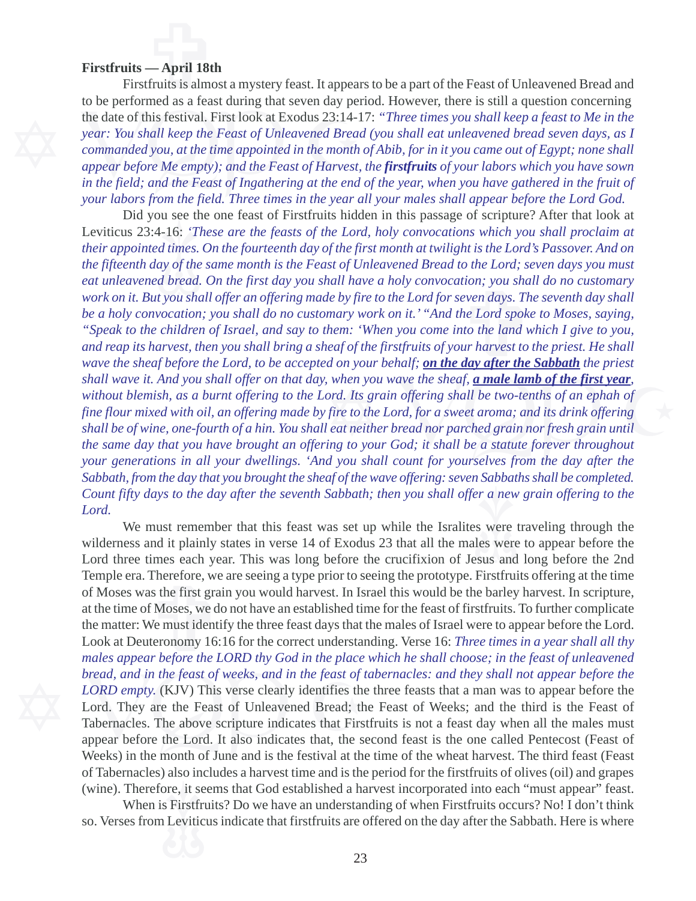**Firstfruits — April 18th**

Firstfruits is almost a mystery feast. It appears to be a part of the Feast of Unleavened Bread and to be performed as a feast during that seven day period. However, there is still a question concerning the date of this festival. First look at Exodus 23:14-17: *"Three times you shall keep a feast to Me in the year: You shall keep the Feast of Unleavened Bread (you shall eat unleavened bread seven days, as I commanded you, at the time appointed in the month of Abib, for in it you came out of Egypt; none shall appear before Me empty); and the Feast of Harvest, the* ***firstfruits*** *of your labors which you have sown in the field; and the Feast of Ingathering at the end of the year, when you have gathered in the fruit of your labors from the field. Three times in the year all your males shall appear before the Lord God.*

Did you see the one feast of Firstfruits hidden in this passage of scripture? After that look at Leviticus 23:4-16: *'These are the feasts of the Lord, holy convocations which you shall proclaim at their appointed times. On the fourteenth day of the first month at twilight is the Lord's Passover. And on the fifteenth day of the same month is the Feast of Unleavened Bread to the Lord; seven days you must eat unleavened bread. On the first day you shall have a holy convocation; you shall do no customary work on it. But you shall offer an offering made by fire to the Lord for seven days. The seventh day shall be a holy convocation; you shall do no customary work on it.' "And the Lord spoke to Moses, saying, "Speak to the children of Israel, and say to them: 'When you come into the land which I give to you, and reap its harvest, then you shall bring a sheaf of the firstfruits of your harvest to the priest. He shall wave the sheaf before the Lord, to be accepted on your behalf;* ***<u>on the day after the Sabbath</u>*** *the priest shall wave it. And you shall offer on that day, when you wave the sheaf,* ***<u>a male lamb of the first year</u>****, without blemish, as a burnt offering to the Lord. Its grain offering shall be two-tenths of an ephah of fine flour mixed with oil, an offering made by fire to the Lord, for a sweet aroma; and its drink offering shall be of wine, one-fourth of a hin. You shall eat neither bread nor parched grain nor fresh grain until the same day that you have brought an offering to your God; it shall be a statute forever throughout your generations in all your dwellings. 'And you shall count for yourselves from the day after the Sabbath, from the day that you brought the sheaf of the wave offering: seven Sabbaths shall be completed. Count fifty days to the day after the seventh Sabbath; then you shall offer a new grain offering to the Lord.*

We must remember that this feast was set up while the Isralites were traveling through the wilderness and it plainly states in verse 14 of Exodus 23 that all the males were to appear before the Lord three times each year. This was long before the crucifixion of Jesus and long before the 2nd Temple era. Therefore, we are seeing a type prior to seeing the prototype. Firstfruits offering at the time of Moses was the first grain you would harvest. In Israel this would be the barley harvest. In scripture, at the time of Moses, we do not have an established time for the feast of firstfruits. To further complicate the matter: We must identify the three feast days that the males of Israel were to appear before the Lord. Look at Deuteronomy 16:16 for the correct understanding. Verse 16: *Three times in a year shall all thy males appear before the LORD thy God in the place which he shall choose; in the feast of unleavened bread, and in the feast of weeks, and in the feast of tabernacles: and they shall not appear before the LORD empty.* (KJV) This verse clearly identifies the three feasts that a man was to appear before the Lord. They are the Feast of Unleavened Bread; the Feast of Weeks; and the third is the Feast of Tabernacles. The above scripture indicates that Firstfruits is not a feast day when all the males must appear before the Lord. It also indicates that, the second feast is the one called Pentecost (Feast of Weeks) in the month of June and is the festival at the time of the wheat harvest. The third feast (Feast of Tabernacles) also includes a harvest time and is the period for the firstfruits of olives (oil) and grapes (wine). Therefore, it seems that God established a harvest incorporated into each "must appear" feast.

When is Firstfruits? Do we have an understanding of when Firstfruits occurs? No! I don't think so. Verses from Leviticus indicate that firstfruits are offered on the day after the Sabbath. Here is where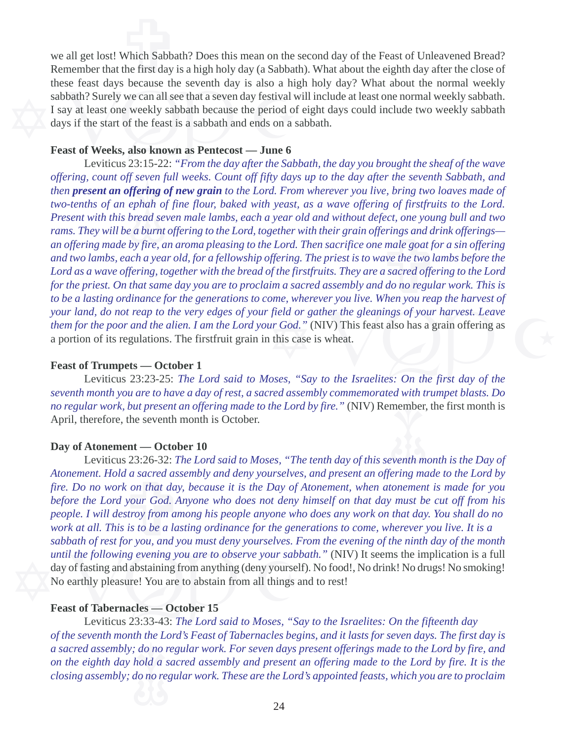we all get lost! Which Sabbath? Does this mean on the second day of the Feast of Unleavened Bread? Remember that the first day is a high holy day (a Sabbath). What about the eighth day after the close of these feast days because the seventh day is also a high holy day? What about the normal weekly sabbath? Surely we can all see that a seven day festival will include at least one normal weekly sabbath. I say at least one weekly sabbath because the period of eight days could include two weekly sabbath days if the start of the feast is a sabbath and ends on a sabbath.

**Feast of Weeks, also known as Pentecost — June 6**

Leviticus 23:15-22: *"From the day after the Sabbath, the day you brought the sheaf of the wave offering, count off seven full weeks. Count off fifty days up to the day after the seventh Sabbath, and then* ***present an offering of new grain*** *to the Lord. From wherever you live, bring two loaves made of two-tenths of an ephah of fine flour, baked with yeast, as a wave offering of firstfruits to the Lord. Present with this bread seven male lambs, each a year old and without defect, one young bull and two rams. They will be a burnt offering to the Lord, together with their grain offerings and drink offerings—an offering made by fire, an aroma pleasing to the Lord. Then sacrifice one male goat for a sin offering and two lambs, each a year old, for a fellowship offering. The priest is to wave the two lambs before the Lord as a wave offering, together with the bread of the firstfruits. They are a sacred offering to the Lord for the priest. On that same day you are to proclaim a sacred assembly and do no regular work. This is to be a lasting ordinance for the generations to come, wherever you live. When you reap the harvest of your land, do not reap to the very edges of your field or gather the gleanings of your harvest. Leave them for the poor and the alien. I am the Lord your God."* (NIV) This feast also has a grain offering as a portion of its regulations. The firstfruit grain in this case is wheat.

**Feast of Trumpets — October 1**

Leviticus 23:23-25: *The Lord said to Moses, "Say to the Israelites: On the first day of the seventh month you are to have a day of rest, a sacred assembly commemorated with trumpet blasts. Do no regular work, but present an offering made to the Lord by fire."* (NIV) Remember, the first month is April, therefore, the seventh month is October.

**Day of Atonement — October 10**

Leviticus 23:26-32: *The Lord said to Moses, "The tenth day of this seventh month is the Day of Atonement. Hold a sacred assembly and deny yourselves, and present an offering made to the Lord by fire. Do no work on that day, because it is the Day of Atonement, when atonement is made for you before the Lord your God. Anyone who does not deny himself on that day must be cut off from his people. I will destroy from among his people anyone who does any work on that day. You shall do no work at all. This is to be a lasting ordinance for the generations to come, wherever you live. It is a sabbath of rest for you, and you must deny yourselves. From the evening of the ninth day of the month until the following evening you are to observe your sabbath."* (NIV) It seems the implication is a full day of fasting and abstaining from anything (deny yourself). No food!, No drink! No drugs! No smoking! No earthly pleasure! You are to abstain from all things and to rest!

**Feast of Tabernacles — October 15**

Leviticus 23:33-43: *The Lord said to Moses, "Say to the Israelites: On the fifteenth day of the seventh month the Lord's Feast of Tabernacles begins, and it lasts for seven days. The first day is a sacred assembly; do no regular work. For seven days present offerings made to the Lord by fire, and on the eighth day hold a sacred assembly and present an offering made to the Lord by fire. It is the closing assembly; do no regular work. These are the Lord's appointed feasts, which you are to proclaim*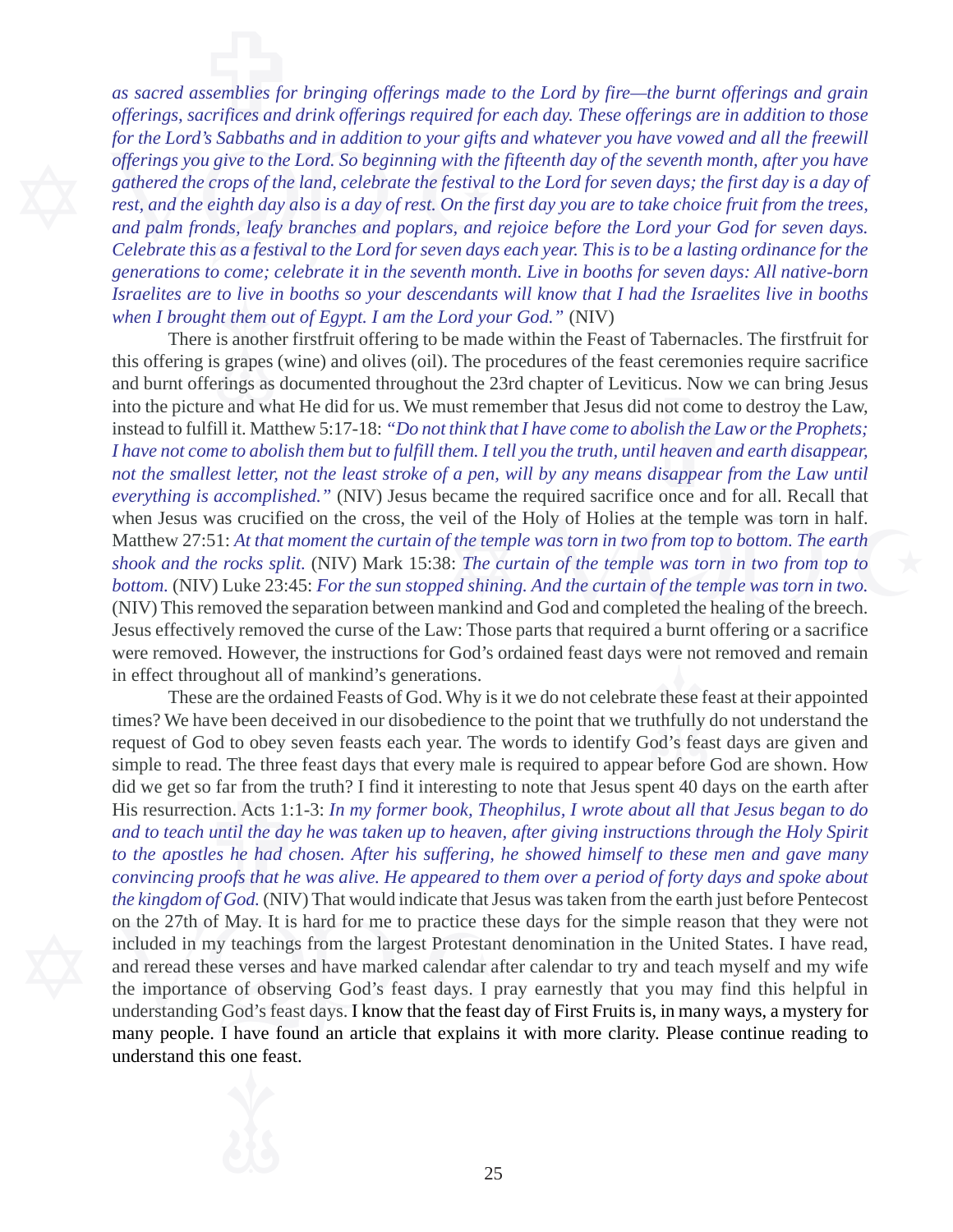*as sacred assemblies for bringing offerings made to the Lord by fire—the burnt offerings and grain offerings, sacrifices and drink offerings required for each day. These offerings are in addition to those for the Lord's Sabbaths and in addition to your gifts and whatever you have vowed and all the freewill offerings you give to the Lord. So beginning with the fifteenth day of the seventh month, after you have gathered the crops of the land, celebrate the festival to the Lord for seven days; the first day is a day of rest, and the eighth day also is a day of rest. On the first day you are to take choice fruit from the trees, and palm fronds, leafy branches and poplars, and rejoice before the Lord your God for seven days. Celebrate this as a festival to the Lord for seven days each year. This is to be a lasting ordinance for the generations to come; celebrate it in the seventh month. Live in booths for seven days: All native-born Israelites are to live in booths so your descendants will know that I had the Israelites live in booths when I brought them out of Egypt. I am the Lord your God."* (NIV)

There is another firstfruit offering to be made within the Feast of Tabernacles. The firstfruit for this offering is grapes (wine) and olives (oil). The procedures of the feast ceremonies require sacrifice and burnt offerings as documented throughout the 23rd chapter of Leviticus. Now we can bring Jesus into the picture and what He did for us. We must remember that Jesus did not come to destroy the Law, instead to fulfill it. Matthew 5:17-18: *"Do not think that I have come to abolish the Law or the Prophets; I have not come to abolish them but to fulfill them. I tell you the truth, until heaven and earth disappear, not the smallest letter, not the least stroke of a pen, will by any means disappear from the Law until everything is accomplished."* (NIV) Jesus became the required sacrifice once and for all. Recall that when Jesus was crucified on the cross, the veil of the Holy of Holies at the temple was torn in half. Matthew 27:51: *At that moment the curtain of the temple was torn in two from top to bottom. The earth shook and the rocks split.* (NIV) Mark 15:38: *The curtain of the temple was torn in two from top to bottom.* (NIV) Luke 23:45: *For the sun stopped shining. And the curtain of the temple was torn in two.* (NIV) This removed the separation between mankind and God and completed the healing of the breech. Jesus effectively removed the curse of the Law: Those parts that required a burnt offering or a sacrifice were removed. However, the instructions for God's ordained feast days were not removed and remain in effect throughout all of mankind's generations.

These are the ordained Feasts of God. Why is it we do not celebrate these feast at their appointed times? We have been deceived in our disobedience to the point that we truthfully do not understand the request of God to obey seven feasts each year. The words to identify God's feast days are given and simple to read. The three feast days that every male is required to appear before God are shown. How did we get so far from the truth? I find it interesting to note that Jesus spent 40 days on the earth after His resurrection. Acts 1:1-3: *In my former book, Theophilus, I wrote about all that Jesus began to do and to teach until the day he was taken up to heaven, after giving instructions through the Holy Spirit to the apostles he had chosen. After his suffering, he showed himself to these men and gave many convincing proofs that he was alive. He appeared to them over a period of forty days and spoke about the kingdom of God.* (NIV) That would indicate that Jesus was taken from the earth just before Pentecost on the 27th of May. It is hard for me to practice these days for the simple reason that they were not included in my teachings from the largest Protestant denomination in the United States. I have read, and reread these verses and have marked calendar after calendar to try and teach myself and my wife the importance of observing God's feast days. I pray earnestly that you may find this helpful in understanding God's feast days. I know that the feast day of First Fruits is, in many ways, a mystery for many people. I have found an article that explains it with more clarity. Please continue reading to understand this one feast.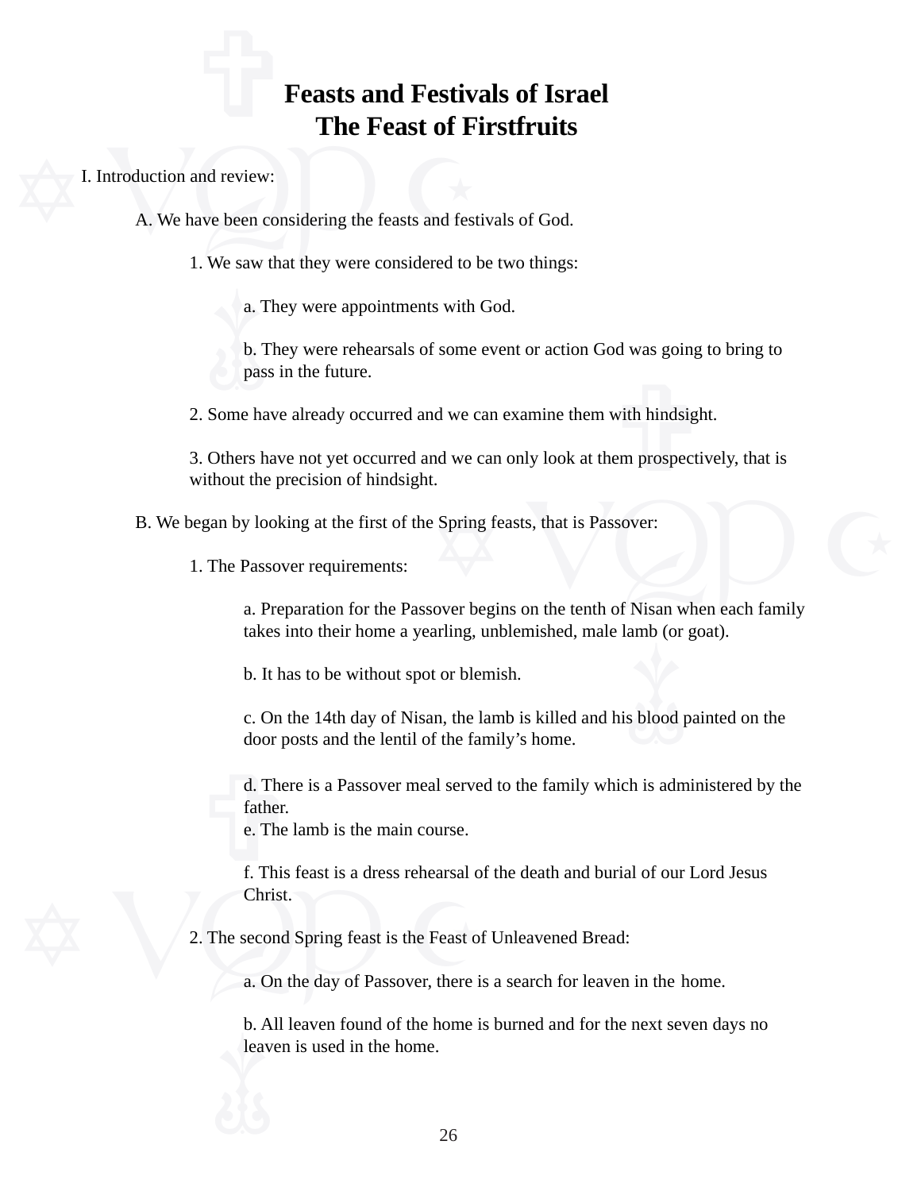# Feasts and Festivals of Israel
# The Feast of Firstfruits

I. Introduction and review:

A. We have been considering the feasts and festivals of God.

1. We saw that they were considered to be two things:

a. They were appointments with God.

b. They were rehearsals of some event or action God was going to bring to pass in the future.

2. Some have already occurred and we can examine them with hindsight.

3. Others have not yet occurred and we can only look at them prospectively, that is without the precision of hindsight.

B. We began by looking at the first of the Spring feasts, that is Passover:

1. The Passover requirements:

a. Preparation for the Passover begins on the tenth of Nisan when each family takes into their home a yearling, unblemished, male lamb (or goat).

b. It has to be without spot or blemish.

c. On the 14th day of Nisan, the lamb is killed and his blood painted on the door posts and the lentil of the family's home.

d. There is a Passover meal served to the family which is administered by the father.

e. The lamb is the main course.

f. This feast is a dress rehearsal of the death and burial of our Lord Jesus Christ.

2. The second Spring feast is the Feast of Unleavened Bread:

a. On the day of Passover, there is a search for leaven in the home.

b. All leaven found of the home is burned and for the next seven days no leaven is used in the home.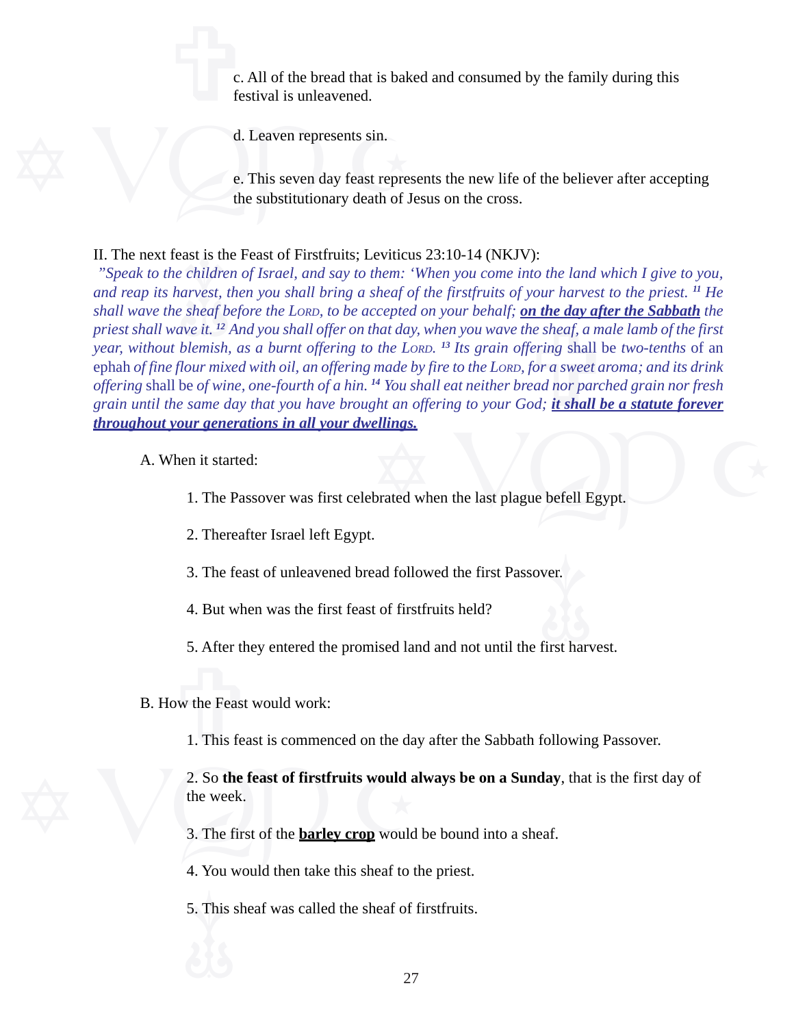c. All of the bread that is baked and consumed by the family during this festival is unleavened.

d. Leaven represents sin.

e. This seven day feast represents the new life of the believer after accepting the substitutionary death of Jesus on the cross.

II. The next feast is the Feast of Firstfruits; Leviticus 23:10-14 (NKJV):

*"Speak to the children of Israel, and say to them: 'When you come into the land which I give to you, and reap its harvest, then you shall bring a sheaf of the firstfruits of your harvest to the priest.* [11] *He shall wave the sheaf before the LORD, to be accepted on your behalf;* ***on the day after the Sabbath*** *the priest shall wave it.* [12] *And you shall offer on that day, when you wave the sheaf, a male lamb of the first year, without blemish, as a burnt offering to the LORD.* [13] *Its grain offering* shall be *two-tenths* of an ephah *of fine flour mixed with oil, an offering made by fire to the LORD, for a sweet aroma; and its drink offering* shall be *of wine, one-fourth of a hin.* [14] *You shall eat neither bread nor parched grain nor fresh grain until the same day that you have brought an offering to your God;* ***it shall be a statute forever throughout your generations in all your dwellings.***

A. When it started:

1. The Passover was first celebrated when the last plague befell Egypt.

2. Thereafter Israel left Egypt.

3. The feast of unleavened bread followed the first Passover.

4. But when was the first feast of firstfruits held?

5. After they entered the promised land and not until the first harvest.

B. How the Feast would work:

1. This feast is commenced on the day after the Sabbath following Passover.

2. So **the feast of firstfruits would always be on a Sunday**, that is the first day of the week.

3. The first of the **barley crop** would be bound into a sheaf.

4. You would then take this sheaf to the priest.

5. This sheaf was called the sheaf of firstfruits.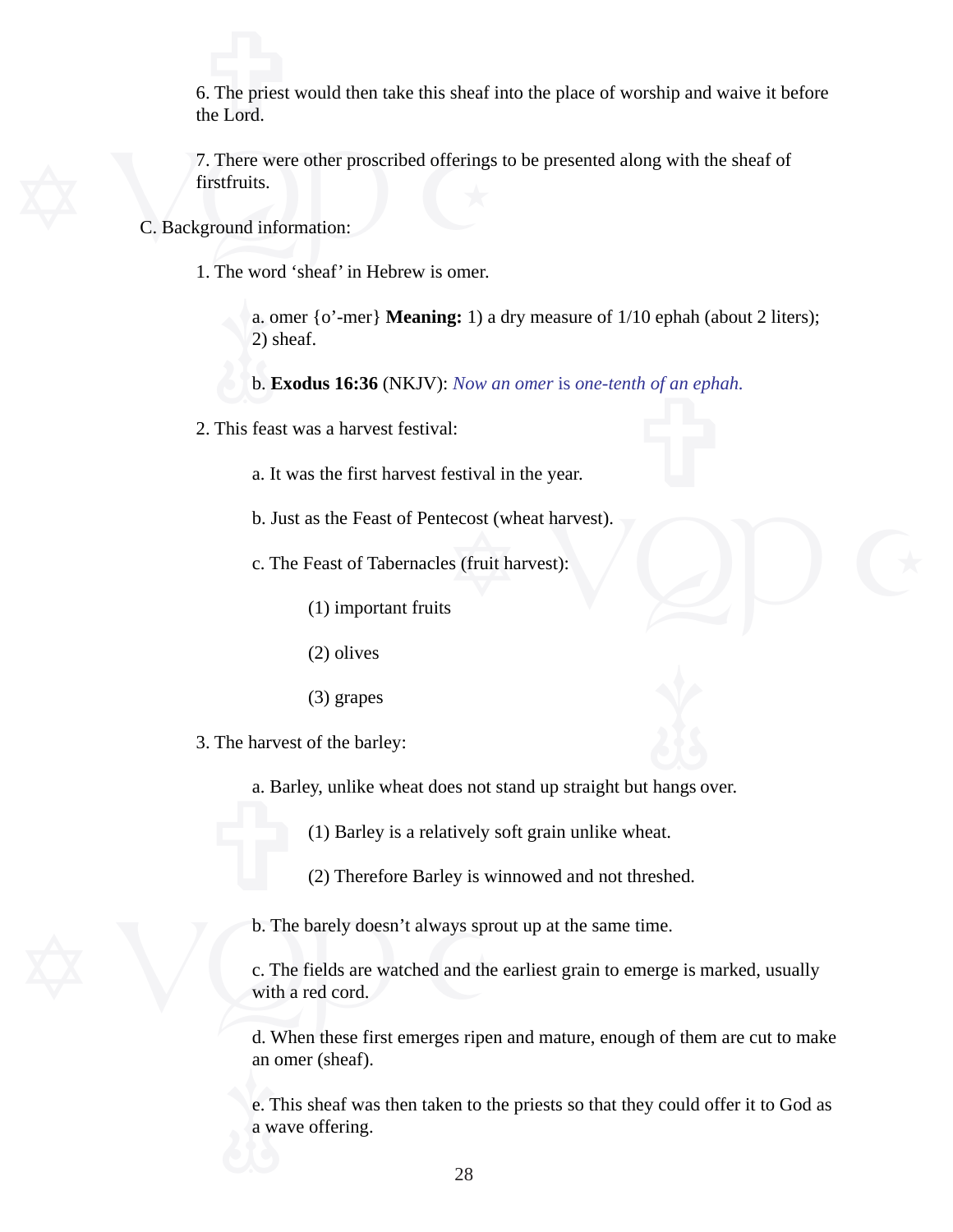6. The priest would then take this sheaf into the place of worship and waive it before the Lord.

7. There were other proscribed offerings to be presented along with the sheaf of firstfruits.

C. Background information:

1. The word ‘sheaf’ in Hebrew is omer.

a. omer {o’-mer} **Meaning:** 1) a dry measure of 1/10 ephah (about 2 liters); 2) sheaf.

b. **Exodus 16:36** (NKJV): *Now an omer* is *one-tenth of an ephah.*

2. This feast was a harvest festival:

a. It was the first harvest festival in the year.

b. Just as the Feast of Pentecost (wheat harvest).

c. The Feast of Tabernacles (fruit harvest):

(1) important fruits

(2) olives

(3) grapes

3. The harvest of the barley:

a. Barley, unlike wheat does not stand up straight but hangs over.

(1) Barley is a relatively soft grain unlike wheat.

(2) Therefore Barley is winnowed and not threshed.

b. The barely doesn’t always sprout up at the same time.

c. The fields are watched and the earliest grain to emerge is marked, usually with a red cord.

d. When these first emerges ripen and mature, enough of them are cut to make an omer (sheaf).

e. This sheaf was then taken to the priests so that they could offer it to God as a wave offering.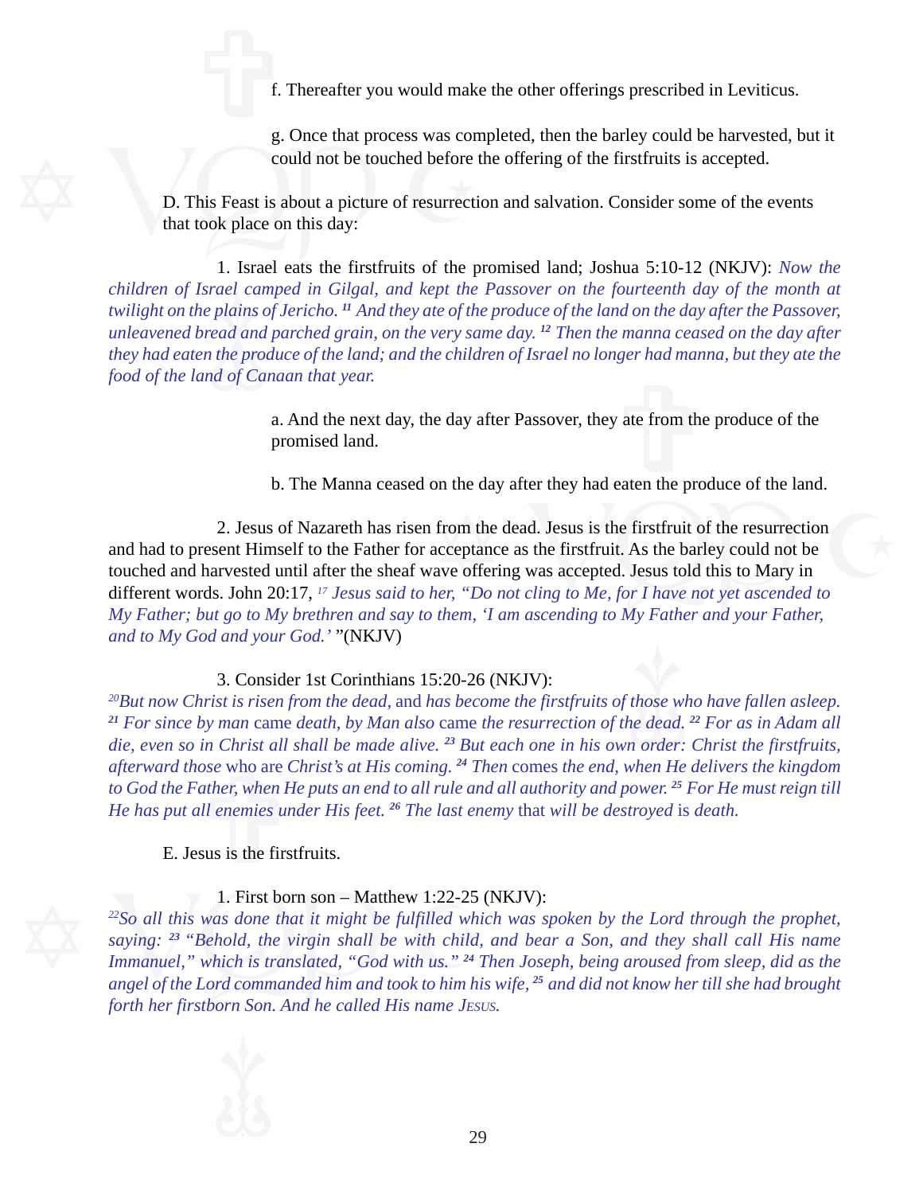f. Thereafter you would make the other offerings prescribed in Leviticus.

g. Once that process was completed, then the barley could be harvested, but it could not be touched before the offering of the firstfruits is accepted.

D. This Feast is about a picture of resurrection and salvation. Consider some of the events that took place on this day:

1. Israel eats the firstfruits of the promised land; Joshua 5:10-12 (NKJV): *Now the children of Israel camped in Gilgal, and kept the Passover on the fourteenth day of the month at twilight on the plains of Jericho.* ***[11]*** *And they ate of the produce of the land on the day after the Passover, unleavened bread and parched grain, on the very same day.* ***[12]*** *Then the manna ceased on the day after they had eaten the produce of the land; and the children of Israel no longer had manna, but they ate the food of the land of Canaan that year.*

a. And the next day, the day after Passover, they ate from the produce of the promised land.

b. The Manna ceased on the day after they had eaten the produce of the land.

2. Jesus of Nazareth has risen from the dead. Jesus is the firstfruit of the resurrection and had to present Himself to the Father for acceptance as the firstfruit. As the barley could not be touched and harvested until after the sheaf wave offering was accepted. Jesus told this to Mary in different words. John 20:17, [17] *Jesus said to her, "Do not cling to Me, for I have not yet ascended to My Father; but go to My brethren and say to them, 'I am ascending to My Father and your Father, and to My God and your God.'* "(NKJV)

3. Consider 1st Corinthians 15:20-26 (NKJV):
[20]*But now Christ is risen from the dead,* and *has become the firstfruits of those who have fallen asleep.* ***[21]*** *For since by man* came *death, by Man also* came *the resurrection of the dead.* ***[22]*** *For as in Adam all die, even so in Christ all shall be made alive.* ***[23]*** *But each one in his own order: Christ the firstfruits, afterward those* who are *Christ's at His coming.* ***[24]*** *Then* comes *the end, when He delivers the kingdom to God the Father, when He puts an end to all rule and all authority and power.* ***[25]*** *For He must reign till He has put all enemies under His feet.* ***[26]*** *The last enemy* that *will be destroyed* is *death.*

E. Jesus is the firstfruits.

1. First born son – Matthew 1:22-25 (NKJV):
[22]*So all this was done that it might be fulfilled which was spoken by the Lord through the prophet, saying:* ***[23]*** *"Behold, the virgin shall be with child, and bear a Son, and they shall call His name Immanuel," which is translated, "God with us."* ***[24]*** *Then Joseph, being aroused from sleep, did as the angel of the Lord commanded him and took to him his wife,* ***[25]*** *and did not know her till she had brought forth her firstborn Son. And he called His name* J*ESUS.*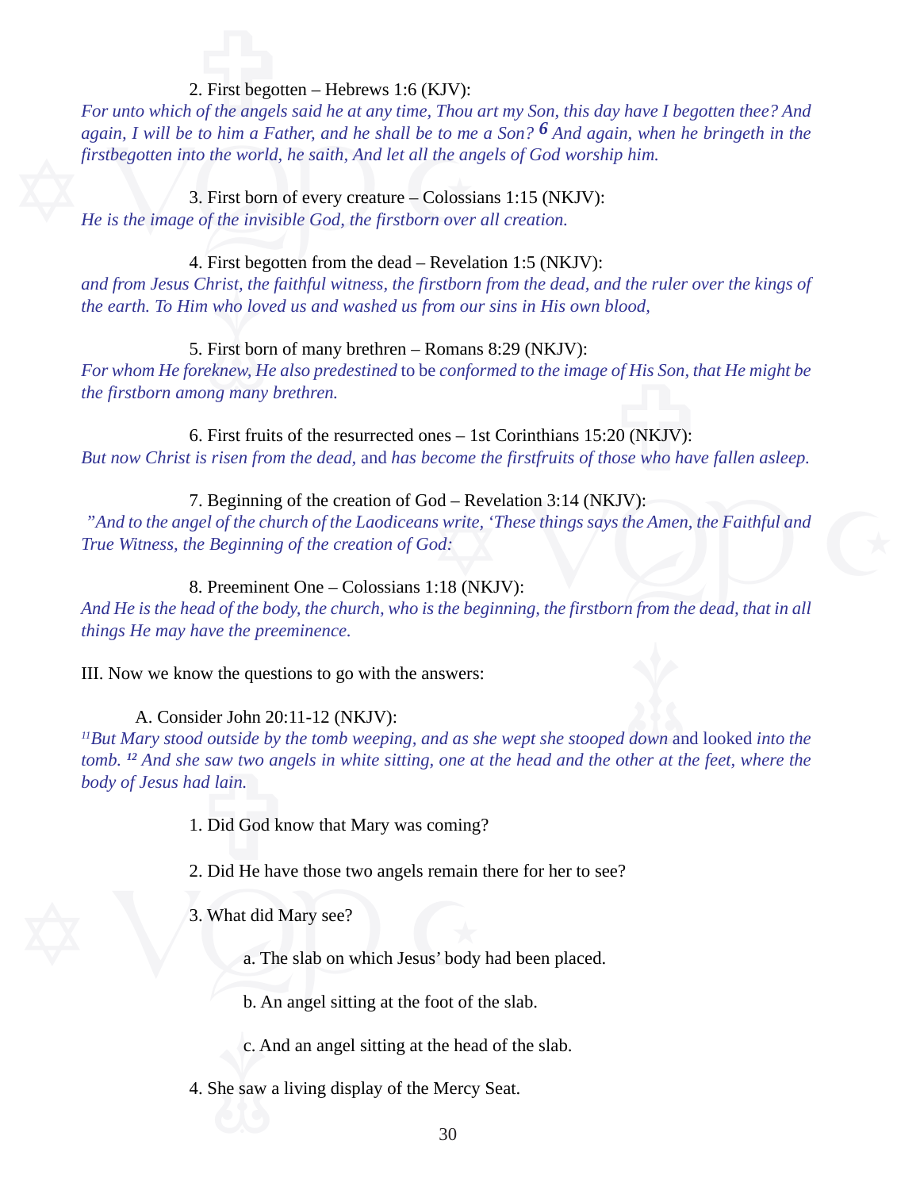2. First begotten – Hebrews 1:6 (KJV):

*For unto which of the angels said he at any time, Thou art my Son, this day have I begotten thee? And again, I will be to him a Father, and he shall be to me a Son?* ***6*** *And again, when he bringeth in the firstbegotten into the world, he saith, And let all the angels of God worship him.*

3. First born of every creature – Colossians 1:15 (NKJV):

*He is the image of the invisible God, the firstborn over all creation.*

4. First begotten from the dead – Revelation 1:5 (NKJV):

*and from Jesus Christ, the faithful witness, the firstborn from the dead, and the ruler over the kings of the earth. To Him who loved us and washed us from our sins in His own blood,*

5. First born of many brethren – Romans 8:29 (NKJV):

*For whom He foreknew, He also predestined* to be *conformed to the image of His Son, that He might be the firstborn among many brethren.*

6. First fruits of the resurrected ones – 1st Corinthians 15:20 (NKJV):

*But now Christ is risen from the dead,* and *has become the firstfruits of those who have fallen asleep.*

7. Beginning of the creation of God – Revelation 3:14 (NKJV):

*"And to the angel of the church of the Laodiceans write, 'These things says the Amen, the Faithful and True Witness, the Beginning of the creation of God:*

8. Preeminent One – Colossians 1:18 (NKJV):

*And He is the head of the body, the church, who is the beginning, the firstborn from the dead, that in all things He may have the preeminence.*

III. Now we know the questions to go with the answers:

A. Consider John 20:11-12 (NKJV):

*[11]But Mary stood outside by the tomb weeping, and as she wept she stooped down* and looked *into the tomb.* ***[12]*** *And she saw two angels in white sitting, one at the head and the other at the feet, where the body of Jesus had lain.*

1. Did God know that Mary was coming?

2. Did He have those two angels remain there for her to see?

3. What did Mary see?

   a. The slab on which Jesus' body had been placed.

   b. An angel sitting at the foot of the slab.

   c. And an angel sitting at the head of the slab.

4. She saw a living display of the Mercy Seat.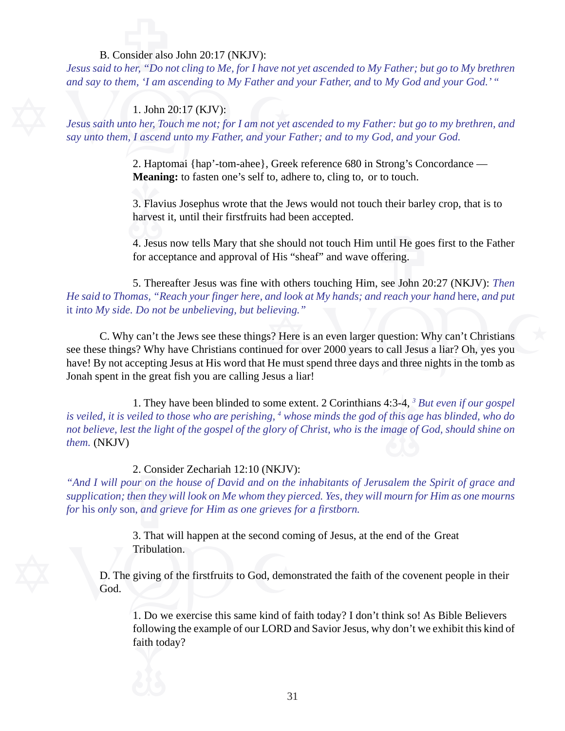B. Consider also John 20:17 (NKJV):
*Jesus said to her, "Do not cling to Me, for I have not yet ascended to My Father; but go to My brethren and say to them, 'I am ascending to My Father and your Father, and* to *My God and your God.' "*

1. John 20:17 (KJV):
*Jesus saith unto her, Touch me not; for I am not yet ascended to my Father: but go to my brethren, and say unto them, I ascend unto my Father, and your Father; and to my God, and your God.*

2. Haptomai {hap'-tom-ahee}, Greek reference 680 in Strong's Concordance — **Meaning:** to fasten one's self to, adhere to, cling to, or to touch.

3. Flavius Josephus wrote that the Jews would not touch their barley crop, that is to harvest it, until their firstfruits had been accepted.

4. Jesus now tells Mary that she should not touch Him until He goes first to the Father for acceptance and approval of His "sheaf" and wave offering.

5. Thereafter Jesus was fine with others touching Him, see John 20:27 (NKJV): *Then He said to Thomas, "Reach your finger here, and look at My hands; and reach your hand* here, *and put* it *into My side. Do not be unbelieving, but believing."*

C. Why can't the Jews see these things? Here is an even larger question: Why can't Christians see these things? Why have Christians continued for over 2000 years to call Jesus a liar? Oh, yes you have! By not accepting Jesus at His word that He must spend three days and three nights in the tomb as Jonah spent in the great fish you are calling Jesus a liar!

1. They have been blinded to some extent. 2 Corinthians 4:3-4, [3] *But even if our gospel is veiled, it is veiled to those who are perishing,* [4] *whose minds the god of this age has blinded, who do not believe, lest the light of the gospel of the glory of Christ, who is the image of God, should shine on them.* (NKJV)

2. Consider Zechariah 12:10 (NKJV):
*"And I will pour on the house of David and on the inhabitants of Jerusalem the Spirit of grace and supplication; then they will look on Me whom they pierced. Yes, they will mourn for Him as one mourns for* his *only* son, *and grieve for Him as one grieves for a firstborn.*

3. That will happen at the second coming of Jesus, at the end of the Great Tribulation.

D. The giving of the firstfruits to God, demonstrated the faith of the covenent people in their God.

1. Do we exercise this same kind of faith today? I don't think so! As Bible Believers following the example of our LORD and Savior Jesus, why don't we exhibit this kind of faith today?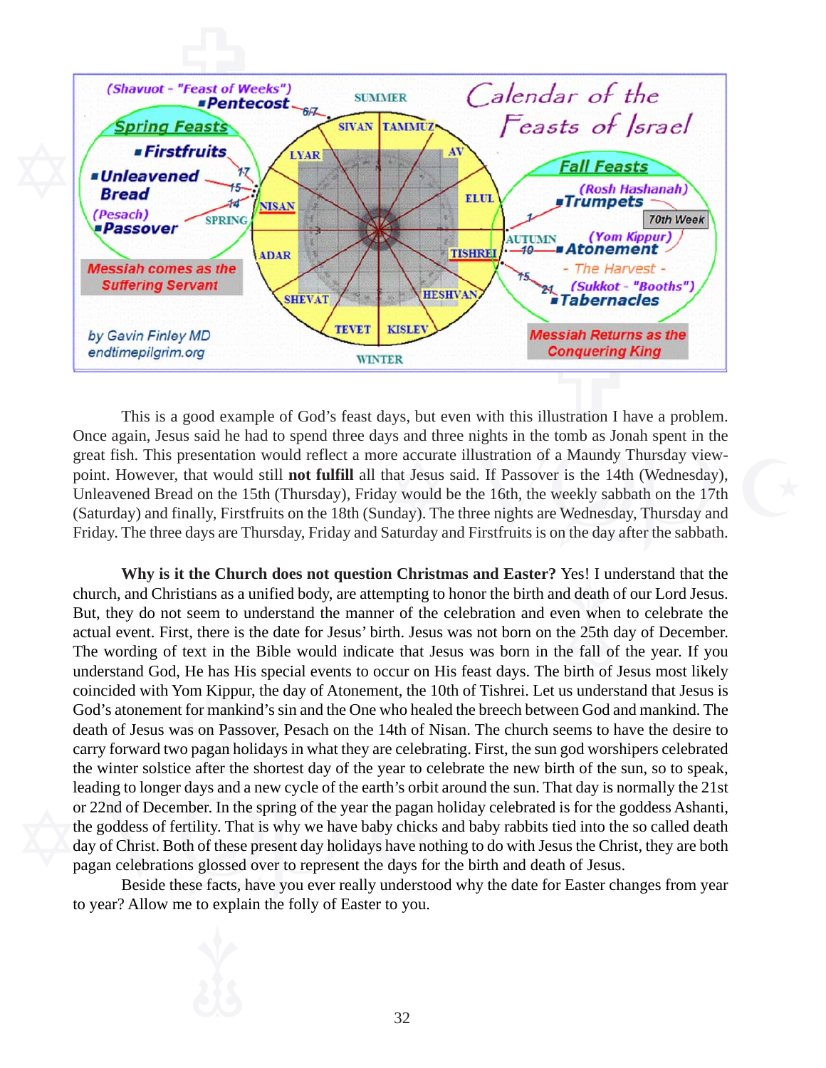This is a good example of God's feast days, but even with this illustration I have a problem. Once again, Jesus said he had to spend three days and three nights in the tomb as Jonah spent in the great fish. This presentation would reflect a more accurate illustration of a Maundy Thursday viewpoint. However, that would still **not fulfill** all that Jesus said. If Passover is the 14th (Wednesday), Unleavened Bread on the 15th (Thursday), Friday would be the 16th, the weekly sabbath on the 17th (Saturday) and finally, Firstfruits on the 18th (Sunday). The three nights are Wednesday, Thursday and Friday. The three days are Thursday, Friday and Saturday and Firstfruits is on the day after the sabbath.

**Why is it the Church does not question Christmas and Easter?** Yes! I understand that the church, and Christians as a unified body, are attempting to honor the birth and death of our Lord Jesus. But, they do not seem to understand the manner of the celebration and even when to celebrate the actual event. First, there is the date for Jesus' birth. Jesus was not born on the 25th day of December. The wording of text in the Bible would indicate that Jesus was born in the fall of the year. If you understand God, He has His special events to occur on His feast days. The birth of Jesus most likely coincided with Yom Kippur, the day of Atonement, the 10th of Tishrei. Let us understand that Jesus is God's atonement for mankind's sin and the One who healed the breech between God and mankind. The death of Jesus was on Passover, Pesach on the 14th of Nisan. The church seems to have the desire to carry forward two pagan holidays in what they are celebrating. First, the sun god worshipers celebrated the winter solstice after the shortest day of the year to celebrate the new birth of the sun, so to speak, leading to longer days and a new cycle of the earth's orbit around the sun. That day is normally the 21st or 22nd of December. In the spring of the year the pagan holiday celebrated is for the goddess Ashanti, the goddess of fertility. That is why we have baby chicks and baby rabbits tied into the so called death day of Christ. Both of these present day holidays have nothing to do with Jesus the Christ, they are both pagan celebrations glossed over to represent the days for the birth and death of Jesus.

Beside these facts, have you ever really understood why the date for Easter changes from year to year? Allow me to explain the folly of Easter to you.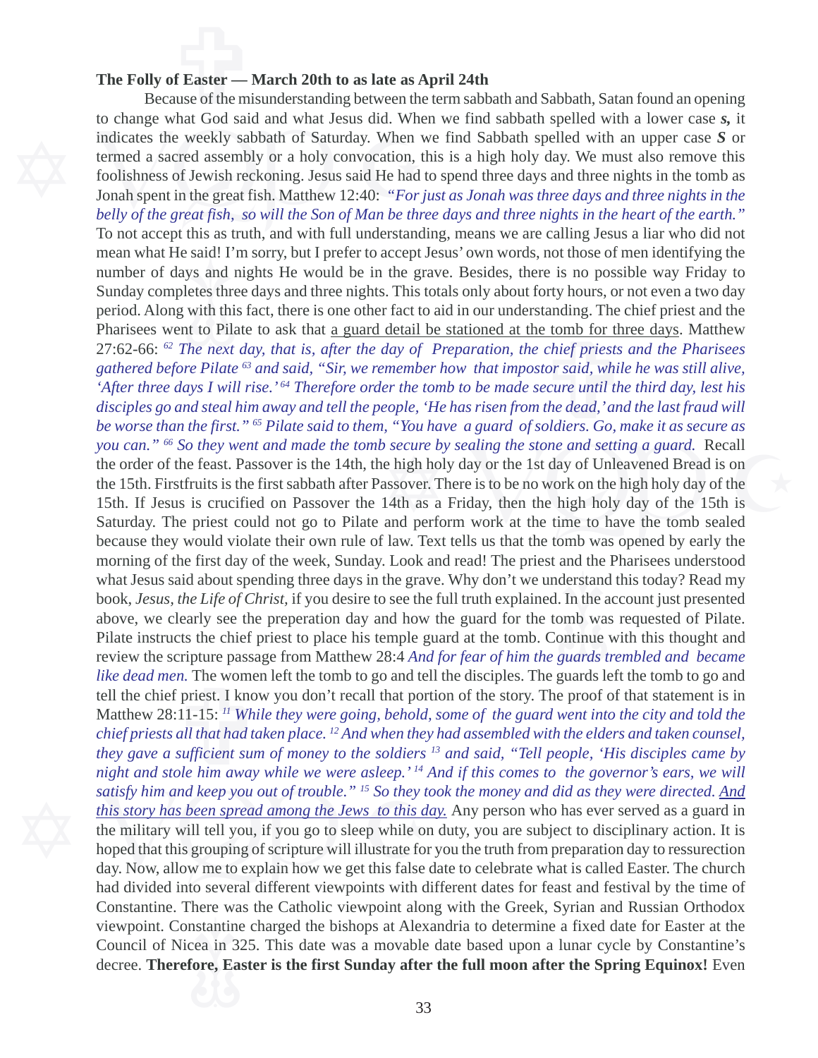**The Folly of Easter — March 20th to as late as April 24th**

Because of the misunderstanding between the term sabbath and Sabbath, Satan found an opening to change what God said and what Jesus did. When we find sabbath spelled with a lower case ***s,*** it indicates the weekly sabbath of Saturday. When we find Sabbath spelled with an upper case ***S*** or termed a sacred assembly or a holy convocation, this is a high holy day. We must also remove this foolishness of Jewish reckoning. Jesus said He had to spend three days and three nights in the tomb as Jonah spent in the great fish. Matthew 12:40: *"For just as Jonah was three days and three nights in the belly of the great fish, so will the Son of Man be three days and three nights in the heart of the earth."* To not accept this as truth, and with full understanding, means we are calling Jesus a liar who did not mean what He said! I'm sorry, but I prefer to accept Jesus' own words, not those of men identifying the number of days and nights He would be in the grave. Besides, there is no possible way Friday to Sunday completes three days and three nights. This totals only about forty hours, or not even a two day period. Along with this fact, there is one other fact to aid in our understanding. The chief priest and the Pharisees went to Pilate to ask that <u>a guard detail be stationed at the tomb for three days</u>. Matthew 27:62-66: *[62] The next day, that is, after the day of Preparation, the chief priests and the Pharisees gathered before Pilate [63] and said, "Sir, we remember how that impostor said, while he was still alive, 'After three days I will rise.' [64] Therefore order the tomb to be made secure until the third day, lest his disciples go and steal him away and tell the people, 'He has risen from the dead,' and the last fraud will be worse than the first." [65] Pilate said to them, "You have a guard of soldiers. Go, make it as secure as you can." [66] So they went and made the tomb secure by sealing the stone and setting a guard.* Recall the order of the feast. Passover is the 14th, the high holy day or the 1st day of Unleavened Bread is on the 15th. Firstfruits is the first sabbath after Passover. There is to be no work on the high holy day of the 15th. If Jesus is crucified on Passover the 14th as a Friday, then the high holy day of the 15th is Saturday. The priest could not go to Pilate and perform work at the time to have the tomb sealed because they would violate their own rule of law. Text tells us that the tomb was opened by early the morning of the first day of the week, Sunday. Look and read! The priest and the Pharisees understood what Jesus said about spending three days in the grave. Why don't we understand this today? Read my book, *Jesus, the Life of Christ,* if you desire to see the full truth explained. In the account just presented above, we clearly see the preperation day and how the guard for the tomb was requested of Pilate. Pilate instructs the chief priest to place his temple guard at the tomb. Continue with this thought and review the scripture passage from Matthew 28:4 *And for fear of him the guards trembled and became like dead men.* The women left the tomb to go and tell the disciples. The guards left the tomb to go and tell the chief priest. I know you don't recall that portion of the story. The proof of that statement is in Matthew 28:11-15: *[11] While they were going, behold, some of the guard went into the city and told the chief priests all that had taken place. [12] And when they had assembled with the elders and taken counsel, they gave a sufficient sum of money to the soldiers [13] and said, "Tell people, 'His disciples came by night and stole him away while we were asleep.' [14] And if this comes to the governor's ears, we will satisfy him and keep you out of trouble." [15] So they took the money and did as they were directed. <u>And this story has been spread among the Jews to this day.</u>* Any person who has ever served as a guard in the military will tell you, if you go to sleep while on duty, you are subject to disciplinary action. It is hoped that this grouping of scripture will illustrate for you the truth from preparation day to ressurection day. Now, allow me to explain how we get this false date to celebrate what is called Easter. The church had divided into several different viewpoints with different dates for feast and festival by the time of Constantine. There was the Catholic viewpoint along with the Greek, Syrian and Russian Orthodox viewpoint. Constantine charged the bishops at Alexandria to determine a fixed date for Easter at the Council of Nicea in 325. This date was a movable date based upon a lunar cycle by Constantine's decree. **Therefore, Easter is the first Sunday after the full moon after the Spring Equinox!** Even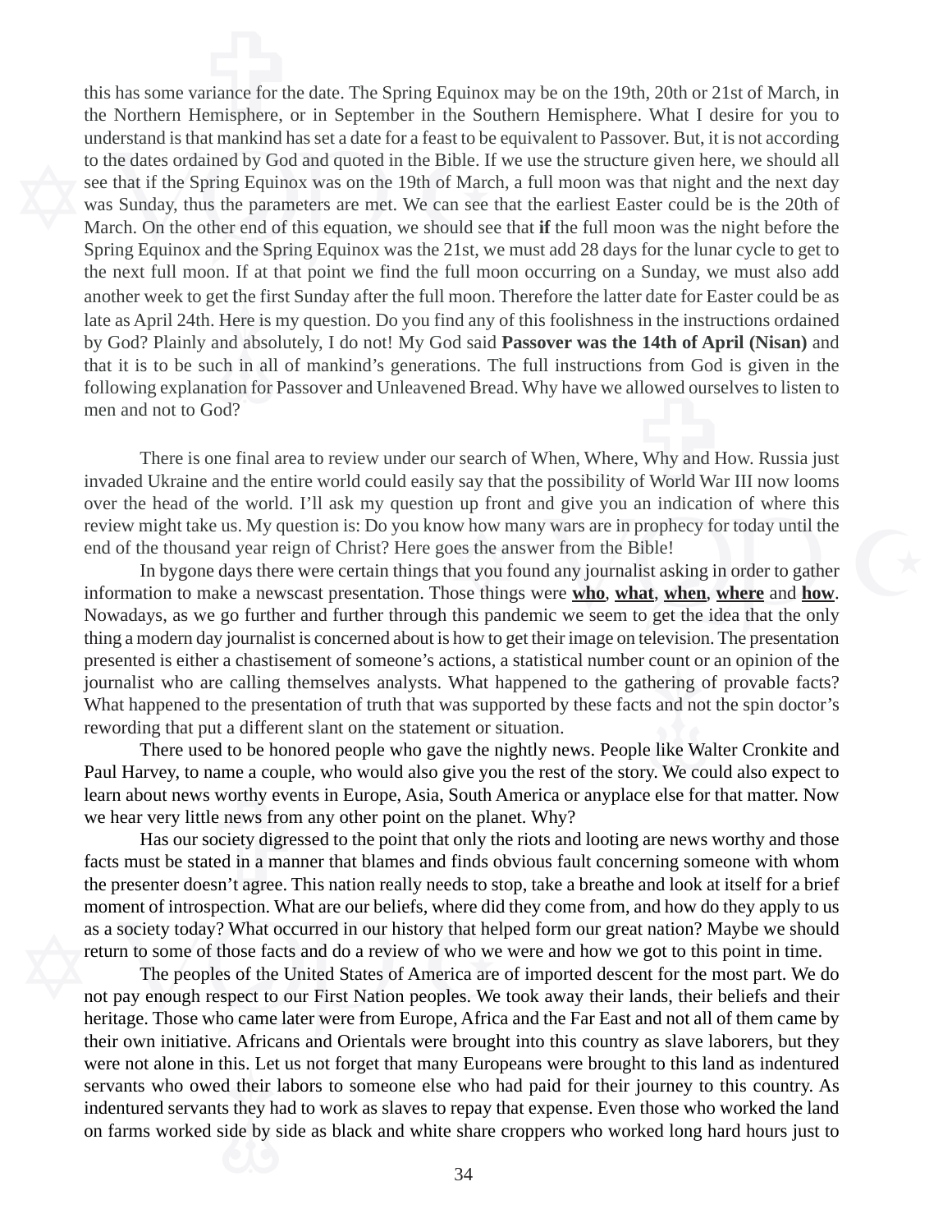this has some variance for the date. The Spring Equinox may be on the 19th, 20th or 21st of March, in the Northern Hemisphere, or in September in the Southern Hemisphere. What I desire for you to understand is that mankind has set a date for a feast to be equivalent to Passover. But, it is not according to the dates ordained by God and quoted in the Bible. If we use the structure given here, we should all see that if the Spring Equinox was on the 19th of March, a full moon was that night and the next day was Sunday, thus the parameters are met. We can see that the earliest Easter could be is the 20th of March. On the other end of this equation, we should see that **if** the full moon was the night before the Spring Equinox and the Spring Equinox was the 21st, we must add 28 days for the lunar cycle to get to the next full moon. If at that point we find the full moon occurring on a Sunday, we must also add another week to get the first Sunday after the full moon. Therefore the latter date for Easter could be as late as April 24th. Here is my question. Do you find any of this foolishness in the instructions ordained by God? Plainly and absolutely, I do not! My God said **Passover was the 14th of April (Nisan)** and that it is to be such in all of mankind's generations. The full instructions from God is given in the following explanation for Passover and Unleavened Bread. Why have we allowed ourselves to listen to men and not to God?

There is one final area to review under our search of When, Where, Why and How. Russia just invaded Ukraine and the entire world could easily say that the possibility of World War III now looms over the head of the world. I'll ask my question up front and give you an indication of where this review might take us. My question is: Do you know how many wars are in prophecy for today until the end of the thousand year reign of Christ? Here goes the answer from the Bible!

In bygone days there were certain things that you found any journalist asking in order to gather information to make a newscast presentation. Those things were **<u>who</u>**, **<u>what</u>**, **<u>when</u>**, **<u>where</u>** and **<u>how</u>**. Nowadays, as we go further and further through this pandemic we seem to get the idea that the only thing a modern day journalist is concerned about is how to get their image on television. The presentation presented is either a chastisement of someone's actions, a statistical number count or an opinion of the journalist who are calling themselves analysts. What happened to the gathering of provable facts? What happened to the presentation of truth that was supported by these facts and not the spin doctor's rewording that put a different slant on the statement or situation.

There used to be honored people who gave the nightly news. People like Walter Cronkite and Paul Harvey, to name a couple, who would also give you the rest of the story. We could also expect to learn about news worthy events in Europe, Asia, South America or anyplace else for that matter. Now we hear very little news from any other point on the planet. Why?

Has our society digressed to the point that only the riots and looting are news worthy and those facts must be stated in a manner that blames and finds obvious fault concerning someone with whom the presenter doesn't agree. This nation really needs to stop, take a breathe and look at itself for a brief moment of introspection. What are our beliefs, where did they come from, and how do they apply to us as a society today? What occurred in our history that helped form our great nation? Maybe we should return to some of those facts and do a review of who we were and how we got to this point in time.

The peoples of the United States of America are of imported descent for the most part. We do not pay enough respect to our First Nation peoples. We took away their lands, their beliefs and their heritage. Those who came later were from Europe, Africa and the Far East and not all of them came by their own initiative. Africans and Orientals were brought into this country as slave laborers, but they were not alone in this. Let us not forget that many Europeans were brought to this land as indentured servants who owed their labors to someone else who had paid for their journey to this country. As indentured servants they had to work as slaves to repay that expense. Even those who worked the land on farms worked side by side as black and white share croppers who worked long hard hours just to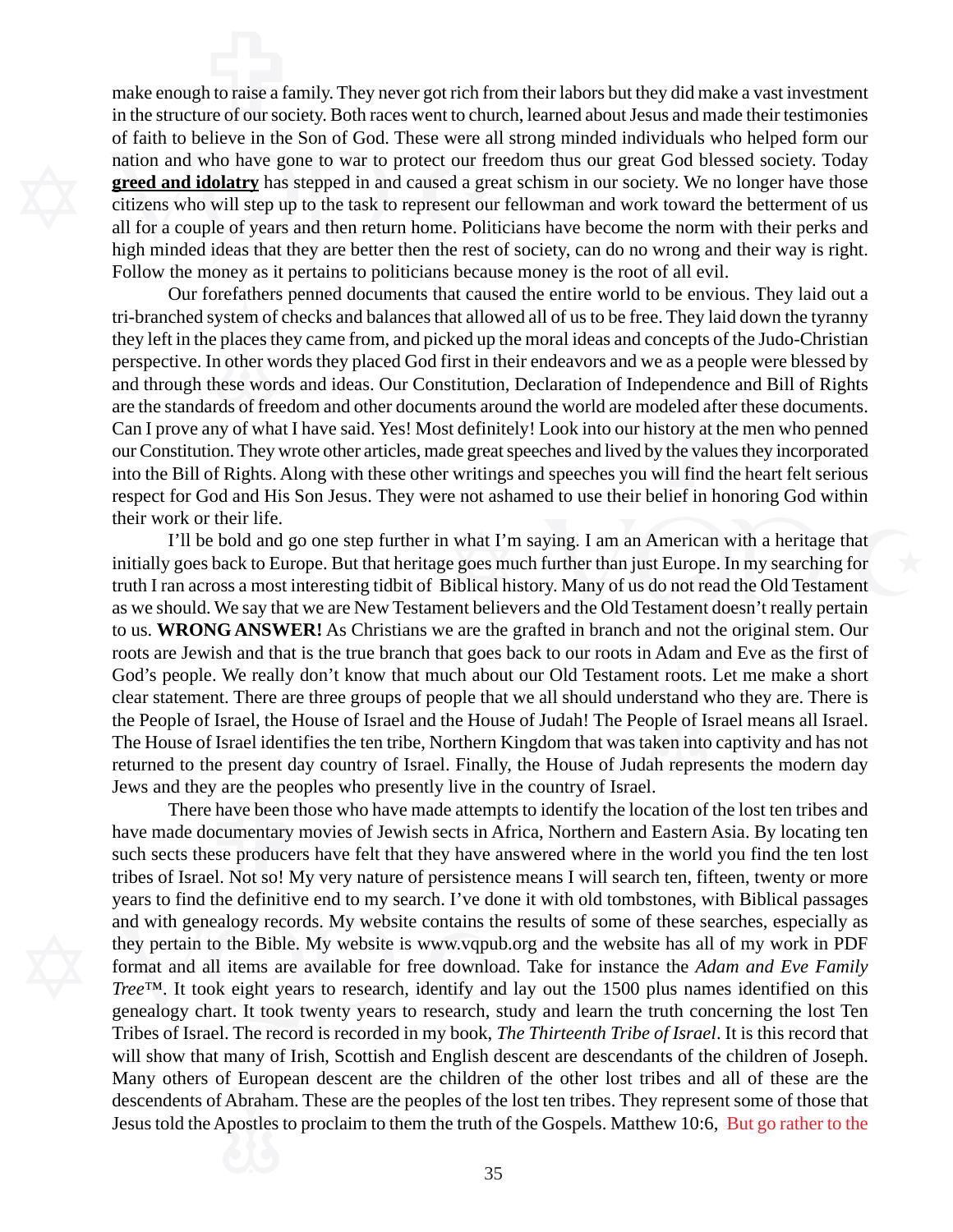make enough to raise a family. They never got rich from their labors but they did make a vast investment in the structure of our society. Both races went to church, learned about Jesus and made their testimonies of faith to believe in the Son of God. These were all strong minded individuals who helped form our nation and who have gone to war to protect our freedom thus our great God blessed society. Today **greed and idolatry** has stepped in and caused a great schism in our society. We no longer have those citizens who will step up to the task to represent our fellowman and work toward the betterment of us all for a couple of years and then return home. Politicians have become the norm with their perks and high minded ideas that they are better then the rest of society, can do no wrong and their way is right. Follow the money as it pertains to politicians because money is the root of all evil.

Our forefathers penned documents that caused the entire world to be envious. They laid out a tri-branched system of checks and balances that allowed all of us to be free. They laid down the tyranny they left in the places they came from, and picked up the moral ideas and concepts of the Judo-Christian perspective. In other words they placed God first in their endeavors and we as a people were blessed by and through these words and ideas. Our Constitution, Declaration of Independence and Bill of Rights are the standards of freedom and other documents around the world are modeled after these documents. Can I prove any of what I have said. Yes! Most definitely! Look into our history at the men who penned our Constitution. They wrote other articles, made great speeches and lived by the values they incorporated into the Bill of Rights. Along with these other writings and speeches you will find the heart felt serious respect for God and His Son Jesus. They were not ashamed to use their belief in honoring God within their work or their life.

I'll be bold and go one step further in what I'm saying. I am an American with a heritage that initially goes back to Europe. But that heritage goes much further than just Europe. In my searching for truth I ran across a most interesting tidbit of Biblical history. Many of us do not read the Old Testament as we should. We say that we are New Testament believers and the Old Testament doesn't really pertain to us. **WRONG ANSWER!** As Christians we are the grafted in branch and not the original stem. Our roots are Jewish and that is the true branch that goes back to our roots in Adam and Eve as the first of God's people. We really don't know that much about our Old Testament roots. Let me make a short clear statement. There are three groups of people that we all should understand who they are. There is the People of Israel, the House of Israel and the House of Judah! The People of Israel means all Israel. The House of Israel identifies the ten tribe, Northern Kingdom that was taken into captivity and has not returned to the present day country of Israel. Finally, the House of Judah represents the modern day Jews and they are the peoples who presently live in the country of Israel.

There have been those who have made attempts to identify the location of the lost ten tribes and have made documentary movies of Jewish sects in Africa, Northern and Eastern Asia. By locating ten such sects these producers have felt that they have answered where in the world you find the ten lost tribes of Israel. Not so! My very nature of persistence means I will search ten, fifteen, twenty or more years to find the definitive end to my search. I've done it with old tombstones, with Biblical passages and with genealogy records. My website contains the results of some of these searches, especially as they pertain to the Bible. My website is www.vqpub.org and the website has all of my work in PDF format and all items are available for free download. Take for instance the *Adam and Eve Family Tree*™. It took eight years to research, identify and lay out the 1500 plus names identified on this genealogy chart. It took twenty years to research, study and learn the truth concerning the lost Ten Tribes of Israel. The record is recorded in my book, *The Thirteenth Tribe of Israel*. It is this record that will show that many of Irish, Scottish and English descent are descendants of the children of Joseph. Many others of European descent are the children of the other lost tribes and all of these are the descendents of Abraham. These are the peoples of the lost ten tribes. They represent some of those that Jesus told the Apostles to proclaim to them the truth of the Gospels. Matthew 10:6, But go rather to the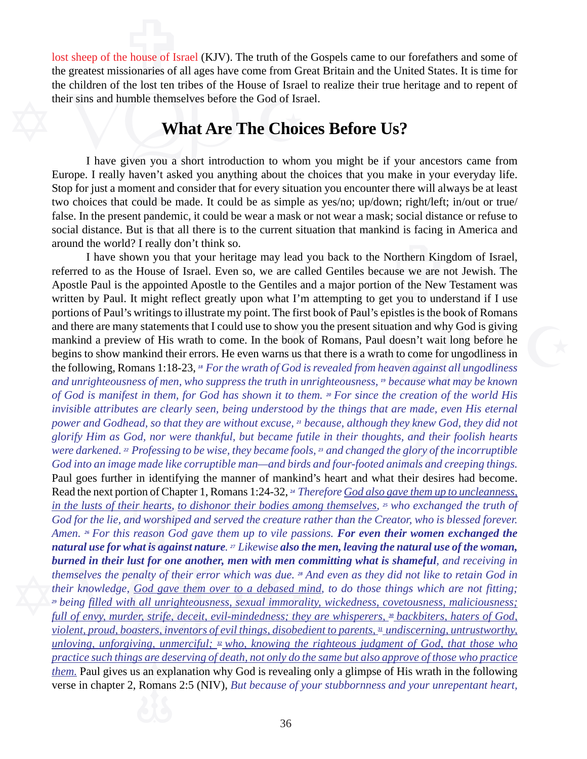lost sheep of the house of Israel (KJV). The truth of the Gospels came to our forefathers and some of the greatest missionaries of all ages have come from Great Britain and the United States. It is time for the children of the lost ten tribes of the House of Israel to realize their true heritage and to repent of their sins and humble themselves before the God of Israel.

## What Are The Choices Before Us?

I have given you a short introduction to whom you might be if your ancestors came from Europe. I really haven't asked you anything about the choices that you make in your everyday life. Stop for just a moment and consider that for every situation you encounter there will always be at least two choices that could be made. It could be as simple as yes/no; up/down; right/left; in/out or true/false. In the present pandemic, it could be wear a mask or not wear a mask; social distance or refuse to social distance. But is that all there is to the current situation that mankind is facing in America and around the world? I really don't think so.

I have shown you that your heritage may lead you back to the Northern Kingdom of Israel, referred to as the House of Israel. Even so, we are called Gentiles because we are not Jewish. The Apostle Paul is the appointed Apostle to the Gentiles and a major portion of the New Testament was written by Paul. It might reflect greatly upon what I'm attempting to get you to understand if I use portions of Paul's writings to illustrate my point. The first book of Paul's epistles is the book of Romans and there are many statements that I could use to show you the present situation and why God is giving mankind a preview of His wrath to come. In the book of Romans, Paul doesn't wait long before he begins to show mankind their errors. He even warns us that there is a wrath to come for ungodliness in the following, Romans 1:18-23, *[18] For the wrath of God is revealed from heaven against all ungodliness and unrighteousness of men, who suppress the truth in unrighteousness, [19] because what may be known of God is manifest in them, for God has shown it to them. [20] For since the creation of the world His invisible attributes are clearly seen, being understood by the things that are made, even His eternal power and Godhead, so that they are without excuse, [21] because, although they knew God, they did not glorify Him as God, nor were thankful, but became futile in their thoughts, and their foolish hearts were darkened. [22] Professing to be wise, they became fools, [23] and changed the glory of the incorruptible God into an image made like corruptible man—and birds and four-footed animals and creeping things.* Paul goes further in identifying the manner of mankind's heart and what their desires had become. Read the next portion of Chapter 1, Romans 1:24-32, *[24] Therefore <u>God also gave them up to uncleanness, in the lusts of their hearts</u>, <u>to dishonor their bodies among themselves</u>, [25] who exchanged the truth of God for the lie, and worshiped and served the creature rather than the Creator, who is blessed forever. Amen. [26] For this reason God gave them up to vile passions.* ***For even their women exchanged the natural use for what is against nature****. [27] Likewise* ***also the men, leaving the natural use of the woman, burned in their lust for one another, men with men committing what is shameful****, and receiving in themselves the penalty of their error which was due. [28] And even as they did not like to retain God in their knowledge, <u>God gave them over to a debased mind</u>, to do those things which are not fitting; [29] being <u>filled with all unrighteousness, sexual immorality, wickedness, covetousness, maliciousness; full of envy, murder, strife, deceit, evil-mindedness; they are whisperers, [30] backbiters, haters of God, violent, proud, boasters, inventors of evil things, disobedient to parents, [31] undiscerning, untrustworthy, unloving, unforgiving, unmerciful; [32] who, knowing the righteous judgment of God, that those who practice such things are deserving of death, not only do the same but also approve of those who practice them.</u>* Paul gives us an explanation why God is revealing only a glimpse of His wrath in the following verse in chapter 2, Romans 2:5 (NIV), *But because of your stubbornness and your unrepentant heart,*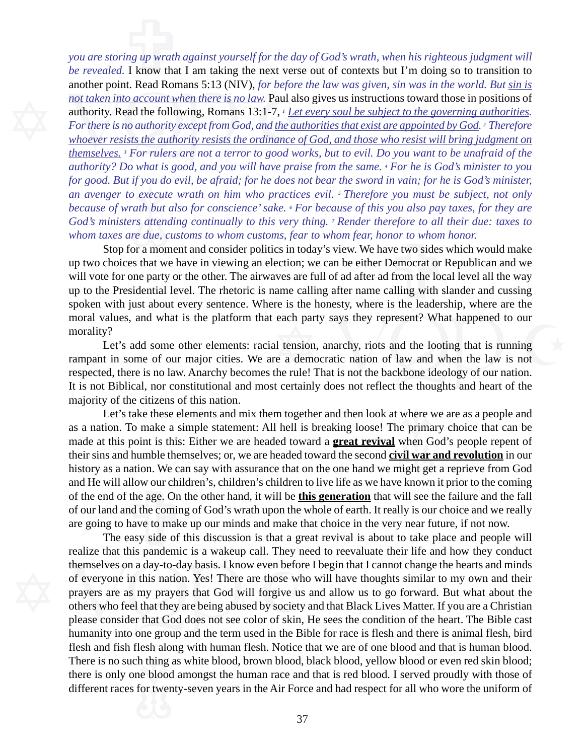*you are storing up wrath against yourself for the day of God's wrath, when his righteous judgment will be revealed.* I know that I am taking the next verse out of contexts but I'm doing so to transition to another point. Read Romans 5:13 (NIV), *for before the law was given, sin was in the world. But <u>sin is not taken into account when there is no law</u>.* Paul also gives us instructions toward those in positions of authority. Read the following, Romans 13:1-7, *[1] <u>Let every soul be subject to the governing authorities</u>. For there is no authority except from God, and <u>the authorities that exist are appointed by God</u>. [2] Therefore <u>whoever resists the authority resists the ordinance of God, and those who resist will bring judgment on themselves.</u> [3] For rulers are not a terror to good works, but to evil. Do you want to be unafraid of the authority? Do what is good, and you will have praise from the same. [4] For he is God's minister to you for good. But if you do evil, be afraid; for he does not bear the sword in vain; for he is God's minister, an avenger to execute wrath on him who practices evil. [5] Therefore you must be subject, not only because of wrath but also for conscience' sake. [6] For because of this you also pay taxes, for they are God's ministers attending continually to this very thing. [7] Render therefore to all their due: taxes to whom taxes are due, customs to whom customs, fear to whom fear, honor to whom honor.*

Stop for a moment and consider politics in today's view. We have two sides which would make up two choices that we have in viewing an election; we can be either Democrat or Republican and we will vote for one party or the other. The airwaves are full of ad after ad from the local level all the way up to the Presidential level. The rhetoric is name calling after name calling with slander and cussing spoken with just about every sentence. Where is the honesty, where is the leadership, where are the moral values, and what is the platform that each party says they represent? What happened to our morality?

Let's add some other elements: racial tension, anarchy, riots and the looting that is running rampant in some of our major cities. We are a democratic nation of law and when the law is not respected, there is no law. Anarchy becomes the rule! That is not the backbone ideology of our nation. It is not Biblical, nor constitutional and most certainly does not reflect the thoughts and heart of the majority of the citizens of this nation.

Let's take these elements and mix them together and then look at where we are as a people and as a nation. To make a simple statement: All hell is breaking loose! The primary choice that can be made at this point is this: Either we are headed toward a **<u>great revival</u>** when God's people repent of their sins and humble themselves; or, we are headed toward the second **<u>civil war and revolution</u>** in our history as a nation. We can say with assurance that on the one hand we might get a reprieve from God and He will allow our children's, children's children to live life as we have known it prior to the coming of the end of the age. On the other hand, it will be **<u>this generation</u>** that will see the failure and the fall of our land and the coming of God's wrath upon the whole of earth. It really is our choice and we really are going to have to make up our minds and make that choice in the very near future, if not now.

The easy side of this discussion is that a great revival is about to take place and people will realize that this pandemic is a wakeup call. They need to reevaluate their life and how they conduct themselves on a day-to-day basis. I know even before I begin that I cannot change the hearts and minds of everyone in this nation. Yes! There are those who will have thoughts similar to my own and their prayers are as my prayers that God will forgive us and allow us to go forward. But what about the others who feel that they are being abused by society and that Black Lives Matter. If you are a Christian please consider that God does not see color of skin, He sees the condition of the heart. The Bible cast humanity into one group and the term used in the Bible for race is flesh and there is animal flesh, bird flesh and fish flesh along with human flesh. Notice that we are of one blood and that is human blood. There is no such thing as white blood, brown blood, black blood, yellow blood or even red skin blood; there is only one blood amongst the human race and that is red blood. I served proudly with those of different races for twenty-seven years in the Air Force and had respect for all who wore the uniform of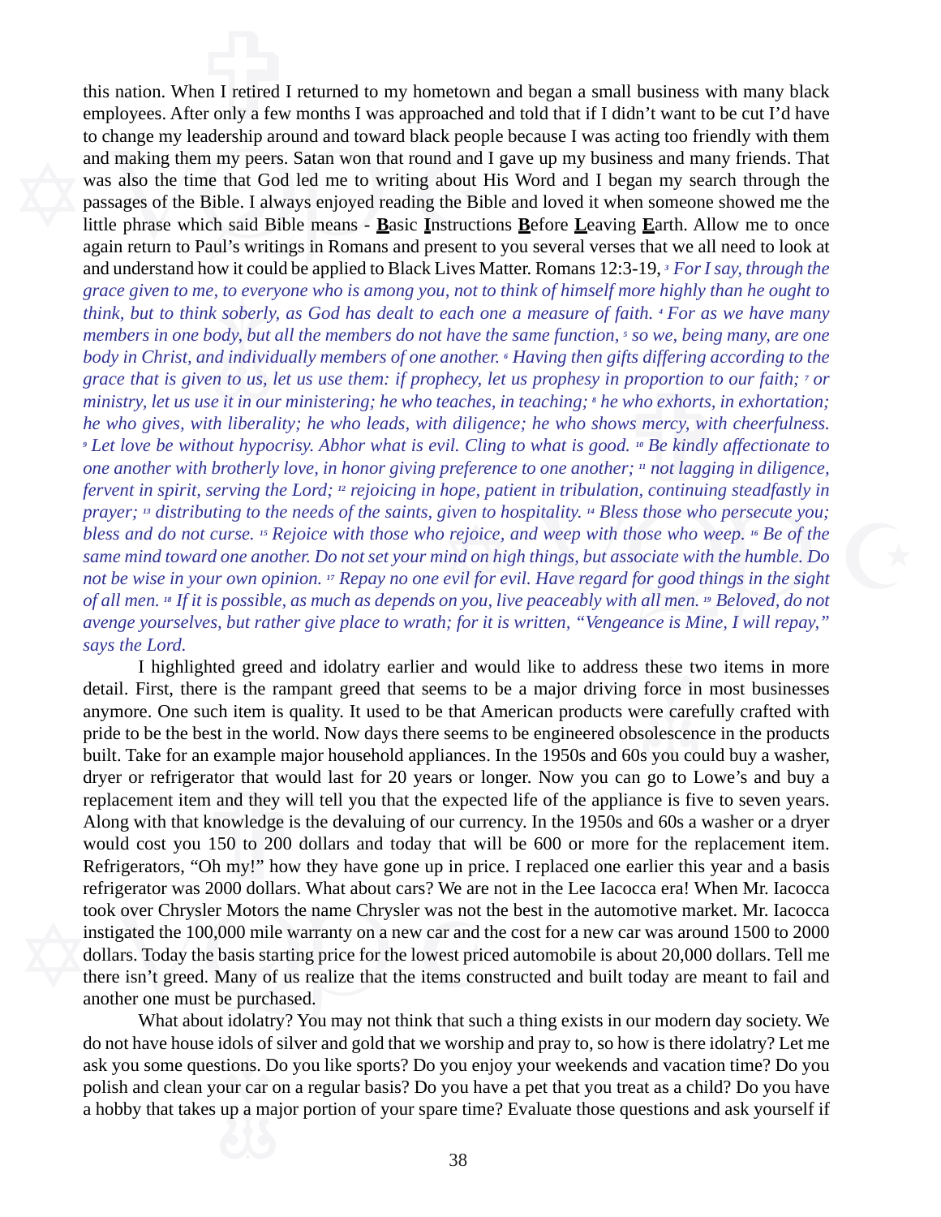this nation. When I retired I returned to my hometown and began a small business with many black employees. After only a few months I was approached and told that if I didn't want to be cut I'd have to change my leadership around and toward black people because I was acting too friendly with them and making them my peers. Satan won that round and I gave up my business and many friends. That was also the time that God led me to writing about His Word and I began my search through the passages of the Bible. I always enjoyed reading the Bible and loved it when someone showed me the little phrase which said Bible means - **B**asic **I**nstructions **B**efore **L**eaving **E**arth. Allow me to once again return to Paul's writings in Romans and present to you several verses that we all need to look at and understand how it could be applied to Black Lives Matter. Romans 12:3-19, *[3] For I say, through the grace given to me, to everyone who is among you, not to think of himself more highly than he ought to think, but to think soberly, as God has dealt to each one a measure of faith. [4] For as we have many members in one body, but all the members do not have the same function, [5] so we, being many, are one body in Christ, and individually members of one another. [6] Having then gifts differing according to the grace that is given to us, let us use them: if prophecy, let us prophesy in proportion to our faith; [7] or ministry, let us use it in our ministering; he who teaches, in teaching; [8] he who exhorts, in exhortation; he who gives, with liberality; he who leads, with diligence; he who shows mercy, with cheerfulness. [9] Let love be without hypocrisy. Abhor what is evil. Cling to what is good. [10] Be kindly affectionate to one another with brotherly love, in honor giving preference to one another; [11] not lagging in diligence, fervent in spirit, serving the Lord; [12] rejoicing in hope, patient in tribulation, continuing steadfastly in prayer; [13] distributing to the needs of the saints, given to hospitality. [14] Bless those who persecute you; bless and do not curse. [15] Rejoice with those who rejoice, and weep with those who weep. [16] Be of the same mind toward one another. Do not set your mind on high things, but associate with the humble. Do not be wise in your own opinion. [17] Repay no one evil for evil. Have regard for good things in the sight of all men. [18] If it is possible, as much as depends on you, live peaceably with all men. [19] Beloved, do not avenge yourselves, but rather give place to wrath; for it is written, "Vengeance is Mine, I will repay," says the Lord.*

I highlighted greed and idolatry earlier and would like to address these two items in more detail. First, there is the rampant greed that seems to be a major driving force in most businesses anymore. One such item is quality. It used to be that American products were carefully crafted with pride to be the best in the world. Now days there seems to be engineered obsolescence in the products built. Take for an example major household appliances. In the 1950s and 60s you could buy a washer, dryer or refrigerator that would last for 20 years or longer. Now you can go to Lowe's and buy a replacement item and they will tell you that the expected life of the appliance is five to seven years. Along with that knowledge is the devaluing of our currency. In the 1950s and 60s a washer or a dryer would cost you 150 to 200 dollars and today that will be 600 or more for the replacement item. Refrigerators, "Oh my!" how they have gone up in price. I replaced one earlier this year and a basis refrigerator was 2000 dollars. What about cars? We are not in the Lee Iacocca era! When Mr. Iacocca took over Chrysler Motors the name Chrysler was not the best in the automotive market. Mr. Iacocca instigated the 100,000 mile warranty on a new car and the cost for a new car was around 1500 to 2000 dollars. Today the basis starting price for the lowest priced automobile is about 20,000 dollars. Tell me there isn't greed. Many of us realize that the items constructed and built today are meant to fail and another one must be purchased.

What about idolatry? You may not think that such a thing exists in our modern day society. We do not have house idols of silver and gold that we worship and pray to, so how is there idolatry? Let me ask you some questions. Do you like sports? Do you enjoy your weekends and vacation time? Do you polish and clean your car on a regular basis? Do you have a pet that you treat as a child? Do you have a hobby that takes up a major portion of your spare time? Evaluate those questions and ask yourself if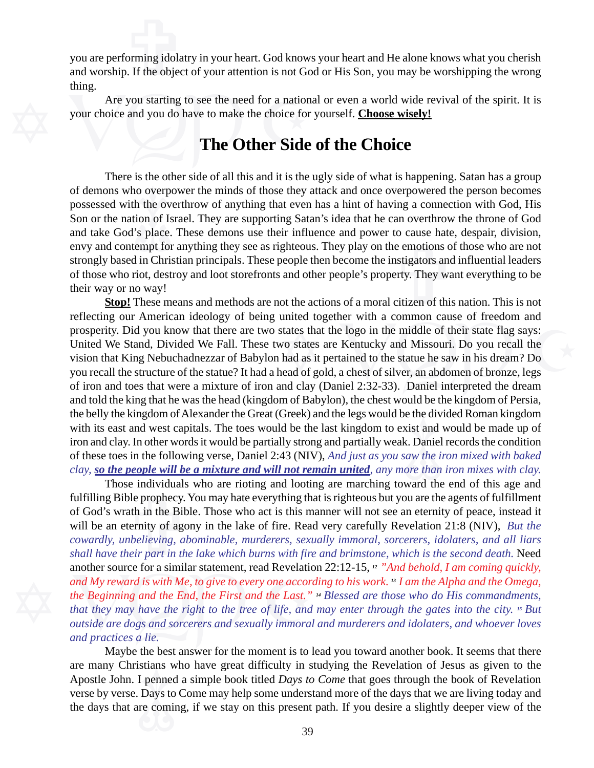you are performing idolatry in your heart. God knows your heart and He alone knows what you cherish and worship. If the object of your attention is not God or His Son, you may be worshipping the wrong thing.

Are you starting to see the need for a national or even a world wide revival of the spirit. It is your choice and you do have to make the choice for yourself. **Choose wisely!**

## The Other Side of the Choice

There is the other side of all this and it is the ugly side of what is happening. Satan has a group of demons who overpower the minds of those they attack and once overpowered the person becomes possessed with the overthrow of anything that even has a hint of having a connection with God, His Son or the nation of Israel. They are supporting Satan's idea that he can overthrow the throne of God and take God's place. These demons use their influence and power to cause hate, despair, division, envy and contempt for anything they see as righteous. They play on the emotions of those who are not strongly based in Christian principals. These people then become the instigators and influential leaders of those who riot, destroy and loot storefronts and other people's property. They want everything to be their way or no way!

**Stop!** These means and methods are not the actions of a moral citizen of this nation. This is not reflecting our American ideology of being united together with a common cause of freedom and prosperity. Did you know that there are two states that the logo in the middle of their state flag says: United We Stand, Divided We Fall. These two states are Kentucky and Missouri. Do you recall the vision that King Nebuchadnezzar of Babylon had as it pertained to the statue he saw in his dream? Do you recall the structure of the statue? It had a head of gold, a chest of silver, an abdomen of bronze, legs of iron and toes that were a mixture of iron and clay (Daniel 2:32-33). Daniel interpreted the dream and told the king that he was the head (kingdom of Babylon), the chest would be the kingdom of Persia, the belly the kingdom of Alexander the Great (Greek) and the legs would be the divided Roman kingdom with its east and west capitals. The toes would be the last kingdom to exist and would be made up of iron and clay. In other words it would be partially strong and partially weak. Daniel records the condition of these toes in the following verse, Daniel 2:43 (NIV), *And just as you saw the iron mixed with baked clay, **so the people will be a mixture and will not remain united**, any more than iron mixes with clay.*

Those individuals who are rioting and looting are marching toward the end of this age and fulfilling Bible prophecy. You may hate everything that is righteous but you are the agents of fulfillment of God's wrath in the Bible. Those who act is this manner will not see an eternity of peace, instead it will be an eternity of agony in the lake of fire. Read very carefully Revelation 21:8 (NIV), *But the cowardly, unbelieving, abominable, murderers, sexually immoral, sorcerers, idolaters, and all liars shall have their part in the lake which burns with fire and brimstone, which is the second death.* Need another source for a similar statement, read Revelation 22:12-15, *[12] "And behold, I am coming quickly, and My reward is with Me, to give to every one according to his work. [13] I am the Alpha and the Omega, the Beginning and the End, the First and the Last." [14] Blessed are those who do His commandments, that they may have the right to the tree of life, and may enter through the gates into the city. [15] But outside are dogs and sorcerers and sexually immoral and murderers and idolaters, and whoever loves and practices a lie.*

Maybe the best answer for the moment is to lead you toward another book. It seems that there are many Christians who have great difficulty in studying the Revelation of Jesus as given to the Apostle John. I penned a simple book titled *Days to Come* that goes through the book of Revelation verse by verse. Days to Come may help some understand more of the days that we are living today and the days that are coming, if we stay on this present path. If you desire a slightly deeper view of the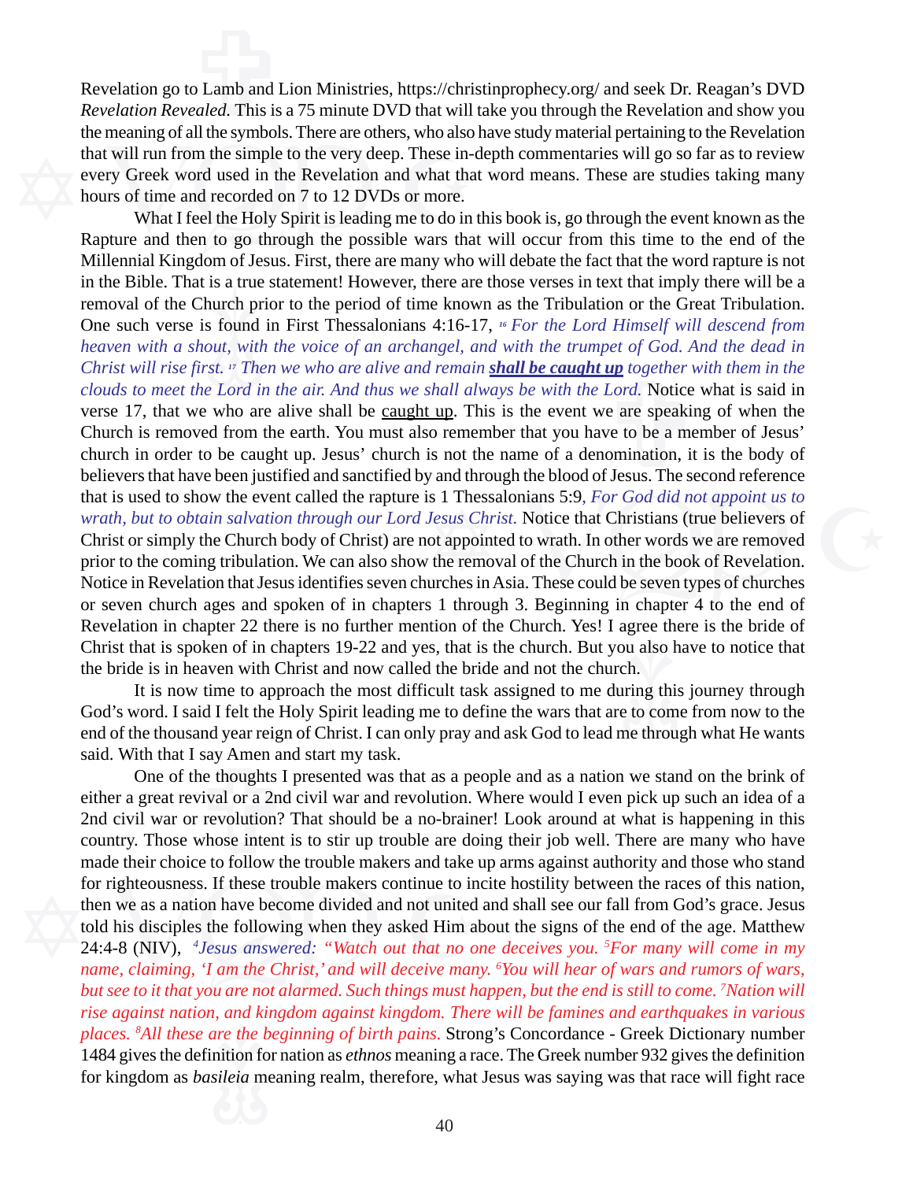Revelation go to Lamb and Lion Ministries, https://christinprophecy.org/ and seek Dr. Reagan's DVD *Revelation Revealed.* This is a 75 minute DVD that will take you through the Revelation and show you the meaning of all the symbols. There are others, who also have study material pertaining to the Revelation that will run from the simple to the very deep. These in-depth commentaries will go so far as to review every Greek word used in the Revelation and what that word means. These are studies taking many hours of time and recorded on 7 to 12 DVDs or more.

What I feel the Holy Spirit is leading me to do in this book is, go through the event known as the Rapture and then to go through the possible wars that will occur from this time to the end of the Millennial Kingdom of Jesus. First, there are many who will debate the fact that the word rapture is not in the Bible. That is a true statement! However, there are those verses in text that imply there will be a removal of the Church prior to the period of time known as the Tribulation or the Great Tribulation. One such verse is found in First Thessalonians 4:16-17, *[16] For the Lord Himself will descend from heaven with a shout, with the voice of an archangel, and with the trumpet of God. And the dead in Christ will rise first. [17] Then we who are alive and remain* ***shall be caught up*** *together with them in the clouds to meet the Lord in the air. And thus we shall always be with the Lord.* Notice what is said in verse 17, that we who are alive shall be caught up. This is the event we are speaking of when the Church is removed from the earth. You must also remember that you have to be a member of Jesus' church in order to be caught up. Jesus' church is not the name of a denomination, it is the body of believers that have been justified and sanctified by and through the blood of Jesus. The second reference that is used to show the event called the rapture is 1 Thessalonians 5:9, *For God did not appoint us to wrath, but to obtain salvation through our Lord Jesus Christ.* Notice that Christians (true believers of Christ or simply the Church body of Christ) are not appointed to wrath. In other words we are removed prior to the coming tribulation. We can also show the removal of the Church in the book of Revelation. Notice in Revelation that Jesus identifies seven churches in Asia. These could be seven types of churches or seven church ages and spoken of in chapters 1 through 3. Beginning in chapter 4 to the end of Revelation in chapter 22 there is no further mention of the Church. Yes! I agree there is the bride of Christ that is spoken of in chapters 19-22 and yes, that is the church. But you also have to notice that the bride is in heaven with Christ and now called the bride and not the church.

It is now time to approach the most difficult task assigned to me during this journey through God's word. I said I felt the Holy Spirit leading me to define the wars that are to come from now to the end of the thousand year reign of Christ. I can only pray and ask God to lead me through what He wants said. With that I say Amen and start my task.

One of the thoughts I presented was that as a people and as a nation we stand on the brink of either a great revival or a 2nd civil war and revolution. Where would I even pick up such an idea of a 2nd civil war or revolution? That should be a no-brainer! Look around at what is happening in this country. Those whose intent is to stir up trouble are doing their job well. There are many who have made their choice to follow the trouble makers and take up arms against authority and those who stand for righteousness. If these trouble makers continue to incite hostility between the races of this nation, then we as a nation have become divided and not united and shall see our fall from God's grace. Jesus told his disciples the following when they asked Him about the signs of the end of the age. Matthew 24:4-8 (NIV), *[4]Jesus answered: "Watch out that no one deceives you. [5]For many will come in my name, claiming, 'I am the Christ,' and will deceive many. [6]You will hear of wars and rumors of wars, but see to it that you are not alarmed. Such things must happen, but the end is still to come. [7]Nation will rise against nation, and kingdom against kingdom. There will be famines and earthquakes in various places. [8]All these are the beginning of birth pains.* Strong's Concordance - Greek Dictionary number 1484 gives the definition for nation as *ethnos* meaning a race. The Greek number 932 gives the definition for kingdom as *basileia* meaning realm, therefore, what Jesus was saying was that race will fight race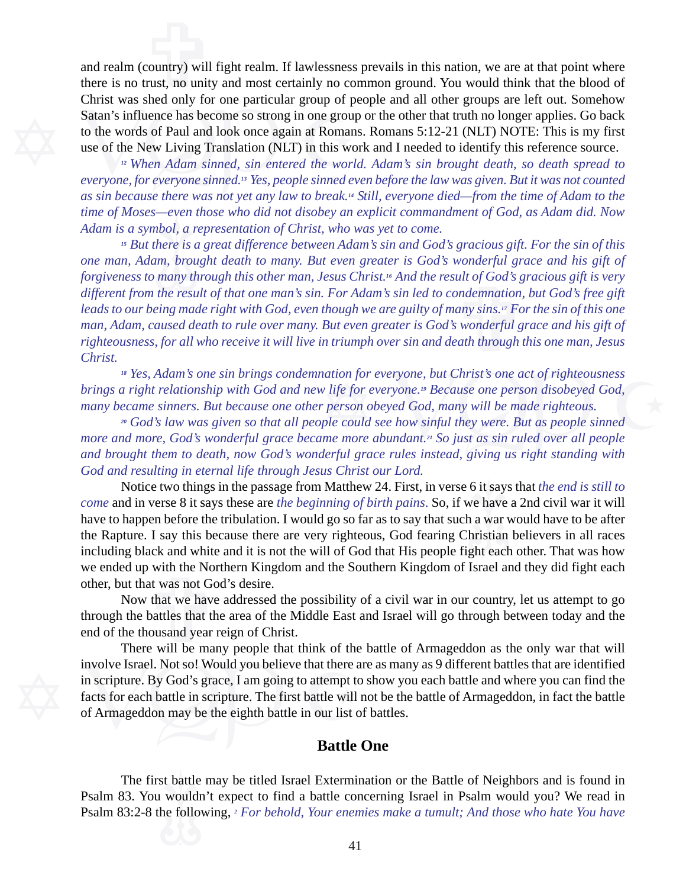and realm (country) will fight realm. If lawlessness prevails in this nation, we are at that point where there is no trust, no unity and most certainly no common ground. You would think that the blood of Christ was shed only for one particular group of people and all other groups are left out. Somehow Satan's influence has become so strong in one group or the other that truth no longer applies. Go back to the words of Paul and look once again at Romans. Romans 5:12-21 (NLT) NOTE: This is my first use of the New Living Translation (NLT) in this work and I needed to identify this reference source.

*[12] When Adam sinned, sin entered the world. Adam's sin brought death, so death spread to everyone, for everyone sinned.[13] Yes, people sinned even before the law was given. But it was not counted as sin because there was not yet any law to break.[14] Still, everyone died—from the time of Adam to the time of Moses—even those who did not disobey an explicit commandment of God, as Adam did. Now Adam is a symbol, a representation of Christ, who was yet to come.*

*[15] But there is a great difference between Adam's sin and God's gracious gift. For the sin of this one man, Adam, brought death to many. But even greater is God's wonderful grace and his gift of forgiveness to many through this other man, Jesus Christ.[16] And the result of God's gracious gift is very different from the result of that one man's sin. For Adam's sin led to condemnation, but God's free gift leads to our being made right with God, even though we are guilty of many sins.[17] For the sin of this one man, Adam, caused death to rule over many. But even greater is God's wonderful grace and his gift of righteousness, for all who receive it will live in triumph over sin and death through this one man, Jesus Christ.*

*[18] Yes, Adam's one sin brings condemnation for everyone, but Christ's one act of righteousness brings a right relationship with God and new life for everyone.[19] Because one person disobeyed God, many became sinners. But because one other person obeyed God, many will be made righteous.*

*[20] God's law was given so that all people could see how sinful they were. But as people sinned more and more, God's wonderful grace became more abundant.[21] So just as sin ruled over all people and brought them to death, now God's wonderful grace rules instead, giving us right standing with God and resulting in eternal life through Jesus Christ our Lord.*

Notice two things in the passage from Matthew 24. First, in verse 6 it says that *the end is still to come* and in verse 8 it says these are *the beginning of birth pains*. So, if we have a 2nd civil war it will have to happen before the tribulation. I would go so far as to say that such a war would have to be after the Rapture. I say this because there are very righteous, God fearing Christian believers in all races including black and white and it is not the will of God that His people fight each other. That was how we ended up with the Northern Kingdom and the Southern Kingdom of Israel and they did fight each other, but that was not God's desire.

Now that we have addressed the possibility of a civil war in our country, let us attempt to go through the battles that the area of the Middle East and Israel will go through between today and the end of the thousand year reign of Christ.

There will be many people that think of the battle of Armageddon as the only war that will involve Israel. Not so! Would you believe that there are as many as 9 different battles that are identified in scripture. By God's grace, I am going to attempt to show you each battle and where you can find the facts for each battle in scripture. The first battle will not be the battle of Armageddon, in fact the battle of Armageddon may be the eighth battle in our list of battles.

## Battle One

The first battle may be titled Israel Extermination or the Battle of Neighbors and is found in Psalm 83. You wouldn't expect to find a battle concerning Israel in Psalm would you? We read in Psalm 83:2-8 the following, *[2] For behold, Your enemies make a tumult; And those who hate You have*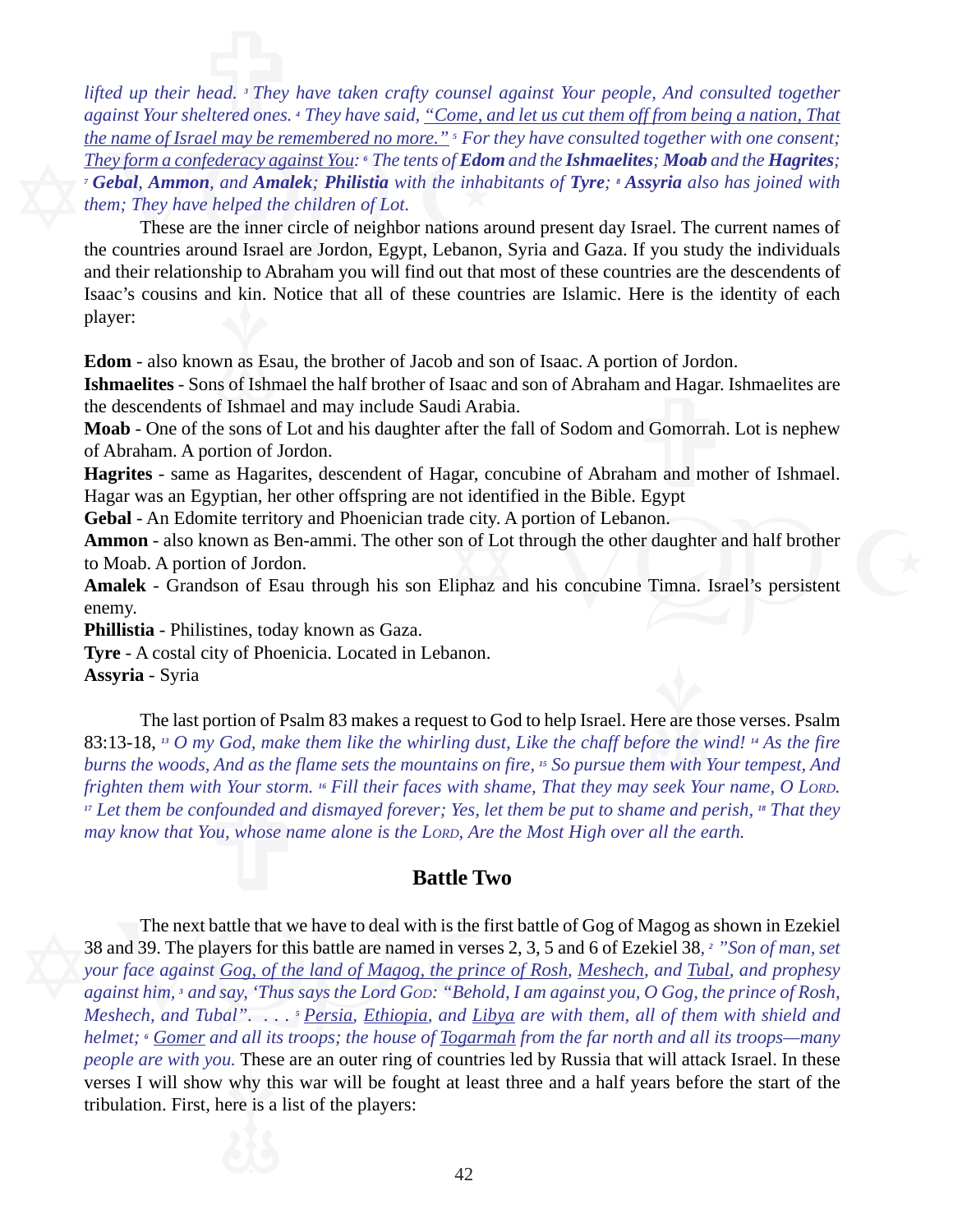*lifted up their head. [3] They have taken crafty counsel against Your people, And consulted together against Your sheltered ones. [4] They have said, "Come, and let us cut them off from being a nation, That the name of Israel may be remembered no more." [5] For they have consulted together with one consent; They form a confederacy against You: [6] The tents of* ***Edom*** *and the* ***Ishmaelites****;* ***Moab*** *and the* ***Hagrites****; [7]* ***Gebal****,* ***Ammon****, and* ***Amalek****;* ***Philistia*** *with the inhabitants of* ***Tyre****; [8]* ***Assyria*** *also has joined with them; They have helped the children of Lot.*

These are the inner circle of neighbor nations around present day Israel. The current names of the countries around Israel are Jordon, Egypt, Lebanon, Syria and Gaza. If you study the individuals and their relationship to Abraham you will find out that most of these countries are the descendents of Isaac's cousins and kin. Notice that all of these countries are Islamic. Here is the identity of each player:

**Edom** - also known as Esau, the brother of Jacob and son of Isaac. A portion of Jordon.

**Ishmaelites** - Sons of Ishmael the half brother of Isaac and son of Abraham and Hagar. Ishmaelites are the descendents of Ishmael and may include Saudi Arabia.

**Moab** - One of the sons of Lot and his daughter after the fall of Sodom and Gomorrah. Lot is nephew of Abraham. A portion of Jordon.

**Hagrites** - same as Hagarites, descendent of Hagar, concubine of Abraham and mother of Ishmael. Hagar was an Egyptian, her other offspring are not identified in the Bible. Egypt

**Gebal** - An Edomite territory and Phoenician trade city. A portion of Lebanon.

**Ammon** - also known as Ben-ammi. The other son of Lot through the other daughter and half brother to Moab. A portion of Jordon.

**Amalek** - Grandson of Esau through his son Eliphaz and his concubine Timna. Israel's persistent enemy.

**Phillistia** - Philistines, today known as Gaza.

**Tyre** - A costal city of Phoenicia. Located in Lebanon.

**Assyria** - Syria

The last portion of Psalm 83 makes a request to God to help Israel. Here are those verses. Psalm 83:13-18, *[13] O my God, make them like the whirling dust, Like the chaff before the wind! [14] As the fire burns the woods, And as the flame sets the mountains on fire, [15] So pursue them with Your tempest, And frighten them with Your storm. [16] Fill their faces with shame, That they may seek Your name, O LORD. [17] Let them be confounded and dismayed forever; Yes, let them be put to shame and perish, [18] That they may know that You, whose name alone is the LORD, Are the Most High over all the earth.*

## Battle Two

The next battle that we have to deal with is the first battle of Gog of Magog as shown in Ezekiel 38 and 39. The players for this battle are named in verses 2, 3, 5 and 6 of Ezekiel 38, *[2] "Son of man, set your face against Gog, of the land of Magog, the prince of Rosh, Meshech, and Tubal, and prophesy against him, [3] and say, 'Thus says the Lord GOD: "Behold, I am against you, O Gog, the prince of Rosh, Meshech, and Tubal". . . . [5] Persia, Ethiopia, and Libya are with them, all of them with shield and helmet; [6] Gomer and all its troops; the house of Togarmah from the far north and all its troops—many people are with you.* These are an outer ring of countries led by Russia that will attack Israel. In these verses I will show why this war will be fought at least three and a half years before the start of the tribulation. First, here is a list of the players: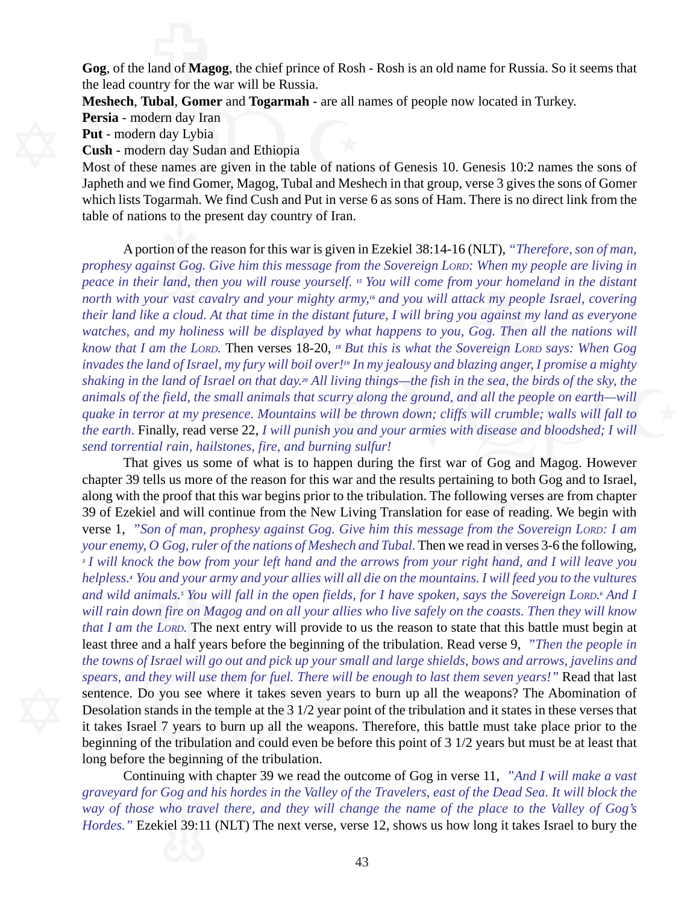**Gog**, of the land of **Magog**, the chief prince of Rosh - Rosh is an old name for Russia. So it seems that the lead country for the war will be Russia.

**Meshech**, **Tubal**, **Gomer** and **Togarmah** - are all names of people now located in Turkey.

**Persia** - modern day Iran

**Put** - modern day Lybia

**Cush** - modern day Sudan and Ethiopia

Most of these names are given in the table of nations of Genesis 10. Genesis 10:2 names the sons of Japheth and we find Gomer, Magog, Tubal and Meshech in that group, verse 3 gives the sons of Gomer which lists Togarmah. We find Cush and Put in verse 6 as sons of Ham. There is no direct link from the table of nations to the present day country of Iran.

A portion of the reason for this war is given in Ezekiel 38:14-16 (NLT), *"Therefore, son of man, prophesy against Gog. Give him this message from the Sovereign Lord: When my people are living in peace in their land, then you will rouse yourself. [15] You will come from your homeland in the distant north with your vast cavalry and your mighty army,[16] and you will attack my people Israel, covering their land like a cloud. At that time in the distant future, I will bring you against my land as everyone watches, and my holiness will be displayed by what happens to you, Gog. Then all the nations will know that I am the Lord.* Then verses 18-20, *[18] But this is what the Sovereign Lord says: When Gog invades the land of Israel, my fury will boil over![19] In my jealousy and blazing anger, I promise a mighty shaking in the land of Israel on that day.[20] All living things—the fish in the sea, the birds of the sky, the animals of the field, the small animals that scurry along the ground, and all the people on earth—will quake in terror at my presence. Mountains will be thrown down; cliffs will crumble; walls will fall to the earth.* Finally, read verse 22, *I will punish you and your armies with disease and bloodshed; I will send torrential rain, hailstones, fire, and burning sulfur!*

That gives us some of what is to happen during the first war of Gog and Magog. However chapter 39 tells us more of the reason for this war and the results pertaining to both Gog and to Israel, along with the proof that this war begins prior to the tribulation. The following verses are from chapter 39 of Ezekiel and will continue from the New Living Translation for ease of reading. We begin with verse 1, *"Son of man, prophesy against Gog. Give him this message from the Sovereign Lord: I am your enemy, O Gog, ruler of the nations of Meshech and Tubal.* Then we read in verses 3-6 the following, *[3] I will knock the bow from your left hand and the arrows from your right hand, and I will leave you helpless.[4] You and your army and your allies will all die on the mountains. I will feed you to the vultures and wild animals.[5] You will fall in the open fields, for I have spoken, says the Sovereign Lord.[6] And I will rain down fire on Magog and on all your allies who live safely on the coasts. Then they will know that I am the Lord.* The next entry will provide to us the reason to state that this battle must begin at least three and a half years before the beginning of the tribulation. Read verse 9, *"Then the people in the towns of Israel will go out and pick up your small and large shields, bows and arrows, javelins and spears, and they will use them for fuel. There will be enough to last them seven years!"* Read that last sentence. Do you see where it takes seven years to burn up all the weapons? The Abomination of Desolation stands in the temple at the 3 1/2 year point of the tribulation and it states in these verses that it takes Israel 7 years to burn up all the weapons. Therefore, this battle must take place prior to the beginning of the tribulation and could even be before this point of 3 1/2 years but must be at least that long before the beginning of the tribulation.

Continuing with chapter 39 we read the outcome of Gog in verse 11, *"And I will make a vast graveyard for Gog and his hordes in the Valley of the Travelers, east of the Dead Sea. It will block the way of those who travel there, and they will change the name of the place to the Valley of Gog's Hordes."* Ezekiel 39:11 (NLT) The next verse, verse 12, shows us how long it takes Israel to bury the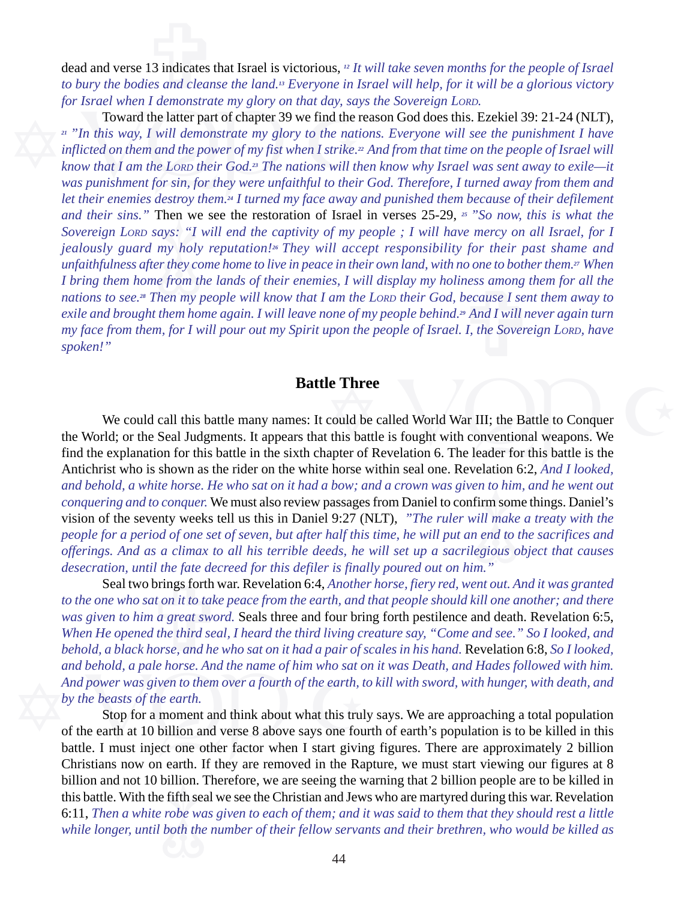dead and verse 13 indicates that Israel is victorious, *[12] It will take seven months for the people of Israel to bury the bodies and cleanse the land.[13] Everyone in Israel will help, for it will be a glorious victory for Israel when I demonstrate my glory on that day, says the Sovereign LORD.*

Toward the latter part of chapter 39 we find the reason God does this. Ezekiel 39: 21-24 (NLT), *[21] "In this way, I will demonstrate my glory to the nations. Everyone will see the punishment I have inflicted on them and the power of my fist when I strike.[22] And from that time on the people of Israel will know that I am the LORD their God.[23] The nations will then know why Israel was sent away to exile—it was punishment for sin, for they were unfaithful to their God. Therefore, I turned away from them and let their enemies destroy them.[24] I turned my face away and punished them because of their defilement and their sins."* Then we see the restoration of Israel in verses 25-29, *[25] "So now, this is what the Sovereign LORD says: "I will end the captivity of my people ; I will have mercy on all Israel, for I jealously guard my holy reputation![26] They will accept responsibility for their past shame and unfaithfulness after they come home to live in peace in their own land, with no one to bother them.[27] When I bring them home from the lands of their enemies, I will display my holiness among them for all the nations to see.[28] Then my people will know that I am the LORD their God, because I sent them away to exile and brought them home again. I will leave none of my people behind.[29] And I will never again turn my face from them, for I will pour out my Spirit upon the people of Israel. I, the Sovereign LORD, have spoken!"*

## Battle Three

We could call this battle many names: It could be called World War III; the Battle to Conquer the World; or the Seal Judgments. It appears that this battle is fought with conventional weapons. We find the explanation for this battle in the sixth chapter of Revelation 6. The leader for this battle is the Antichrist who is shown as the rider on the white horse within seal one. Revelation 6:2, *And I looked, and behold, a white horse. He who sat on it had a bow; and a crown was given to him, and he went out conquering and to conquer.* We must also review passages from Daniel to confirm some things. Daniel's vision of the seventy weeks tell us this in Daniel 9:27 (NLT), *"The ruler will make a treaty with the people for a period of one set of seven, but after half this time, he will put an end to the sacrifices and offerings. And as a climax to all his terrible deeds, he will set up a sacrilegious object that causes desecration, until the fate decreed for this defiler is finally poured out on him."*

Seal two brings forth war. Revelation 6:4, *Another horse, fiery red, went out. And it was granted to the one who sat on it to take peace from the earth, and that people should kill one another; and there was given to him a great sword.* Seals three and four bring forth pestilence and death. Revelation 6:5, *When He opened the third seal, I heard the third living creature say, "Come and see." So I looked, and behold, a black horse, and he who sat on it had a pair of scales in his hand.* Revelation 6:8, *So I looked, and behold, a pale horse. And the name of him who sat on it was Death, and Hades followed with him. And power was given to them over a fourth of the earth, to kill with sword, with hunger, with death, and by the beasts of the earth.*

Stop for a moment and think about what this truly says. We are approaching a total population of the earth at 10 billion and verse 8 above says one fourth of earth's population is to be killed in this battle. I must inject one other factor when I start giving figures. There are approximately 2 billion Christians now on earth. If they are removed in the Rapture, we must start viewing our figures at 8 billion and not 10 billion. Therefore, we are seeing the warning that 2 billion people are to be killed in this battle. With the fifth seal we see the Christian and Jews who are martyred during this war. Revelation 6:11, *Then a white robe was given to each of them; and it was said to them that they should rest a little while longer, until both the number of their fellow servants and their brethren, who would be killed as*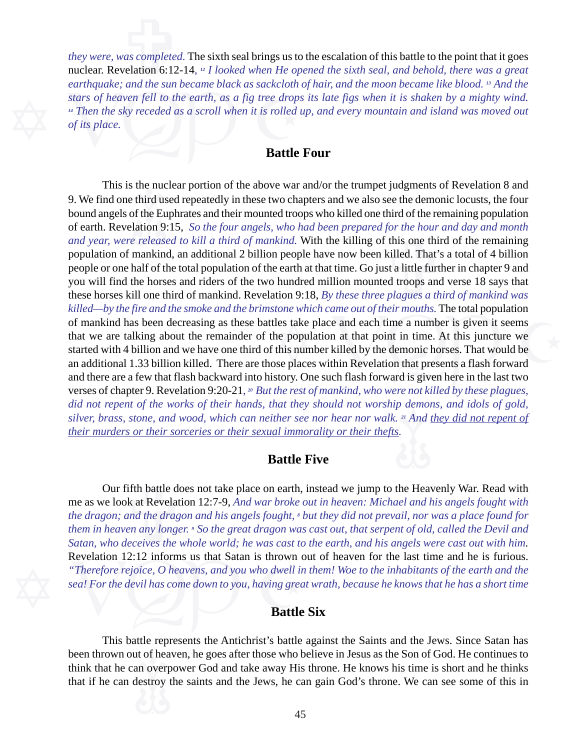*they were, was completed.* The sixth seal brings us to the escalation of this battle to the point that it goes nuclear. Revelation 6:12-14, *[12] I looked when He opened the sixth seal, and behold, there was a great earthquake; and the sun became black as sackcloth of hair, and the moon became like blood. [13] And the stars of heaven fell to the earth, as a fig tree drops its late figs when it is shaken by a mighty wind. [14] Then the sky receded as a scroll when it is rolled up, and every mountain and island was moved out of its place.*

## Battle Four

This is the nuclear portion of the above war and/or the trumpet judgments of Revelation 8 and 9. We find one third used repeatedly in these two chapters and we also see the demonic locusts, the four bound angels of the Euphrates and their mounted troops who killed one third of the remaining population of earth. Revelation 9:15, *So the four angels, who had been prepared for the hour and day and month and year, were released to kill a third of mankind.* With the killing of this one third of the remaining population of mankind, an additional 2 billion people have now been killed. That's a total of 4 billion people or one half of the total population of the earth at that time. Go just a little further in chapter 9 and you will find the horses and riders of the two hundred million mounted troops and verse 18 says that these horses kill one third of mankind. Revelation 9:18, *By these three plagues a third of mankind was killed—by the fire and the smoke and the brimstone which came out of their mouths.* The total population of mankind has been decreasing as these battles take place and each time a number is given it seems that we are talking about the remainder of the population at that point in time. At this juncture we started with 4 billion and we have one third of this number killed by the demonic horses. That would be an additional 1.33 billion killed. There are those places within Revelation that presents a flash forward and there are a few that flash backward into history. One such flash forward is given here in the last two verses of chapter 9. Revelation 9:20-21, *[20] But the rest of mankind, who were not killed by these plagues, did not repent of the works of their hands, that they should not worship demons, and idols of gold, silver, brass, stone, and wood, which can neither see nor hear nor walk. [21] And <u>they did not repent of their murders or their sorceries or their sexual immorality or their thefts</u>.*

## Battle Five

Our fifth battle does not take place on earth, instead we jump to the Heavenly War. Read with me as we look at Revelation 12:7-9, *And war broke out in heaven: Michael and his angels fought with the dragon; and the dragon and his angels fought, [8] but they did not prevail, nor was a place found for them in heaven any longer. [9] So the great dragon was cast out, that serpent of old, called the Devil and Satan, who deceives the whole world; he was cast to the earth, and his angels were cast out with him.* Revelation 12:12 informs us that Satan is thrown out of heaven for the last time and he is furious. *"Therefore rejoice, O heavens, and you who dwell in them! Woe to the inhabitants of the earth and the sea! For the devil has come down to you, having great wrath, because he knows that he has a short time*

## Battle Six

This battle represents the Antichrist's battle against the Saints and the Jews. Since Satan has been thrown out of heaven, he goes after those who believe in Jesus as the Son of God. He continues to think that he can overpower God and take away His throne. He knows his time is short and he thinks that if he can destroy the saints and the Jews, he can gain God's throne. We can see some of this in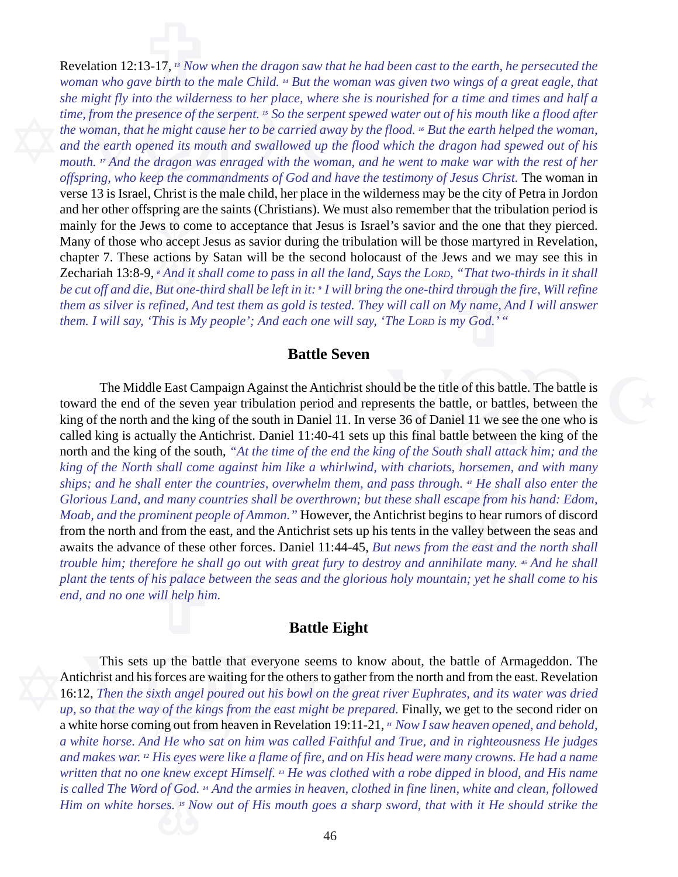Revelation 12:13-17, [13] *Now when the dragon saw that he had been cast to the earth, he persecuted the woman who gave birth to the male Child.* [14] *But the woman was given two wings of a great eagle, that she might fly into the wilderness to her place, where she is nourished for a time and times and half a time, from the presence of the serpent.* [15] *So the serpent spewed water out of his mouth like a flood after the woman, that he might cause her to be carried away by the flood.* [16] *But the earth helped the woman, and the earth opened its mouth and swallowed up the flood which the dragon had spewed out of his mouth.* [17] *And the dragon was enraged with the woman, and he went to make war with the rest of her offspring, who keep the commandments of God and have the testimony of Jesus Christ.* The woman in verse 13 is Israel, Christ is the male child, her place in the wilderness may be the city of Petra in Jordon and her other offspring are the saints (Christians). We must also remember that the tribulation period is mainly for the Jews to come to acceptance that Jesus is Israel's savior and the one that they pierced. Many of those who accept Jesus as savior during the tribulation will be those martyred in Revelation, chapter 7. These actions by Satan will be the second holocaust of the Jews and we may see this in Zechariah 13:8-9, [8] *And it shall come to pass in all the land, Says the Lord, "That two-thirds in it shall be cut off and die, But one-third shall be left in it:* [9] *I will bring the one-third through the fire, Will refine them as silver is refined, And test them as gold is tested. They will call on My name, And I will answer them. I will say, 'This is My people'; And each one will say, 'The Lord is my God.' "*

## Battle Seven

The Middle East Campaign Against the Antichrist should be the title of this battle. The battle is toward the end of the seven year tribulation period and represents the battle, or battles, between the king of the north and the king of the south in Daniel 11. In verse 36 of Daniel 11 we see the one who is called king is actually the Antichrist. Daniel 11:40-41 sets up this final battle between the king of the north and the king of the south, *"At the time of the end the king of the South shall attack him; and the king of the North shall come against him like a whirlwind, with chariots, horsemen, and with many ships; and he shall enter the countries, overwhelm them, and pass through.* [41] *He shall also enter the Glorious Land, and many countries shall be overthrown; but these shall escape from his hand: Edom, Moab, and the prominent people of Ammon."* However, the Antichrist begins to hear rumors of discord from the north and from the east, and the Antichrist sets up his tents in the valley between the seas and awaits the advance of these other forces. Daniel 11:44-45, *But news from the east and the north shall trouble him; therefore he shall go out with great fury to destroy and annihilate many.* [45] *And he shall plant the tents of his palace between the seas and the glorious holy mountain; yet he shall come to his end, and no one will help him.*

## Battle Eight

This sets up the battle that everyone seems to know about, the battle of Armageddon. The Antichrist and his forces are waiting for the others to gather from the north and from the east. Revelation 16:12, *Then the sixth angel poured out his bowl on the great river Euphrates, and its water was dried up, so that the way of the kings from the east might be prepared.* Finally, we get to the second rider on a white horse coming out from heaven in Revelation 19:11-21, [11] *Now I saw heaven opened, and behold, a white horse. And He who sat on him was called Faithful and True, and in righteousness He judges and makes war.* [12] *His eyes were like a flame of fire, and on His head were many crowns. He had a name written that no one knew except Himself.* [13] *He was clothed with a robe dipped in blood, and His name is called The Word of God.* [14] *And the armies in heaven, clothed in fine linen, white and clean, followed Him on white horses.* [15] *Now out of His mouth goes a sharp sword, that with it He should strike the*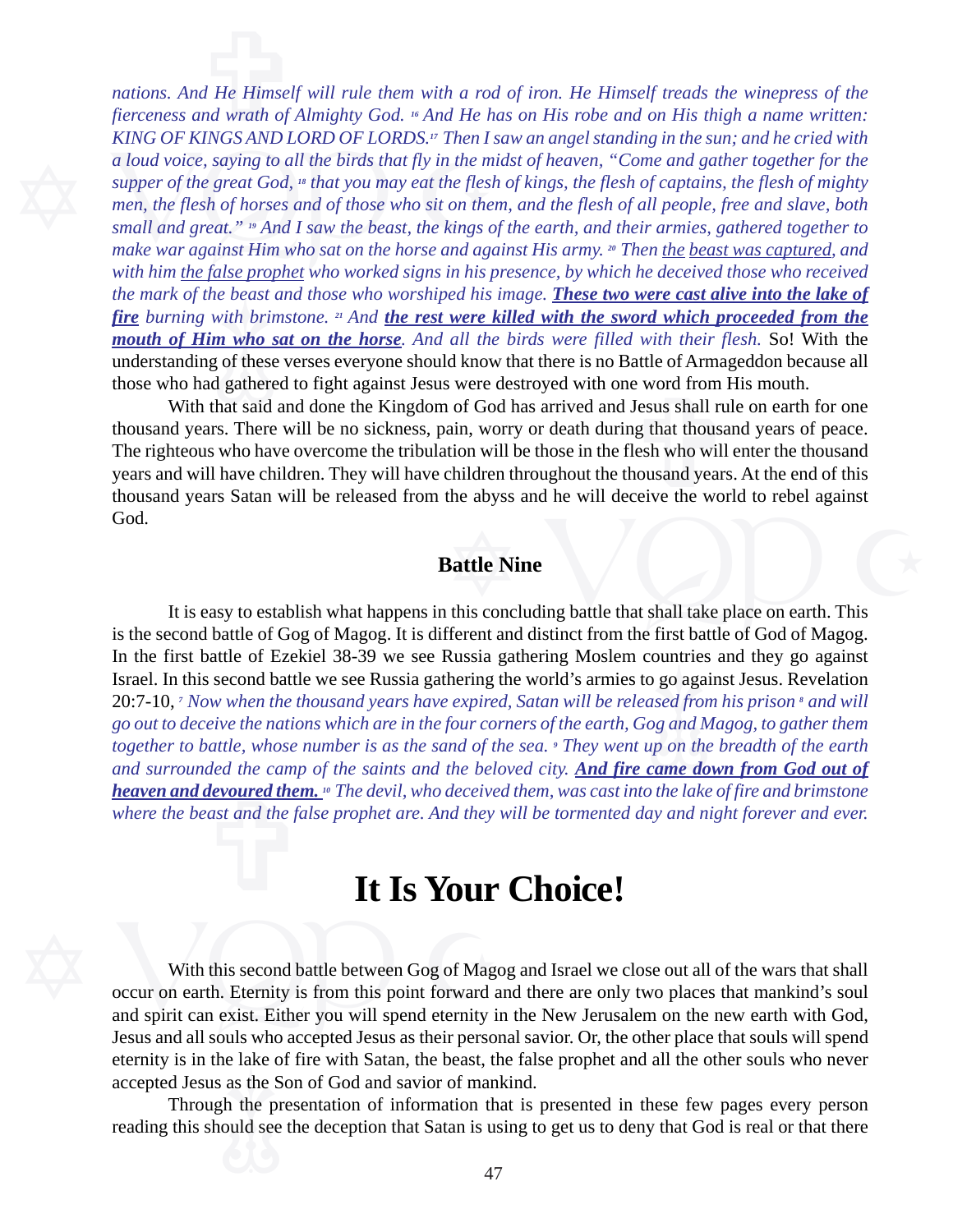*nations. And He Himself will rule them with a rod of iron. He Himself treads the winepress of the fierceness and wrath of Almighty God. [16] And He has on His robe and on His thigh a name written: KING OF KINGS AND LORD OF LORDS.[17] Then I saw an angel standing in the sun; and he cried with a loud voice, saying to all the birds that fly in the midst of heaven, "Come and gather together for the supper of the great God, [18] that you may eat the flesh of kings, the flesh of captains, the flesh of mighty men, the flesh of horses and of those who sit on them, and the flesh of all people, free and slave, both small and great." [19] And I saw the beast, the kings of the earth, and their armies, gathered together to make war against Him who sat on the horse and against His army. [20] Then <u>the beast was captured</u>, and with him <u>the false prophet</u> who worked signs in his presence, by which he deceived those who received the mark of the beast and those who worshiped his image. **<u>These two were cast alive into the lake of fire</u>** burning with brimstone. [21] And **<u>the rest were killed with the sword which proceeded from the mouth of Him who sat on the horse</u>**. And all the birds were filled with their flesh.* So! With the understanding of these verses everyone should know that there is no Battle of Armageddon because all those who had gathered to fight against Jesus were destroyed with one word from His mouth.

With that said and done the Kingdom of God has arrived and Jesus shall rule on earth for one thousand years. There will be no sickness, pain, worry or death during that thousand years of peace. The righteous who have overcome the tribulation will be those in the flesh who will enter the thousand years and will have children. They will have children throughout the thousand years. At the end of this thousand years Satan will be released from the abyss and he will deceive the world to rebel against God.

### Battle Nine

It is easy to establish what happens in this concluding battle that shall take place on earth. This is the second battle of Gog of Magog. It is different and distinct from the first battle of God of Magog. In the first battle of Ezekiel 38-39 we see Russia gathering Moslem countries and they go against Israel. In this second battle we see Russia gathering the world's armies to go against Jesus. Revelation 20:7-10, *[7] Now when the thousand years have expired, Satan will be released from his prison [8] and will go out to deceive the nations which are in the four corners of the earth, Gog and Magog, to gather them together to battle, whose number is as the sand of the sea. [9] They went up on the breadth of the earth and surrounded the camp of the saints and the beloved city. **<u>And fire came down from God out of heaven and devoured them.</u>** [10] The devil, who deceived them, was cast into the lake of fire and brimstone where the beast and the false prophet are. And they will be tormented day and night forever and ever.*

# It Is Your Choice!

With this second battle between Gog of Magog and Israel we close out all of the wars that shall occur on earth. Eternity is from this point forward and there are only two places that mankind's soul and spirit can exist. Either you will spend eternity in the New Jerusalem on the new earth with God, Jesus and all souls who accepted Jesus as their personal savior. Or, the other place that souls will spend eternity is in the lake of fire with Satan, the beast, the false prophet and all the other souls who never accepted Jesus as the Son of God and savior of mankind.

Through the presentation of information that is presented in these few pages every person reading this should see the deception that Satan is using to get us to deny that God is real or that there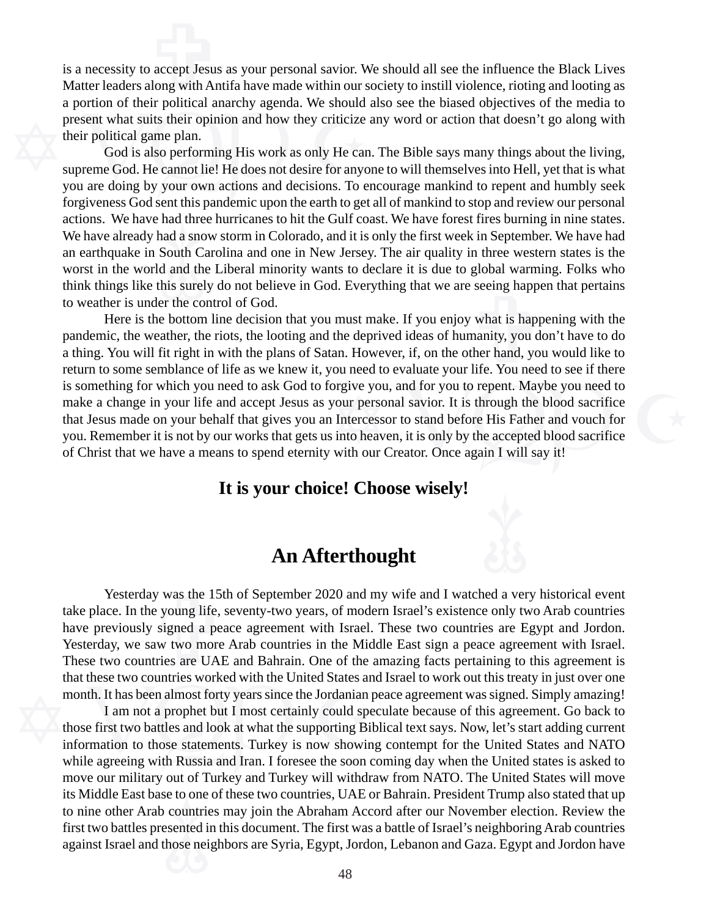is a necessity to accept Jesus as your personal savior. We should all see the influence the Black Lives Matter leaders along with Antifa have made within our society to instill violence, rioting and looting as a portion of their political anarchy agenda. We should also see the biased objectives of the media to present what suits their opinion and how they criticize any word or action that doesn't go along with their political game plan.

God is also performing His work as only He can. The Bible says many things about the living, supreme God. He cannot lie! He does not desire for anyone to will themselves into Hell, yet that is what you are doing by your own actions and decisions. To encourage mankind to repent and humbly seek forgiveness God sent this pandemic upon the earth to get all of mankind to stop and review our personal actions. We have had three hurricanes to hit the Gulf coast. We have forest fires burning in nine states. We have already had a snow storm in Colorado, and it is only the first week in September. We have had an earthquake in South Carolina and one in New Jersey. The air quality in three western states is the worst in the world and the Liberal minority wants to declare it is due to global warming. Folks who think things like this surely do not believe in God. Everything that we are seeing happen that pertains to weather is under the control of God.

Here is the bottom line decision that you must make. If you enjoy what is happening with the pandemic, the weather, the riots, the looting and the deprived ideas of humanity, you don't have to do a thing. You will fit right in with the plans of Satan. However, if, on the other hand, you would like to return to some semblance of life as we knew it, you need to evaluate your life. You need to see if there is something for which you need to ask God to forgive you, and for you to repent. Maybe you need to make a change in your life and accept Jesus as your personal savior. It is through the blood sacrifice that Jesus made on your behalf that gives you an Intercessor to stand before His Father and vouch for you. Remember it is not by our works that gets us into heaven, it is only by the accepted blood sacrifice of Christ that we have a means to spend eternity with our Creator. Once again I will say it!

**It is your choice! Choose wisely!**

## An Afterthought

Yesterday was the 15th of September 2020 and my wife and I watched a very historical event take place. In the young life, seventy-two years, of modern Israel's existence only two Arab countries have previously signed a peace agreement with Israel. These two countries are Egypt and Jordon. Yesterday, we saw two more Arab countries in the Middle East sign a peace agreement with Israel. These two countries are UAE and Bahrain. One of the amazing facts pertaining to this agreement is that these two countries worked with the United States and Israel to work out this treaty in just over one month. It has been almost forty years since the Jordanian peace agreement was signed. Simply amazing!

I am not a prophet but I most certainly could speculate because of this agreement. Go back to those first two battles and look at what the supporting Biblical text says. Now, let's start adding current information to those statements. Turkey is now showing contempt for the United States and NATO while agreeing with Russia and Iran. I foresee the soon coming day when the United states is asked to move our military out of Turkey and Turkey will withdraw from NATO. The United States will move its Middle East base to one of these two countries, UAE or Bahrain. President Trump also stated that up to nine other Arab countries may join the Abraham Accord after our November election. Review the first two battles presented in this document. The first was a battle of Israel's neighboring Arab countries against Israel and those neighbors are Syria, Egypt, Jordon, Lebanon and Gaza. Egypt and Jordon have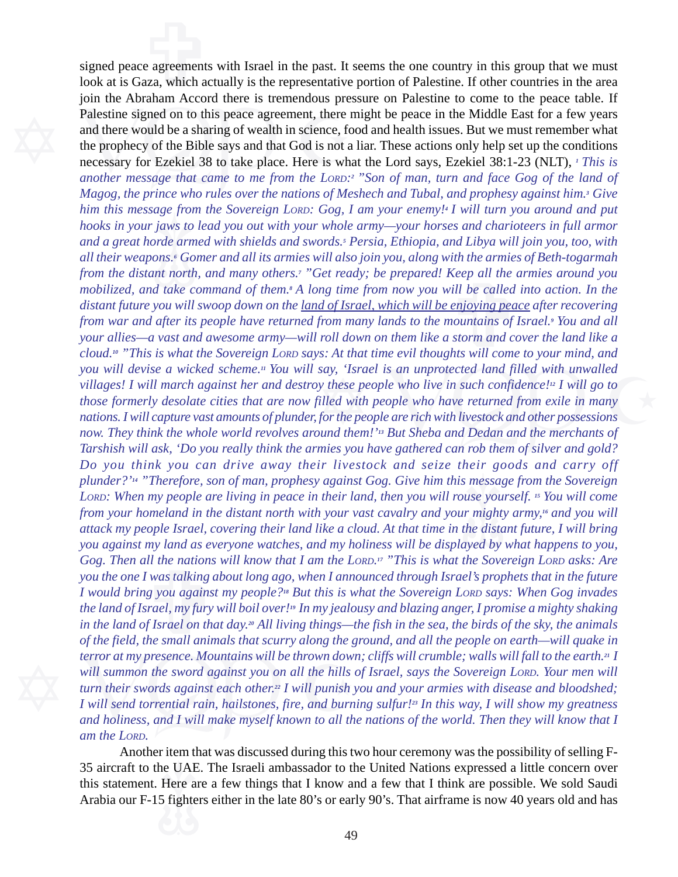signed peace agreements with Israel in the past. It seems the one country in this group that we must look at is Gaza, which actually is the representative portion of Palestine. If other countries in the area join the Abraham Accord there is tremendous pressure on Palestine to come to the peace table. If Palestine signed on to this peace agreement, there might be peace in the Middle East for a few years and there would be a sharing of wealth in science, food and health issues. But we must remember what the prophecy of the Bible says and that God is not a liar. These actions only help set up the conditions necessary for Ezekiel 38 to take place. Here is what the Lord says, Ezekiel 38:1-23 (NLT), *[1] This is another message that came to me from the LORD:[2] "Son of man, turn and face Gog of the land of Magog, the prince who rules over the nations of Meshech and Tubal, and prophesy against him.[3] Give him this message from the Sovereign LORD: Gog, I am your enemy![4] I will turn you around and put hooks in your jaws to lead you out with your whole army—your horses and charioteers in full armor and a great horde armed with shields and swords.[5] Persia, Ethiopia, and Libya will join you, too, with all their weapons.[6] Gomer and all its armies will also join you, along with the armies of Beth-togarmah from the distant north, and many others.[7] "Get ready; be prepared! Keep all the armies around you mobilized, and take command of them.[8] A long time from now you will be called into action. In the distant future you will swoop down on the <u>land of Israel, which will be enjoying peace</u> after recovering from war and after its people have returned from many lands to the mountains of Israel.[9] You and all your allies—a vast and awesome army—will roll down on them like a storm and cover the land like a cloud.[10] "This is what the Sovereign LORD says: At that time evil thoughts will come to your mind, and you will devise a wicked scheme.[11] You will say, 'Israel is an unprotected land filled with unwalled villages! I will march against her and destroy these people who live in such confidence![12] I will go to those formerly desolate cities that are now filled with people who have returned from exile in many nations. I will capture vast amounts of plunder, for the people are rich with livestock and other possessions now. They think the whole world revolves around them!'[13] But Sheba and Dedan and the merchants of Tarshish will ask, 'Do you really think the armies you have gathered can rob them of silver and gold? Do you think you can drive away their livestock and seize their goods and carry off plunder?'[14] "Therefore, son of man, prophesy against Gog. Give him this message from the Sovereign LORD: When my people are living in peace in their land, then you will rouse yourself. [15] You will come from your homeland in the distant north with your vast cavalry and your mighty army,[16] and you will attack my people Israel, covering their land like a cloud. At that time in the distant future, I will bring you against my land as everyone watches, and my holiness will be displayed by what happens to you, Gog. Then all the nations will know that I am the LORD.[17] "This is what the Sovereign LORD asks: Are you the one I was talking about long ago, when I announced through Israel's prophets that in the future I would bring you against my people?[18] But this is what the Sovereign LORD says: When Gog invades the land of Israel, my fury will boil over![19] In my jealousy and blazing anger, I promise a mighty shaking in the land of Israel on that day.[20] All living things—the fish in the sea, the birds of the sky, the animals of the field, the small animals that scurry along the ground, and all the people on earth—will quake in terror at my presence. Mountains will be thrown down; cliffs will crumble; walls will fall to the earth.[21] I will summon the sword against you on all the hills of Israel, says the Sovereign LORD. Your men will turn their swords against each other.[22] I will punish you and your armies with disease and bloodshed; I will send torrential rain, hailstones, fire, and burning sulfur![23] In this way, I will show my greatness and holiness, and I will make myself known to all the nations of the world. Then they will know that I am the LORD.*

Another item that was discussed during this two hour ceremony was the possibility of selling F-35 aircraft to the UAE. The Israeli ambassador to the United Nations expressed a little concern over this statement. Here are a few things that I know and a few that I think are possible. We sold Saudi Arabia our F-15 fighters either in the late 80's or early 90's. That airframe is now 40 years old and has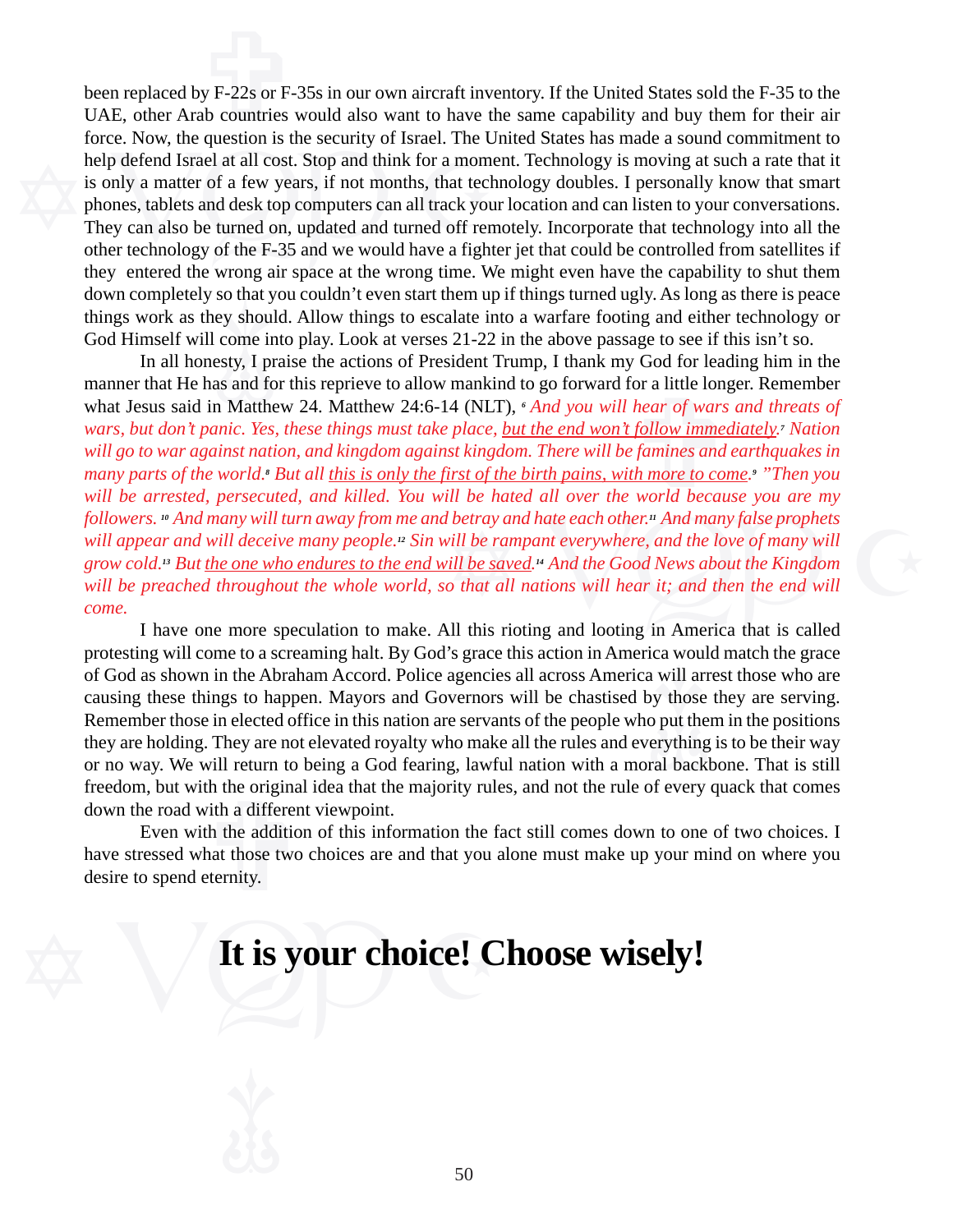been replaced by F-22s or F-35s in our own aircraft inventory. If the United States sold the F-35 to the UAE, other Arab countries would also want to have the same capability and buy them for their air force. Now, the question is the security of Israel. The United States has made a sound commitment to help defend Israel at all cost. Stop and think for a moment. Technology is moving at such a rate that it is only a matter of a few years, if not months, that technology doubles. I personally know that smart phones, tablets and desk top computers can all track your location and can listen to your conversations. They can also be turned on, updated and turned off remotely. Incorporate that technology into all the other technology of the F-35 and we would have a fighter jet that could be controlled from satellites if they entered the wrong air space at the wrong time. We might even have the capability to shut them down completely so that you couldn't even start them up if things turned ugly. As long as there is peace things work as they should. Allow things to escalate into a warfare footing and either technology or God Himself will come into play. Look at verses 21-22 in the above passage to see if this isn't so.

In all honesty, I praise the actions of President Trump, I thank my God for leading him in the manner that He has and for this reprieve to allow mankind to go forward for a little longer. Remember what Jesus said in Matthew 24. Matthew 24:6-14 (NLT), *[6] And you will hear of wars and threats of wars, but don't panic. Yes, these things must take place, <u>but the end won't follow immediately</u>.[7] Nation will go to war against nation, and kingdom against kingdom. There will be famines and earthquakes in many parts of the world.[8] But all <u>this is only the first of the birth pains, with more to come</u>.[9] "Then you will be arrested, persecuted, and killed. You will be hated all over the world because you are my followers. [10] And many will turn away from me and betray and hate each other.[11] And many false prophets will appear and will deceive many people.[12] Sin will be rampant everywhere, and the love of many will grow cold.[13] But <u>the one who endures to the end will be saved</u>.[14] And the Good News about the Kingdom will be preached throughout the whole world, so that all nations will hear it; and then the end will come.*

I have one more speculation to make. All this rioting and looting in America that is called protesting will come to a screaming halt. By God's grace this action in America would match the grace of God as shown in the Abraham Accord. Police agencies all across America will arrest those who are causing these things to happen. Mayors and Governors will be chastised by those they are serving. Remember those in elected office in this nation are servants of the people who put them in the positions they are holding. They are not elevated royalty who make all the rules and everything is to be their way or no way. We will return to being a God fearing, lawful nation with a moral backbone. That is still freedom, but with the original idea that the majority rules, and not the rule of every quack that comes down the road with a different viewpoint.

Even with the addition of this information the fact still comes down to one of two choices. I have stressed what those two choices are and that you alone must make up your mind on where you desire to spend eternity.

# It is your choice! Choose wisely!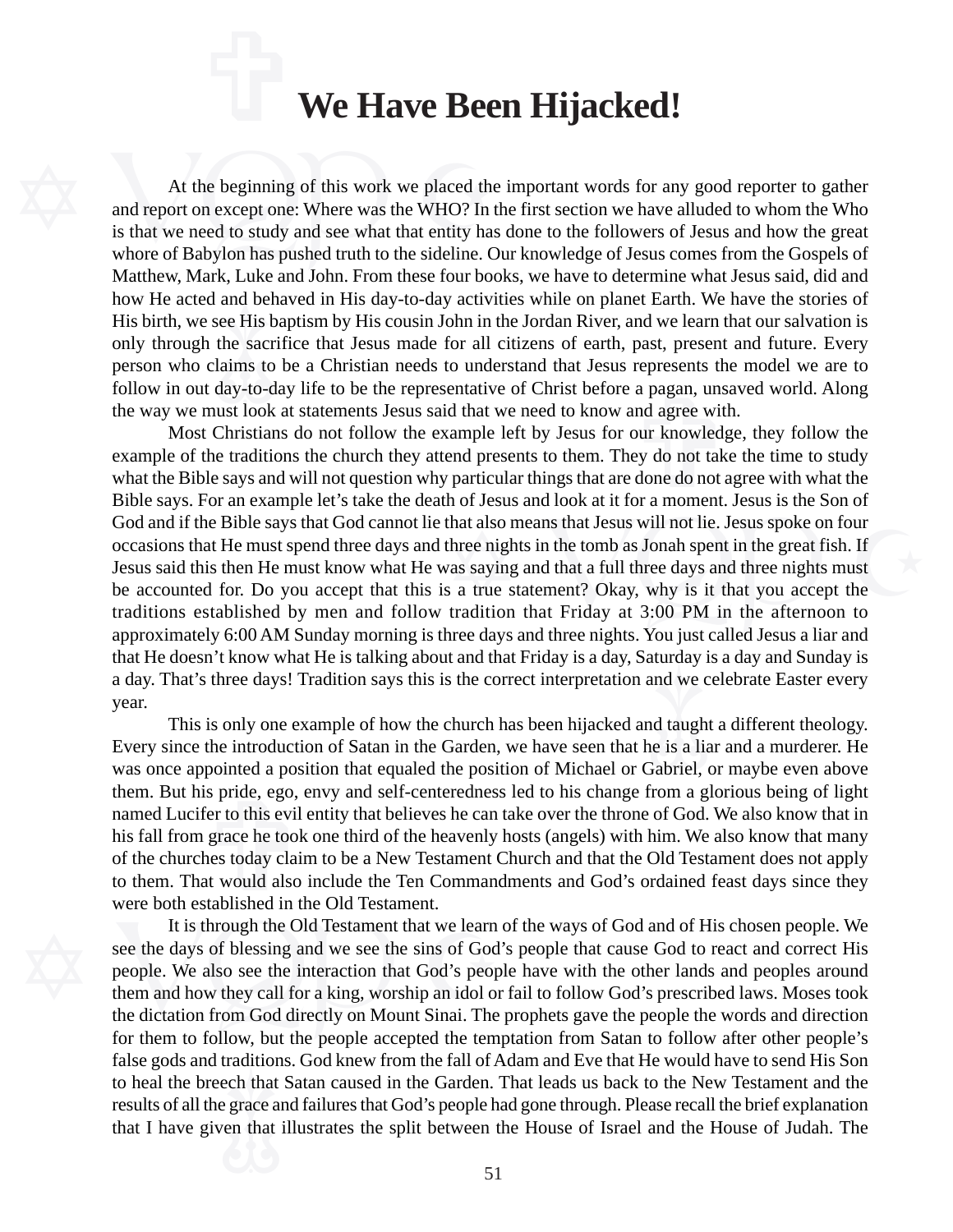# We Have Been Hijacked!

At the beginning of this work we placed the important words for any good reporter to gather and report on except one: Where was the WHO? In the first section we have alluded to whom the Who is that we need to study and see what that entity has done to the followers of Jesus and how the great whore of Babylon has pushed truth to the sideline. Our knowledge of Jesus comes from the Gospels of Matthew, Mark, Luke and John. From these four books, we have to determine what Jesus said, did and how He acted and behaved in His day-to-day activities while on planet Earth. We have the stories of His birth, we see His baptism by His cousin John in the Jordan River, and we learn that our salvation is only through the sacrifice that Jesus made for all citizens of earth, past, present and future. Every person who claims to be a Christian needs to understand that Jesus represents the model we are to follow in out day-to-day life to be the representative of Christ before a pagan, unsaved world. Along the way we must look at statements Jesus said that we need to know and agree with.

Most Christians do not follow the example left by Jesus for our knowledge, they follow the example of the traditions the church they attend presents to them. They do not take the time to study what the Bible says and will not question why particular things that are done do not agree with what the Bible says. For an example let's take the death of Jesus and look at it for a moment. Jesus is the Son of God and if the Bible says that God cannot lie that also means that Jesus will not lie. Jesus spoke on four occasions that He must spend three days and three nights in the tomb as Jonah spent in the great fish. If Jesus said this then He must know what He was saying and that a full three days and three nights must be accounted for. Do you accept that this is a true statement? Okay, why is it that you accept the traditions established by men and follow tradition that Friday at 3:00 PM in the afternoon to approximately 6:00 AM Sunday morning is three days and three nights. You just called Jesus a liar and that He doesn't know what He is talking about and that Friday is a day, Saturday is a day and Sunday is a day. That's three days! Tradition says this is the correct interpretation and we celebrate Easter every year.

This is only one example of how the church has been hijacked and taught a different theology. Every since the introduction of Satan in the Garden, we have seen that he is a liar and a murderer. He was once appointed a position that equaled the position of Michael or Gabriel, or maybe even above them. But his pride, ego, envy and self-centeredness led to his change from a glorious being of light named Lucifer to this evil entity that believes he can take over the throne of God. We also know that in his fall from grace he took one third of the heavenly hosts (angels) with him. We also know that many of the churches today claim to be a New Testament Church and that the Old Testament does not apply to them. That would also include the Ten Commandments and God's ordained feast days since they were both established in the Old Testament.

It is through the Old Testament that we learn of the ways of God and of His chosen people. We see the days of blessing and we see the sins of God's people that cause God to react and correct His people. We also see the interaction that God's people have with the other lands and peoples around them and how they call for a king, worship an idol or fail to follow God's prescribed laws. Moses took the dictation from God directly on Mount Sinai. The prophets gave the people the words and direction for them to follow, but the people accepted the temptation from Satan to follow after other people's false gods and traditions. God knew from the fall of Adam and Eve that He would have to send His Son to heal the breech that Satan caused in the Garden. That leads us back to the New Testament and the results of all the grace and failures that God's people had gone through. Please recall the brief explanation that I have given that illustrates the split between the House of Israel and the House of Judah. The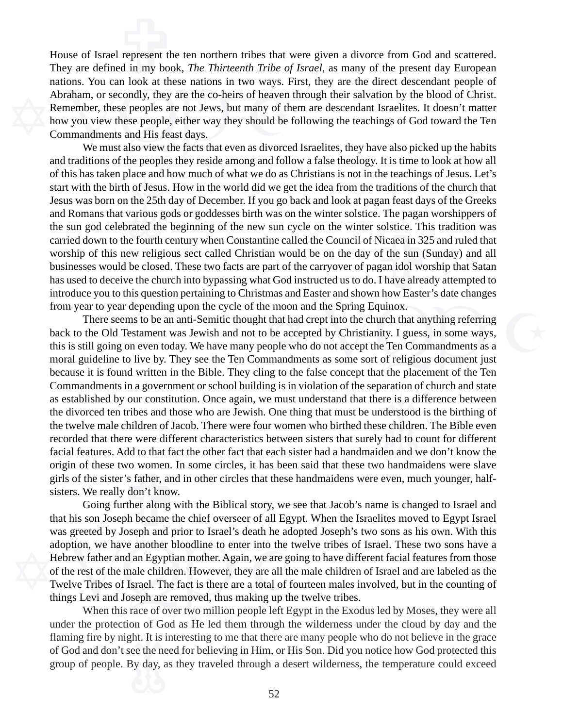House of Israel represent the ten northern tribes that were given a divorce from God and scattered. They are defined in my book, *The Thirteenth Tribe of Israel*, as many of the present day European nations. You can look at these nations in two ways. First, they are the direct descendant people of Abraham, or secondly, they are the co-heirs of heaven through their salvation by the blood of Christ. Remember, these peoples are not Jews, but many of them are descendant Israelites. It doesn't matter how you view these people, either way they should be following the teachings of God toward the Ten Commandments and His feast days.

We must also view the facts that even as divorced Israelites, they have also picked up the habits and traditions of the peoples they reside among and follow a false theology. It is time to look at how all of this has taken place and how much of what we do as Christians is not in the teachings of Jesus. Let's start with the birth of Jesus. How in the world did we get the idea from the traditions of the church that Jesus was born on the 25th day of December. If you go back and look at pagan feast days of the Greeks and Romans that various gods or goddesses birth was on the winter solstice. The pagan worshippers of the sun god celebrated the beginning of the new sun cycle on the winter solstice. This tradition was carried down to the fourth century when Constantine called the Council of Nicaea in 325 and ruled that worship of this new religious sect called Christian would be on the day of the sun (Sunday) and all businesses would be closed. These two facts are part of the carryover of pagan idol worship that Satan has used to deceive the church into bypassing what God instructed us to do. I have already attempted to introduce you to this question pertaining to Christmas and Easter and shown how Easter's date changes from year to year depending upon the cycle of the moon and the Spring Equinox.

There seems to be an anti-Semitic thought that had crept into the church that anything referring back to the Old Testament was Jewish and not to be accepted by Christianity. I guess, in some ways, this is still going on even today. We have many people who do not accept the Ten Commandments as a moral guideline to live by. They see the Ten Commandments as some sort of religious document just because it is found written in the Bible. They cling to the false concept that the placement of the Ten Commandments in a government or school building is in violation of the separation of church and state as established by our constitution. Once again, we must understand that there is a difference between the divorced ten tribes and those who are Jewish. One thing that must be understood is the birthing of the twelve male children of Jacob. There were four women who birthed these children. The Bible even recorded that there were different characteristics between sisters that surely had to count for different facial features. Add to that fact the other fact that each sister had a handmaiden and we don't know the origin of these two women. In some circles, it has been said that these two handmaidens were slave girls of the sister's father, and in other circles that these handmaidens were even, much younger, half-sisters. We really don't know.

Going further along with the Biblical story, we see that Jacob's name is changed to Israel and that his son Joseph became the chief overseer of all Egypt. When the Israelites moved to Egypt Israel was greeted by Joseph and prior to Israel's death he adopted Joseph's two sons as his own. With this adoption, we have another bloodline to enter into the twelve tribes of Israel. These two sons have a Hebrew father and an Egyptian mother. Again, we are going to have different facial features from those of the rest of the male children. However, they are all the male children of Israel and are labeled as the Twelve Tribes of Israel. The fact is there are a total of fourteen males involved, but in the counting of things Levi and Joseph are removed, thus making up the twelve tribes.

When this race of over two million people left Egypt in the Exodus led by Moses, they were all under the protection of God as He led them through the wilderness under the cloud by day and the flaming fire by night. It is interesting to me that there are many people who do not believe in the grace of God and don't see the need for believing in Him, or His Son. Did you notice how God protected this group of people. By day, as they traveled through a desert wilderness, the temperature could exceed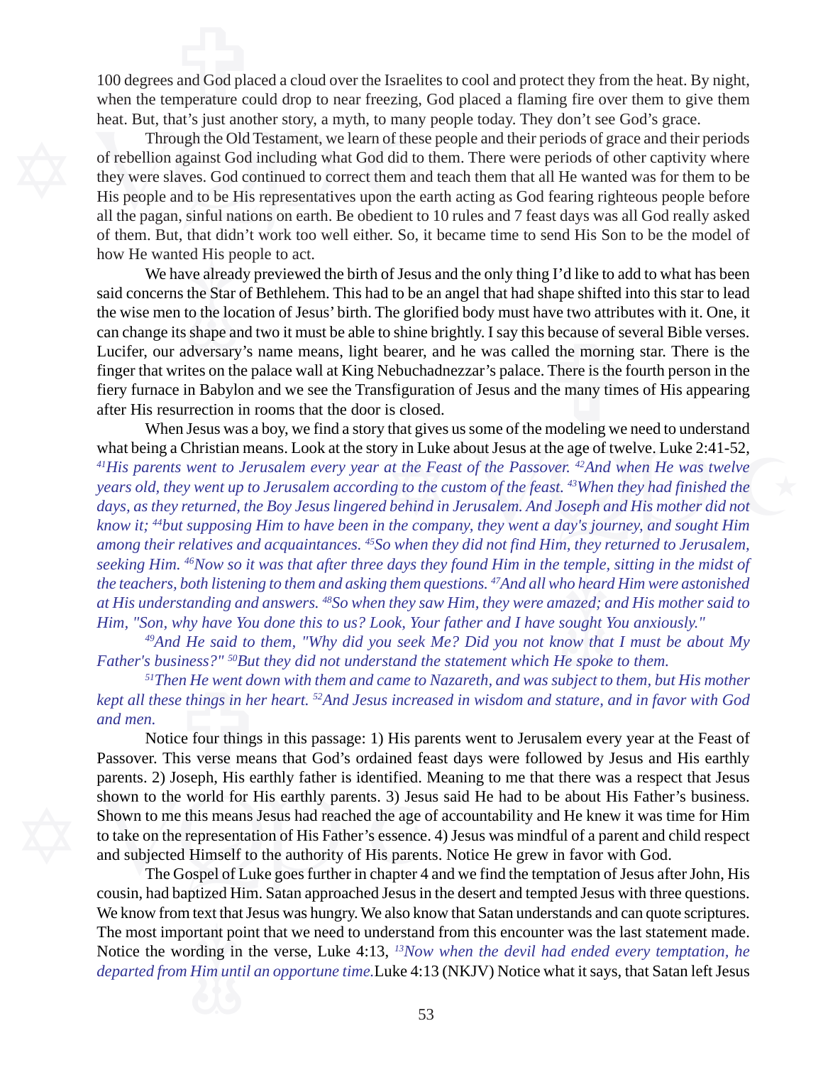100 degrees and God placed a cloud over the Israelites to cool and protect they from the heat. By night, when the temperature could drop to near freezing, God placed a flaming fire over them to give them heat. But, that's just another story, a myth, to many people today. They don't see God's grace.

Through the Old Testament, we learn of these people and their periods of grace and their periods of rebellion against God including what God did to them. There were periods of other captivity where they were slaves. God continued to correct them and teach them that all He wanted was for them to be His people and to be His representatives upon the earth acting as God fearing righteous people before all the pagan, sinful nations on earth. Be obedient to 10 rules and 7 feast days was all God really asked of them. But, that didn't work too well either. So, it became time to send His Son to be the model of how He wanted His people to act.

We have already previewed the birth of Jesus and the only thing I'd like to add to what has been said concerns the Star of Bethlehem. This had to be an angel that had shape shifted into this star to lead the wise men to the location of Jesus' birth. The glorified body must have two attributes with it. One, it can change its shape and two it must be able to shine brightly. I say this because of several Bible verses. Lucifer, our adversary's name means, light bearer, and he was called the morning star. There is the finger that writes on the palace wall at King Nebuchadnezzar's palace. There is the fourth person in the fiery furnace in Babylon and we see the Transfiguration of Jesus and the many times of His appearing after His resurrection in rooms that the door is closed.

When Jesus was a boy, we find a story that gives us some of the modeling we need to understand what being a Christian means. Look at the story in Luke about Jesus at the age of twelve. Luke 2:41-52, *[41]His parents went to Jerusalem every year at the Feast of the Passover. [42]And when He was twelve years old, they went up to Jerusalem according to the custom of the feast. [43]When they had finished the days, as they returned, the Boy Jesus lingered behind in Jerusalem. And Joseph and His mother did not know it; [44]but supposing Him to have been in the company, they went a day's journey, and sought Him among their relatives and acquaintances. [45]So when they did not find Him, they returned to Jerusalem, seeking Him. [46]Now so it was that after three days they found Him in the temple, sitting in the midst of the teachers, both listening to them and asking them questions. [47]And all who heard Him were astonished at His understanding and answers. [48]So when they saw Him, they were amazed; and His mother said to Him, "Son, why have You done this to us? Look, Your father and I have sought You anxiously."*

*[49]And He said to them, "Why did you seek Me? Did you not know that I must be about My Father's business?" [50]But they did not understand the statement which He spoke to them.*

*[51]Then He went down with them and came to Nazareth, and was subject to them, but His mother kept all these things in her heart. [52]And Jesus increased in wisdom and stature, and in favor with God and men.*

Notice four things in this passage: 1) His parents went to Jerusalem every year at the Feast of Passover. This verse means that God's ordained feast days were followed by Jesus and His earthly parents. 2) Joseph, His earthly father is identified. Meaning to me that there was a respect that Jesus shown to the world for His earthly parents. 3) Jesus said He had to be about His Father's business. Shown to me this means Jesus had reached the age of accountability and He knew it was time for Him to take on the representation of His Father's essence. 4) Jesus was mindful of a parent and child respect and subjected Himself to the authority of His parents. Notice He grew in favor with God.

The Gospel of Luke goes further in chapter 4 and we find the temptation of Jesus after John, His cousin, had baptized Him. Satan approached Jesus in the desert and tempted Jesus with three questions. We know from text that Jesus was hungry. We also know that Satan understands and can quote scriptures. The most important point that we need to understand from this encounter was the last statement made. Notice the wording in the verse, Luke 4:13, *[13]Now when the devil had ended every temptation, he departed from Him until an opportune time.* Luke 4:13 (NKJV) Notice what it says, that Satan left Jesus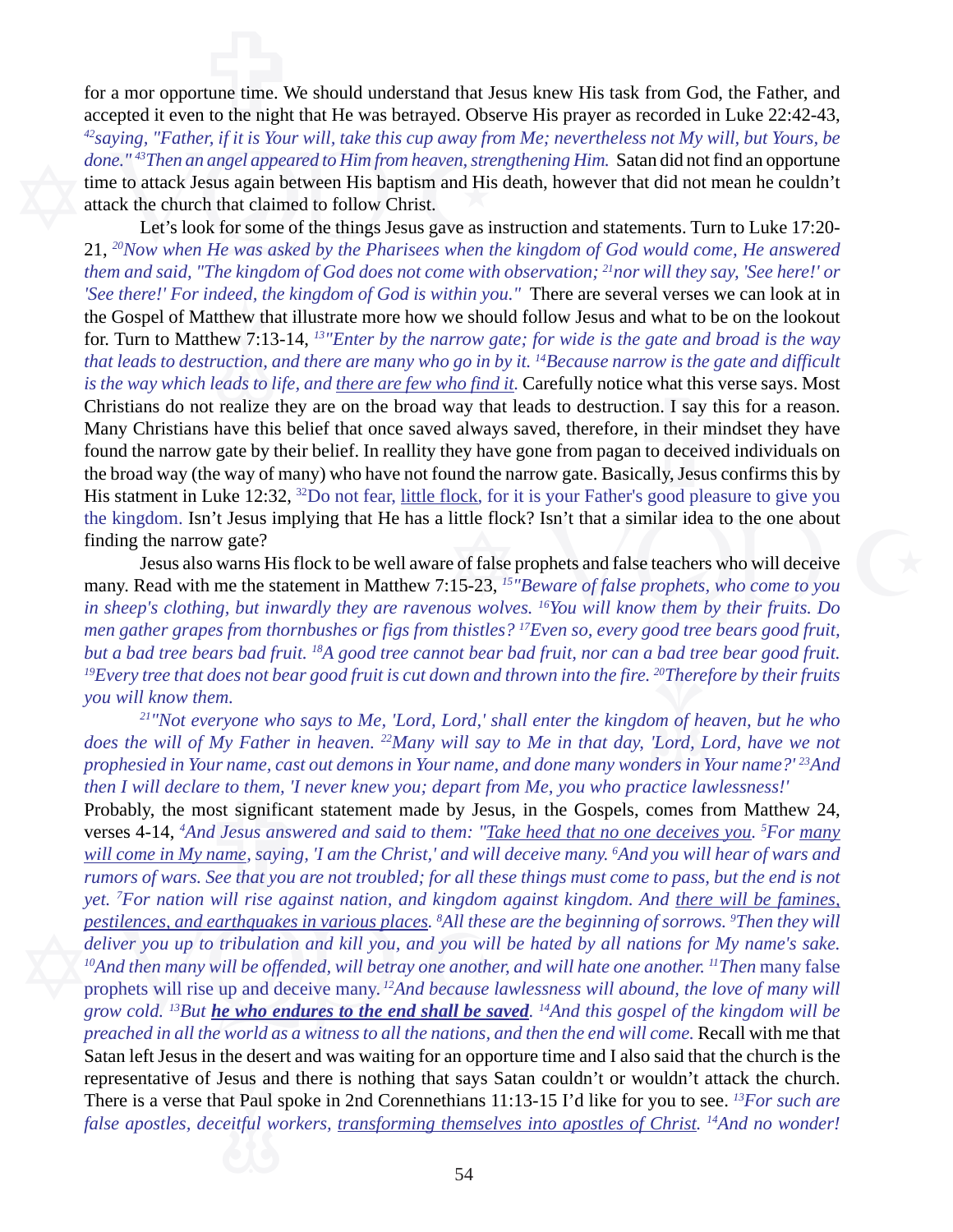for a mor opportune time. We should understand that Jesus knew His task from God, the Father, and accepted it even to the night that He was betrayed. Observe His prayer as recorded in Luke 22:42-43, *[42]saying, "Father, if it is Your will, take this cup away from Me; nevertheless not My will, but Yours, be done." [43]Then an angel appeared to Him from heaven, strengthening Him.* Satan did not find an opportune time to attack Jesus again between His baptism and His death, however that did not mean he couldn't attack the church that claimed to follow Christ.

Let's look for some of the things Jesus gave as instruction and statements. Turn to Luke 17:20-21, *[20]Now when He was asked by the Pharisees when the kingdom of God would come, He answered them and said, "The kingdom of God does not come with observation; [21]nor will they say, 'See here!' or 'See there!' For indeed, the kingdom of God is within you."* There are several verses we can look at in the Gospel of Matthew that illustrate more how we should follow Jesus and what to be on the lookout for. Turn to Matthew 7:13-14, *[13]"Enter by the narrow gate; for wide is the gate and broad is the way that leads to destruction, and there are many who go in by it. [14]Because narrow is the gate and difficult is the way which leads to life, and there are few who find it.* Carefully notice what this verse says. Most Christians do not realize they are on the broad way that leads to destruction. I say this for a reason. Many Christians have this belief that once saved always saved, therefore, in their mindset they have found the narrow gate by their belief. In reallity they have gone from pagan to deceived individuals on the broad way (the way of many) who have not found the narrow gate. Basically, Jesus confirms this by His statment in Luke 12:32, [32]Do not fear, little flock, for it is your Father's good pleasure to give you the kingdom. Isn't Jesus implying that He has a little flock? Isn't that a similar idea to the one about finding the narrow gate?

Jesus also warns His flock to be well aware of false prophets and false teachers who will deceive many. Read with me the statement in Matthew 7:15-23, *[15]"Beware of false prophets, who come to you in sheep's clothing, but inwardly they are ravenous wolves. [16]You will know them by their fruits. Do men gather grapes from thornbushes or figs from thistles? [17]Even so, every good tree bears good fruit, but a bad tree bears bad fruit. [18]A good tree cannot bear bad fruit, nor can a bad tree bear good fruit. [19]Every tree that does not bear good fruit is cut down and thrown into the fire. [20]Therefore by their fruits you will know them.*

*[21]"Not everyone who says to Me, 'Lord, Lord,' shall enter the kingdom of heaven, but he who does the will of My Father in heaven. [22]Many will say to Me in that day, 'Lord, Lord, have we not prophesied in Your name, cast out demons in Your name, and done many wonders in Your name?' [23]And then I will declare to them, 'I never knew you; depart from Me, you who practice lawlessness!'*

Probably, the most significant statement made by Jesus, in the Gospels, comes from Matthew 24, verses 4-14, *[4]And Jesus answered and said to them: "Take heed that no one deceives you. [5]For many will come in My name, saying, 'I am the Christ,' and will deceive many. [6]And you will hear of wars and rumors of wars. See that you are not troubled; for all these things must come to pass, but the end is not yet. [7]For nation will rise against nation, and kingdom against kingdom. And there will be famines, pestilences, and earthquakes in various places. [8]All these are the beginning of sorrows. [9]Then they will deliver you up to tribulation and kill you, and you will be hated by all nations for My name's sake. [10]And then many will be offended, will betray one another, and will hate one another. [11]Then* many false prophets will rise up and deceive many. *[12]And because lawlessness will abound, the love of many will grow cold. [13]But **he who endures to the end shall be saved**. [14]And this gospel of the kingdom will be preached in all the world as a witness to all the nations, and then the end will come.* Recall with me that Satan left Jesus in the desert and was waiting for an opporture time and I also said that the church is the representative of Jesus and there is nothing that says Satan couldn't or wouldn't attack the church. There is a verse that Paul spoke in 2nd Corennethians 11:13-15 I'd like for you to see. *[13]For such are false apostles, deceitful workers, transforming themselves into apostles of Christ. [14]And no wonder!*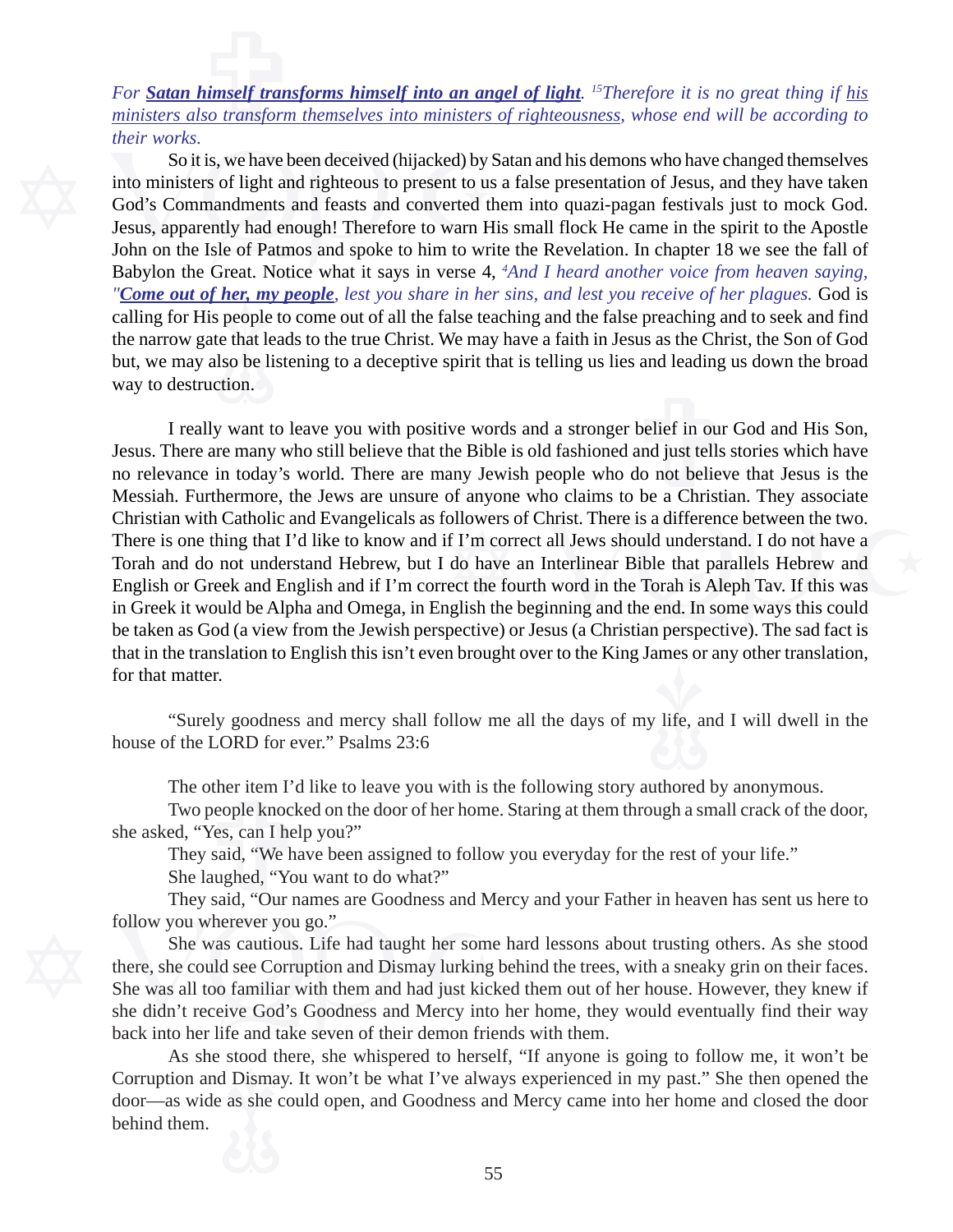*For* ***Satan himself transforms himself into an angel of light****. [15]Therefore it is no great thing if* *his ministers also transform themselves into ministers of righteousness**, whose end will be according to their works.*

So it is, we have been deceived (hijacked) by Satan and his demons who have changed themselves into ministers of light and righteous to present to us a false presentation of Jesus, and they have taken God's Commandments and feasts and converted them into quazi-pagan festivals just to mock God. Jesus, apparently had enough! Therefore to warn His small flock He came in the spirit to the Apostle John on the Isle of Patmos and spoke to him to write the Revelation. In chapter 18 we see the fall of Babylon the Great. Notice what it says in verse 4, *[4]And I heard another voice from heaven saying, "****Come out of her, my people****, lest you share in her sins, and lest you receive of her plagues.* God is calling for His people to come out of all the false teaching and the false preaching and to seek and find the narrow gate that leads to the true Christ. We may have a faith in Jesus as the Christ, the Son of God but, we may also be listening to a deceptive spirit that is telling us lies and leading us down the broad way to destruction.

I really want to leave you with positive words and a stronger belief in our God and His Son, Jesus. There are many who still believe that the Bible is old fashioned and just tells stories which have no relevance in today's world. There are many Jewish people who do not believe that Jesus is the Messiah. Furthermore, the Jews are unsure of anyone who claims to be a Christian. They associate Christian with Catholic and Evangelicals as followers of Christ. There is a difference between the two. There is one thing that I'd like to know and if I'm correct all Jews should understand. I do not have a Torah and do not understand Hebrew, but I do have an Interlinear Bible that parallels Hebrew and English or Greek and English and if I'm correct the fourth word in the Torah is Aleph Tav. If this was in Greek it would be Alpha and Omega, in English the beginning and the end. In some ways this could be taken as God (a view from the Jewish perspective) or Jesus (a Christian perspective). The sad fact is that in the translation to English this isn't even brought over to the King James or any other translation, for that matter.

"Surely goodness and mercy shall follow me all the days of my life, and I will dwell in the house of the LORD for ever." Psalms 23:6

The other item I'd like to leave you with is the following story authored by anonymous.

Two people knocked on the door of her home. Staring at them through a small crack of the door, she asked, "Yes, can I help you?"

They said, "We have been assigned to follow you everyday for the rest of your life."

She laughed, "You want to do what?"

They said, "Our names are Goodness and Mercy and your Father in heaven has sent us here to follow you wherever you go."

She was cautious. Life had taught her some hard lessons about trusting others. As she stood there, she could see Corruption and Dismay lurking behind the trees, with a sneaky grin on their faces. She was all too familiar with them and had just kicked them out of her house. However, they knew if she didn't receive God's Goodness and Mercy into her home, they would eventually find their way back into her life and take seven of their demon friends with them.

As she stood there, she whispered to herself, "If anyone is going to follow me, it won't be Corruption and Dismay. It won't be what I've always experienced in my past." She then opened the door—as wide as she could open, and Goodness and Mercy came into her home and closed the door behind them.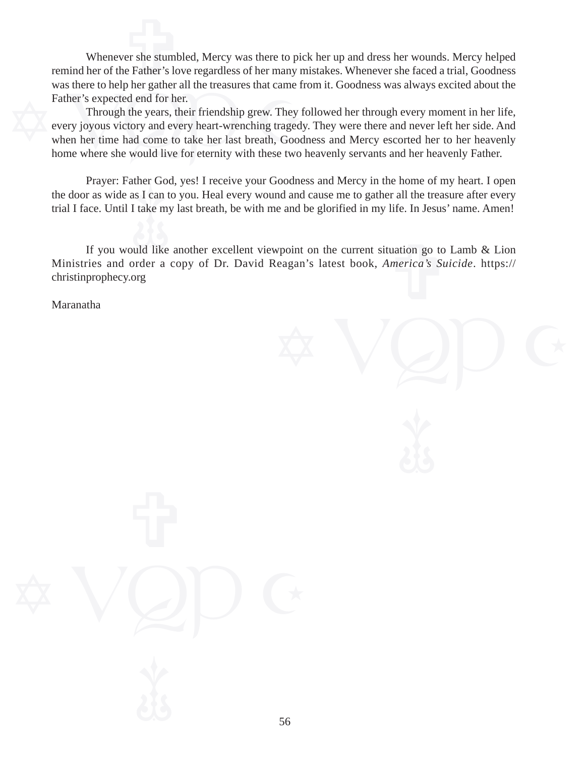Whenever she stumbled, Mercy was there to pick her up and dress her wounds. Mercy helped remind her of the Father's love regardless of her many mistakes. Whenever she faced a trial, Goodness was there to help her gather all the treasures that came from it. Goodness was always excited about the Father's expected end for her.

Through the years, their friendship grew. They followed her through every moment in her life, every joyous victory and every heart-wrenching tragedy. They were there and never left her side. And when her time had come to take her last breath, Goodness and Mercy escorted her to her heavenly home where she would live for eternity with these two heavenly servants and her heavenly Father.

Prayer: Father God, yes! I receive your Goodness and Mercy in the home of my heart. I open the door as wide as I can to you. Heal every wound and cause me to gather all the treasure after every trial I face. Until I take my last breath, be with me and be glorified in my life. In Jesus' name. Amen!

If you would like another excellent viewpoint on the current situation go to Lamb & Lion Ministries and order a copy of Dr. David Reagan's latest book, *America's Suicide*. https://christinprophecy.org

Maranatha